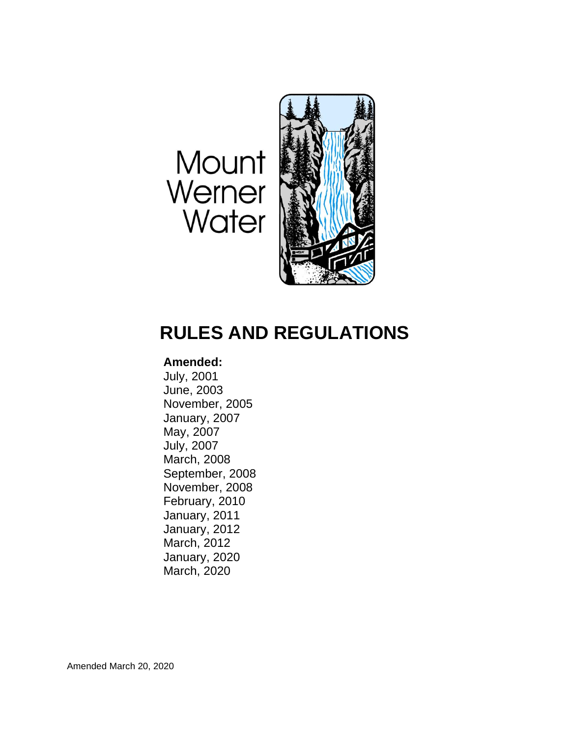Mount Werner Water

# RULES AND REGULATIONS

**Amended:**

July, 2001
June, 2003
November, 2005
January, 2007
May, 2007
July, 2007
March, 2008
September, 2008
November, 2008
February, 2010
January, 2011
January, 2012
March, 2012
January, 2020
March, 2020

Amended March 20, 2020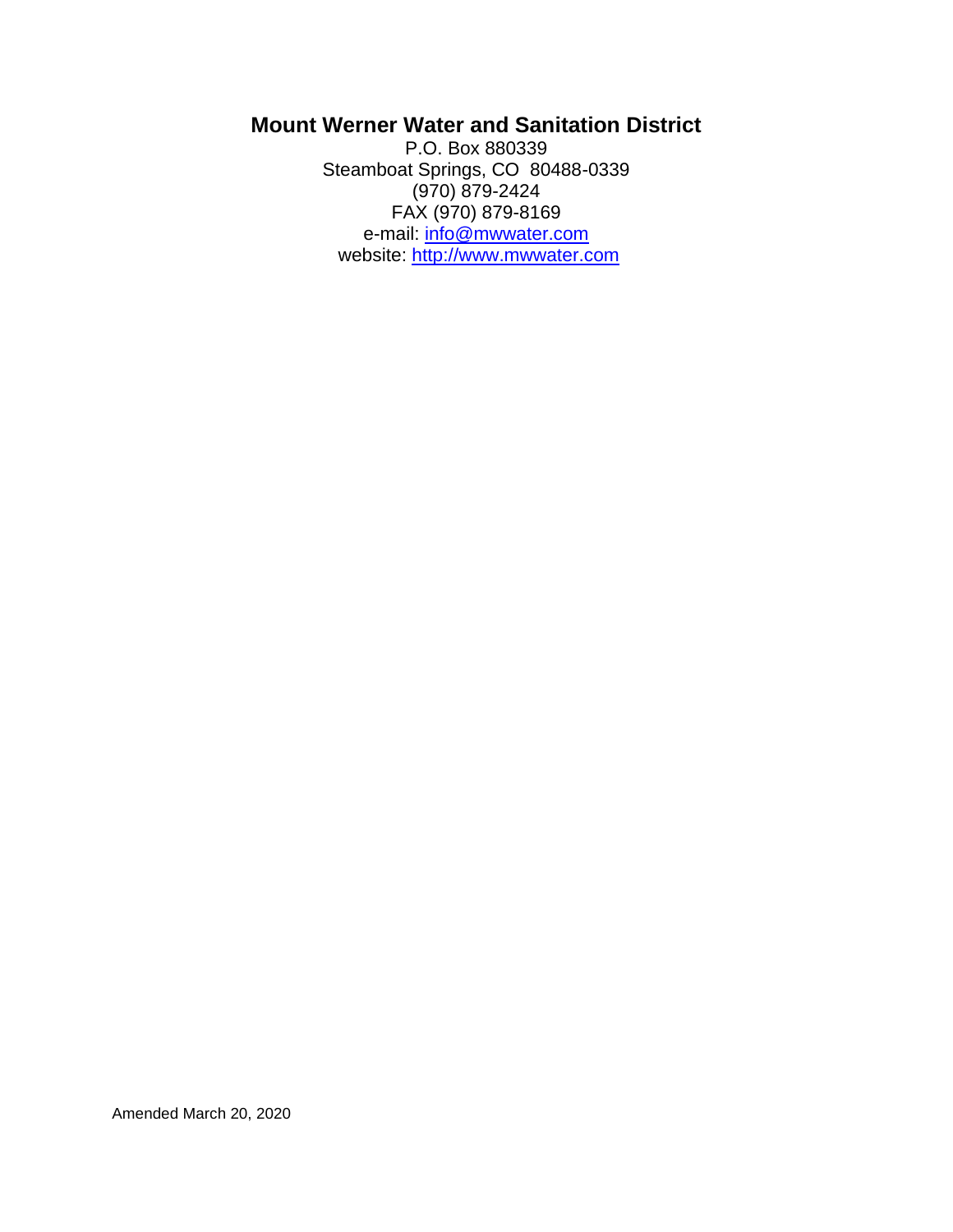# Mount Werner Water and Sanitation District

P.O. Box 880339
Steamboat Springs, CO 80488-0339
(970) 879-2424
FAX (970) 879-8169
e-mail: info@mwwater.com
website: http://www.mwwater.com

Amended March 20, 2020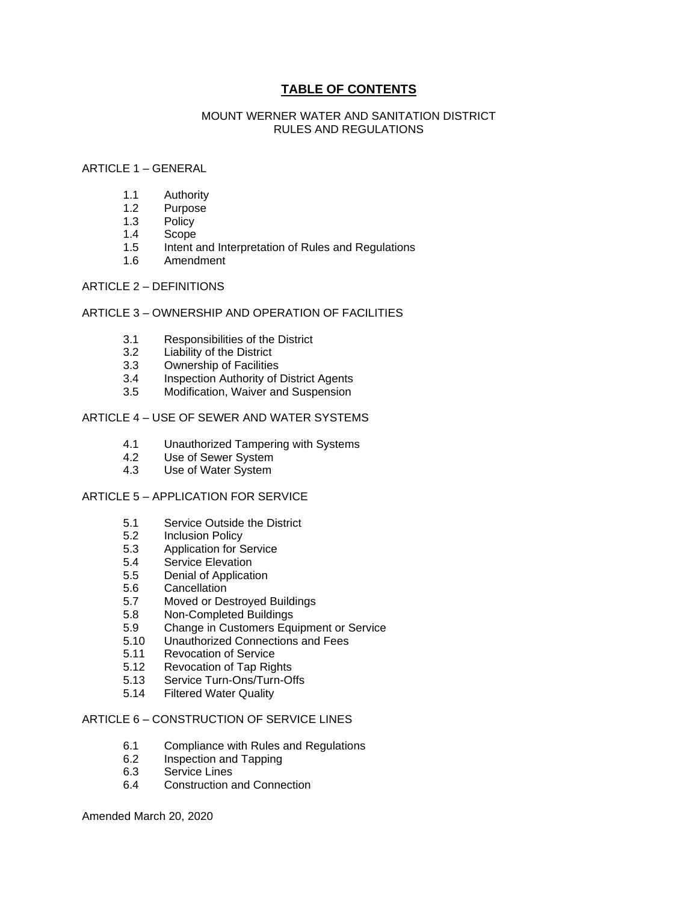# TABLE OF CONTENTS

MOUNT WERNER WATER AND SANITATION DISTRICT
RULES AND REGULATIONS

ARTICLE 1 – GENERAL

- 1.1 Authority
- 1.2 Purpose
- 1.3 Policy
- 1.4 Scope
- 1.5 Intent and Interpretation of Rules and Regulations
- 1.6 Amendment

ARTICLE 2 – DEFINITIONS

ARTICLE 3 – OWNERSHIP AND OPERATION OF FACILITIES

- 3.1 Responsibilities of the District
- 3.2 Liability of the District
- 3.3 Ownership of Facilities
- 3.4 Inspection Authority of District Agents
- 3.5 Modification, Waiver and Suspension

ARTICLE 4 – USE OF SEWER AND WATER SYSTEMS

- 4.1 Unauthorized Tampering with Systems
- 4.2 Use of Sewer System
- 4.3 Use of Water System

ARTICLE 5 – APPLICATION FOR SERVICE

- 5.1 Service Outside the District
- 5.2 Inclusion Policy
- 5.3 Application for Service
- 5.4 Service Elevation
- 5.5 Denial of Application
- 5.6 Cancellation
- 5.7 Moved or Destroyed Buildings
- 5.8 Non-Completed Buildings
- 5.9 Change in Customers Equipment or Service
- 5.10 Unauthorized Connections and Fees
- 5.11 Revocation of Service
- 5.12 Revocation of Tap Rights
- 5.13 Service Turn-Ons/Turn-Offs
- 5.14 Filtered Water Quality

ARTICLE 6 – CONSTRUCTION OF SERVICE LINES

- 6.1 Compliance with Rules and Regulations
- 6.2 Inspection and Tapping
- 6.3 Service Lines
- 6.4 Construction and Connection

Amended March 20, 2020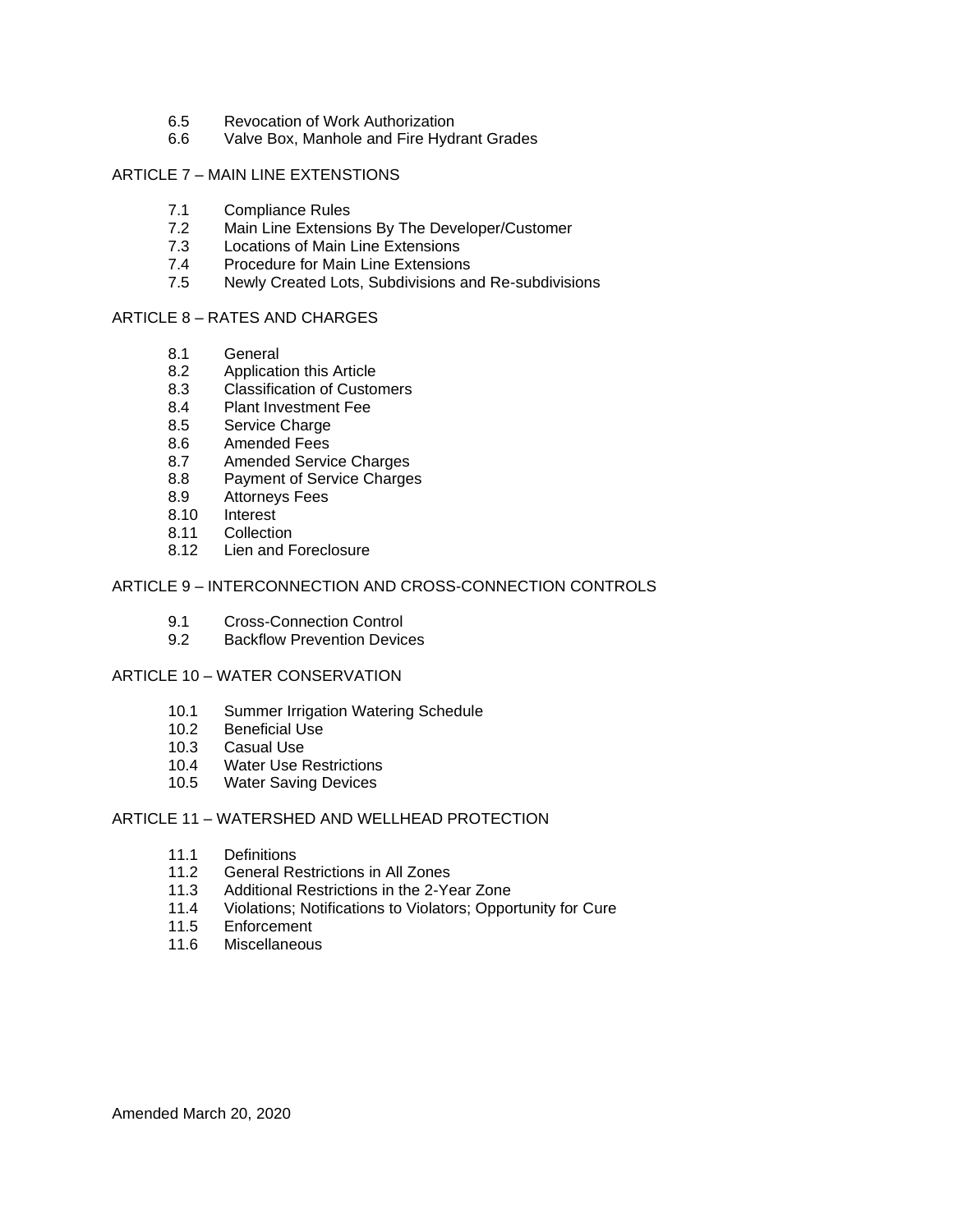6.5 Revocation of Work Authorization
6.6 Valve Box, Manhole and Fire Hydrant Grades

ARTICLE 7 – MAIN LINE EXTENSTIONS

7.1 Compliance Rules
7.2 Main Line Extensions By The Developer/Customer
7.3 Locations of Main Line Extensions
7.4 Procedure for Main Line Extensions
7.5 Newly Created Lots, Subdivisions and Re-subdivisions

ARTICLE 8 – RATES AND CHARGES

8.1 General
8.2 Application this Article
8.3 Classification of Customers
8.4 Plant Investment Fee
8.5 Service Charge
8.6 Amended Fees
8.7 Amended Service Charges
8.8 Payment of Service Charges
8.9 Attorneys Fees
8.10 Interest
8.11 Collection
8.12 Lien and Foreclosure

ARTICLE 9 – INTERCONNECTION AND CROSS-CONNECTION CONTROLS

9.1 Cross-Connection Control
9.2 Backflow Prevention Devices

ARTICLE 10 – WATER CONSERVATION

10.1 Summer Irrigation Watering Schedule
10.2 Beneficial Use
10.3 Casual Use
10.4 Water Use Restrictions
10.5 Water Saving Devices

ARTICLE 11 – WATERSHED AND WELLHEAD PROTECTION

11.1 Definitions
11.2 General Restrictions in All Zones
11.3 Additional Restrictions in the 2-Year Zone
11.4 Violations; Notifications to Violators; Opportunity for Cure
11.5 Enforcement
11.6 Miscellaneous

Amended March 20, 2020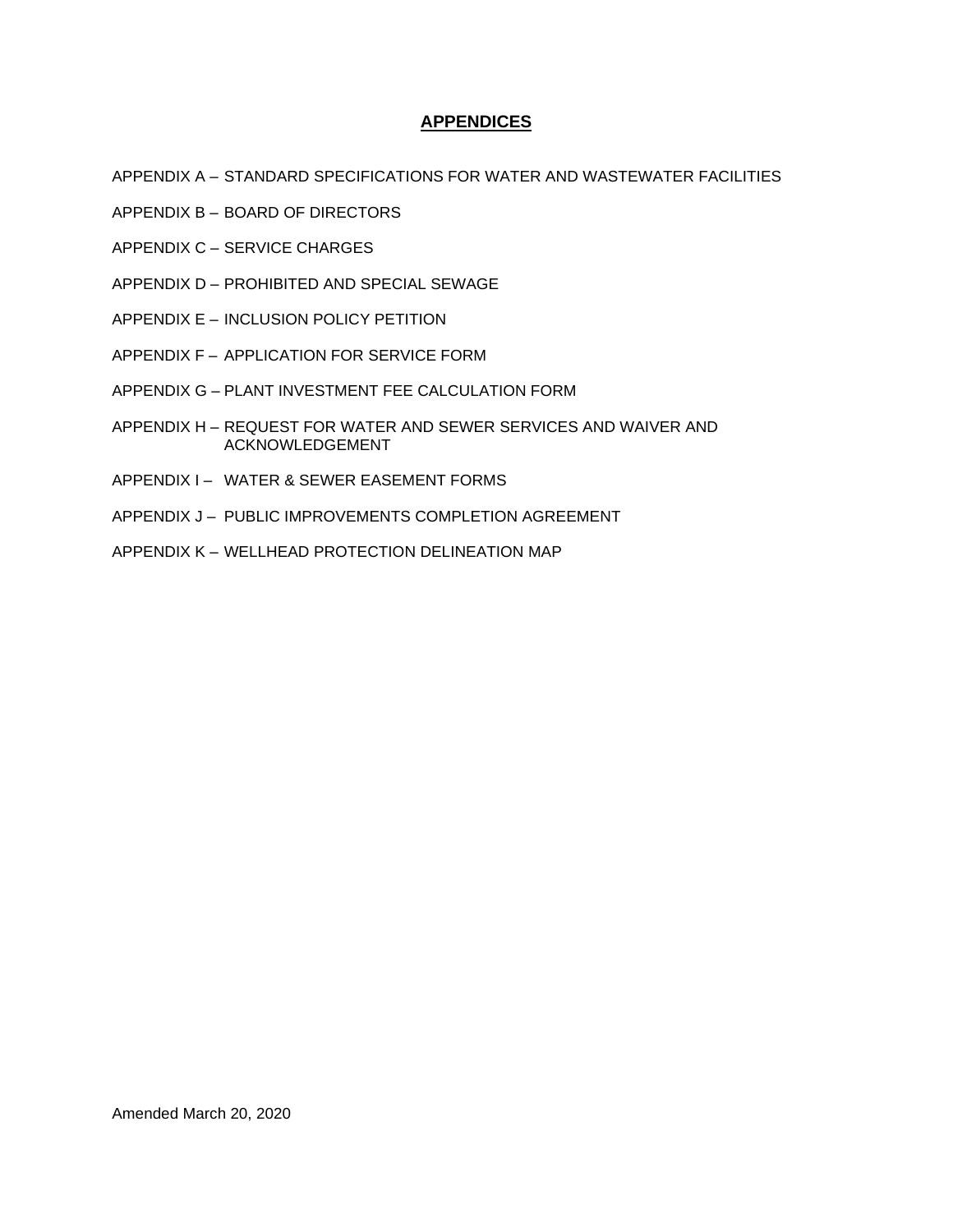## APPENDICES

APPENDIX A – STANDARD SPECIFICATIONS FOR WATER AND WASTEWATER FACILITIES

APPENDIX B – BOARD OF DIRECTORS

APPENDIX C – SERVICE CHARGES

APPENDIX D – PROHIBITED AND SPECIAL SEWAGE

APPENDIX E – INCLUSION POLICY PETITION

APPENDIX F – APPLICATION FOR SERVICE FORM

APPENDIX G – PLANT INVESTMENT FEE CALCULATION FORM

APPENDIX H – REQUEST FOR WATER AND SEWER SERVICES AND WAIVER AND ACKNOWLEDGEMENT

APPENDIX I – WATER & SEWER EASEMENT FORMS

APPENDIX J – PUBLIC IMPROVEMENTS COMPLETION AGREEMENT

APPENDIX K – WELLHEAD PROTECTION DELINEATION MAP

Amended March 20, 2020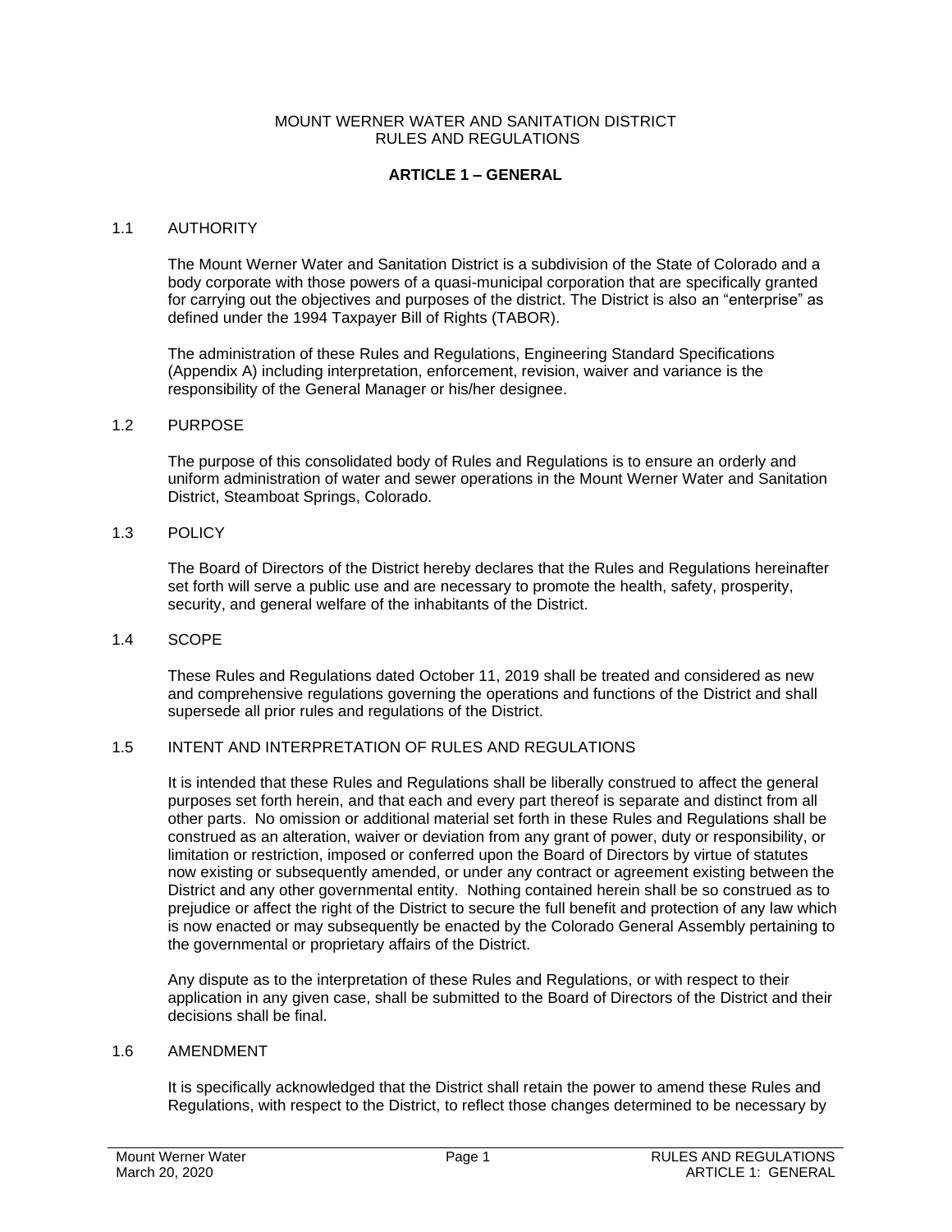MOUNT WERNER WATER AND SANITATION DISTRICT
RULES AND REGULATIONS

# ARTICLE 1 – GENERAL

## 1.1 AUTHORITY

The Mount Werner Water and Sanitation District is a subdivision of the State of Colorado and a body corporate with those powers of a quasi-municipal corporation that are specifically granted for carrying out the objectives and purposes of the district. The District is also an "enterprise" as defined under the 1994 Taxpayer Bill of Rights (TABOR).

The administration of these Rules and Regulations, Engineering Standard Specifications (Appendix A) including interpretation, enforcement, revision, waiver and variance is the responsibility of the General Manager or his/her designee.

## 1.2 PURPOSE

The purpose of this consolidated body of Rules and Regulations is to ensure an orderly and uniform administration of water and sewer operations in the Mount Werner Water and Sanitation District, Steamboat Springs, Colorado.

## 1.3 POLICY

The Board of Directors of the District hereby declares that the Rules and Regulations hereinafter set forth will serve a public use and are necessary to promote the health, safety, prosperity, security, and general welfare of the inhabitants of the District.

## 1.4 SCOPE

These Rules and Regulations dated October 11, 2019 shall be treated and considered as new and comprehensive regulations governing the operations and functions of the District and shall supersede all prior rules and regulations of the District.

## 1.5 INTENT AND INTERPRETATION OF RULES AND REGULATIONS

It is intended that these Rules and Regulations shall be liberally construed to affect the general purposes set forth herein, and that each and every part thereof is separate and distinct from all other parts. No omission or additional material set forth in these Rules and Regulations shall be construed as an alteration, waiver or deviation from any grant of power, duty or responsibility, or limitation or restriction, imposed or conferred upon the Board of Directors by virtue of statutes now existing or subsequently amended, or under any contract or agreement existing between the District and any other governmental entity. Nothing contained herein shall be so construed as to prejudice or affect the right of the District to secure the full benefit and protection of any law which is now enacted or may subsequently be enacted by the Colorado General Assembly pertaining to the governmental or proprietary affairs of the District.

Any dispute as to the interpretation of these Rules and Regulations, or with respect to their application in any given case, shall be submitted to the Board of Directors of the District and their decisions shall be final.

## 1.6 AMENDMENT

It is specifically acknowledged that the District shall retain the power to amend these Rules and Regulations, with respect to the District, to reflect those changes determined to be necessary by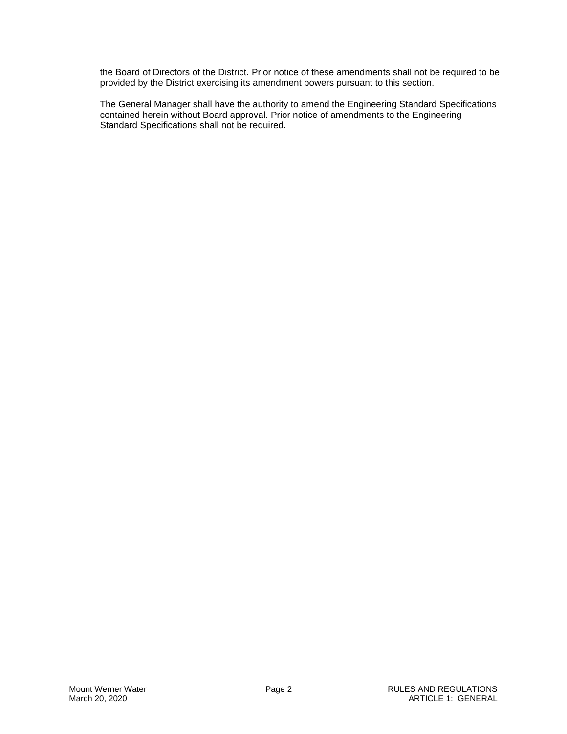the Board of Directors of the District. Prior notice of these amendments shall not be required to be provided by the District exercising its amendment powers pursuant to this section.

The General Manager shall have the authority to amend the Engineering Standard Specifications contained herein without Board approval. Prior notice of amendments to the Engineering Standard Specifications shall not be required.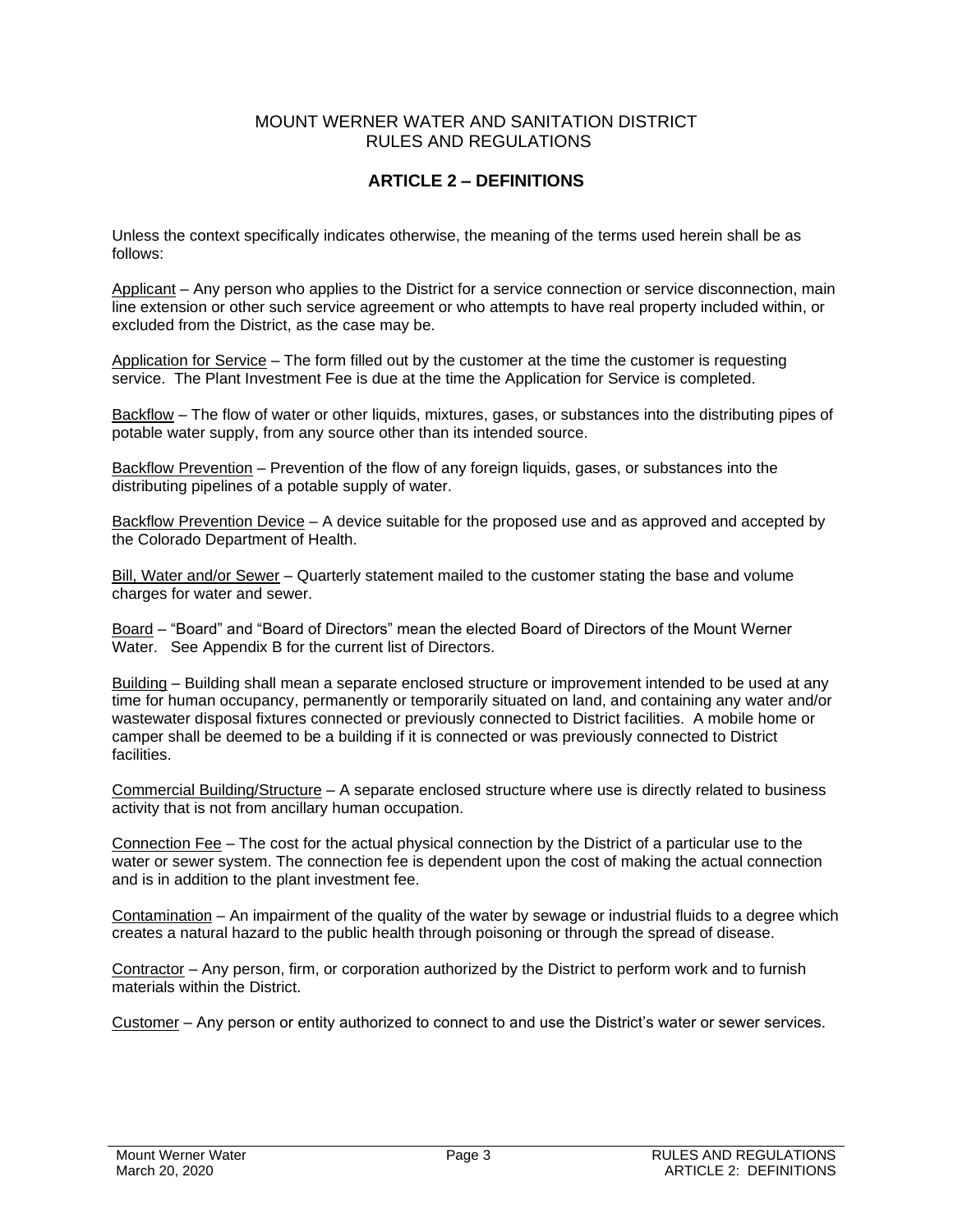MOUNT WERNER WATER AND SANITATION DISTRICT
RULES AND REGULATIONS

## ARTICLE 2 – DEFINITIONS

Unless the context specifically indicates otherwise, the meaning of the terms used herein shall be as follows:

Applicant – Any person who applies to the District for a service connection or service disconnection, main line extension or other such service agreement or who attempts to have real property included within, or excluded from the District, as the case may be.

Application for Service – The form filled out by the customer at the time the customer is requesting service. The Plant Investment Fee is due at the time the Application for Service is completed.

Backflow – The flow of water or other liquids, mixtures, gases, or substances into the distributing pipes of potable water supply, from any source other than its intended source.

Backflow Prevention – Prevention of the flow of any foreign liquids, gases, or substances into the distributing pipelines of a potable supply of water.

Backflow Prevention Device – A device suitable for the proposed use and as approved and accepted by the Colorado Department of Health.

Bill, Water and/or Sewer – Quarterly statement mailed to the customer stating the base and volume charges for water and sewer.

Board – "Board" and "Board of Directors" mean the elected Board of Directors of the Mount Werner Water. See Appendix B for the current list of Directors.

Building – Building shall mean a separate enclosed structure or improvement intended to be used at any time for human occupancy, permanently or temporarily situated on land, and containing any water and/or wastewater disposal fixtures connected or previously connected to District facilities. A mobile home or camper shall be deemed to be a building if it is connected or was previously connected to District facilities.

Commercial Building/Structure – A separate enclosed structure where use is directly related to business activity that is not from ancillary human occupation.

Connection Fee – The cost for the actual physical connection by the District of a particular use to the water or sewer system. The connection fee is dependent upon the cost of making the actual connection and is in addition to the plant investment fee.

Contamination – An impairment of the quality of the water by sewage or industrial fluids to a degree which creates a natural hazard to the public health through poisoning or through the spread of disease.

Contractor – Any person, firm, or corporation authorized by the District to perform work and to furnish materials within the District.

Customer – Any person or entity authorized to connect to and use the District's water or sewer services.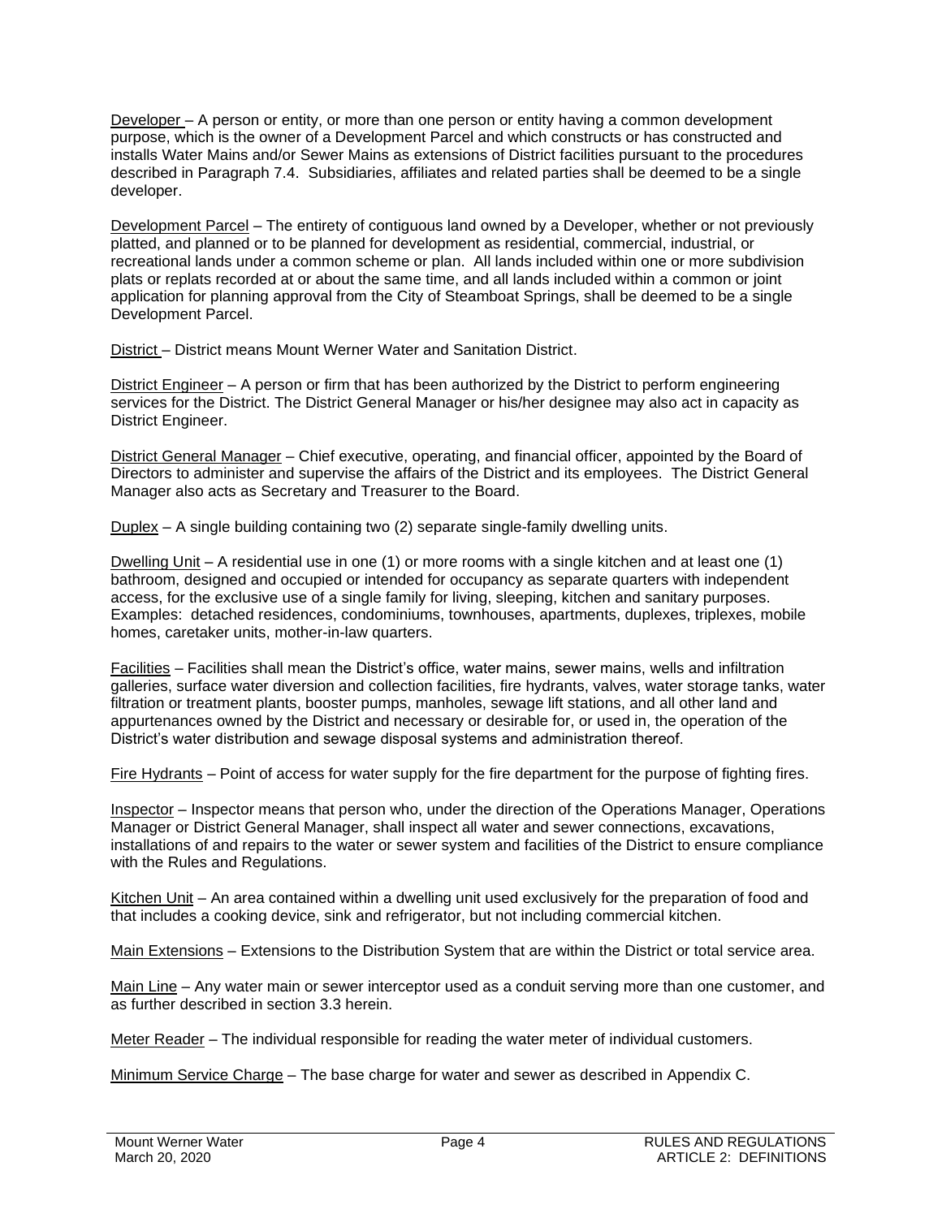Developer – A person or entity, or more than one person or entity having a common development purpose, which is the owner of a Development Parcel and which constructs or has constructed and installs Water Mains and/or Sewer Mains as extensions of District facilities pursuant to the procedures described in Paragraph 7.4. Subsidiaries, affiliates and related parties shall be deemed to be a single developer.

Development Parcel – The entirety of contiguous land owned by a Developer, whether or not previously platted, and planned or to be planned for development as residential, commercial, industrial, or recreational lands under a common scheme or plan. All lands included within one or more subdivision plats or replats recorded at or about the same time, and all lands included within a common or joint application for planning approval from the City of Steamboat Springs, shall be deemed to be a single Development Parcel.

District – District means Mount Werner Water and Sanitation District.

District Engineer – A person or firm that has been authorized by the District to perform engineering services for the District. The District General Manager or his/her designee may also act in capacity as District Engineer.

District General Manager – Chief executive, operating, and financial officer, appointed by the Board of Directors to administer and supervise the affairs of the District and its employees. The District General Manager also acts as Secretary and Treasurer to the Board.

Duplex – A single building containing two (2) separate single-family dwelling units.

Dwelling Unit – A residential use in one (1) or more rooms with a single kitchen and at least one (1) bathroom, designed and occupied or intended for occupancy as separate quarters with independent access, for the exclusive use of a single family for living, sleeping, kitchen and sanitary purposes. Examples: detached residences, condominiums, townhouses, apartments, duplexes, triplexes, mobile homes, caretaker units, mother-in-law quarters.

Facilities – Facilities shall mean the District's office, water mains, sewer mains, wells and infiltration galleries, surface water diversion and collection facilities, fire hydrants, valves, water storage tanks, water filtration or treatment plants, booster pumps, manholes, sewage lift stations, and all other land and appurtenances owned by the District and necessary or desirable for, or used in, the operation of the District's water distribution and sewage disposal systems and administration thereof.

Fire Hydrants – Point of access for water supply for the fire department for the purpose of fighting fires.

Inspector – Inspector means that person who, under the direction of the Operations Manager, Operations Manager or District General Manager, shall inspect all water and sewer connections, excavations, installations of and repairs to the water or sewer system and facilities of the District to ensure compliance with the Rules and Regulations.

Kitchen Unit – An area contained within a dwelling unit used exclusively for the preparation of food and that includes a cooking device, sink and refrigerator, but not including commercial kitchen.

Main Extensions – Extensions to the Distribution System that are within the District or total service area.

Main Line – Any water main or sewer interceptor used as a conduit serving more than one customer, and as further described in section 3.3 herein.

Meter Reader – The individual responsible for reading the water meter of individual customers.

Minimum Service Charge – The base charge for water and sewer as described in Appendix C.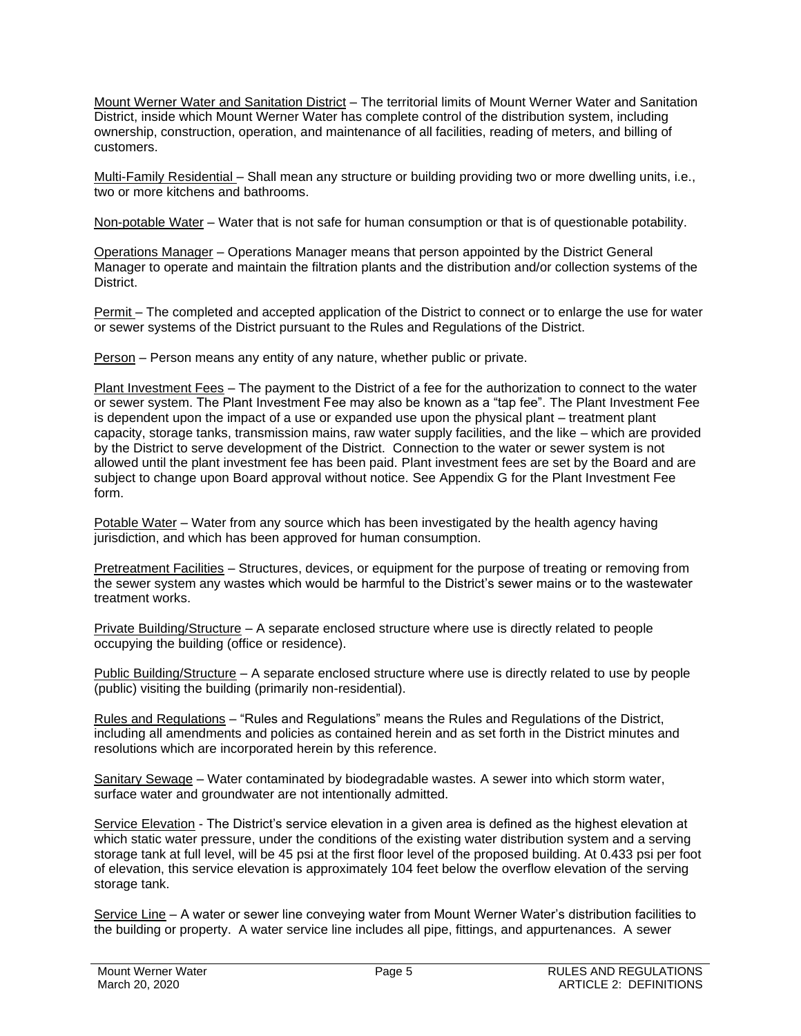Mount Werner Water and Sanitation District – The territorial limits of Mount Werner Water and Sanitation District, inside which Mount Werner Water has complete control of the distribution system, including ownership, construction, operation, and maintenance of all facilities, reading of meters, and billing of customers.

Multi-Family Residential – Shall mean any structure or building providing two or more dwelling units, i.e., two or more kitchens and bathrooms.

Non-potable Water – Water that is not safe for human consumption or that is of questionable potability.

Operations Manager – Operations Manager means that person appointed by the District General Manager to operate and maintain the filtration plants and the distribution and/or collection systems of the District.

Permit – The completed and accepted application of the District to connect or to enlarge the use for water or sewer systems of the District pursuant to the Rules and Regulations of the District.

Person – Person means any entity of any nature, whether public or private.

Plant Investment Fees – The payment to the District of a fee for the authorization to connect to the water or sewer system. The Plant Investment Fee may also be known as a "tap fee". The Plant Investment Fee is dependent upon the impact of a use or expanded use upon the physical plant – treatment plant capacity, storage tanks, transmission mains, raw water supply facilities, and the like – which are provided by the District to serve development of the District. Connection to the water or sewer system is not allowed until the plant investment fee has been paid. Plant investment fees are set by the Board and are subject to change upon Board approval without notice. See Appendix G for the Plant Investment Fee form.

Potable Water – Water from any source which has been investigated by the health agency having jurisdiction, and which has been approved for human consumption.

Pretreatment Facilities – Structures, devices, or equipment for the purpose of treating or removing from the sewer system any wastes which would be harmful to the District's sewer mains or to the wastewater treatment works.

Private Building/Structure – A separate enclosed structure where use is directly related to people occupying the building (office or residence).

Public Building/Structure – A separate enclosed structure where use is directly related to use by people (public) visiting the building (primarily non-residential).

Rules and Regulations – "Rules and Regulations" means the Rules and Regulations of the District, including all amendments and policies as contained herein and as set forth in the District minutes and resolutions which are incorporated herein by this reference.

Sanitary Sewage – Water contaminated by biodegradable wastes. A sewer into which storm water, surface water and groundwater are not intentionally admitted.

Service Elevation - The District's service elevation in a given area is defined as the highest elevation at which static water pressure, under the conditions of the existing water distribution system and a serving storage tank at full level, will be 45 psi at the first floor level of the proposed building. At 0.433 psi per foot of elevation, this service elevation is approximately 104 feet below the overflow elevation of the serving storage tank.

Service Line – A water or sewer line conveying water from Mount Werner Water's distribution facilities to the building or property. A water service line includes all pipe, fittings, and appurtenances. A sewer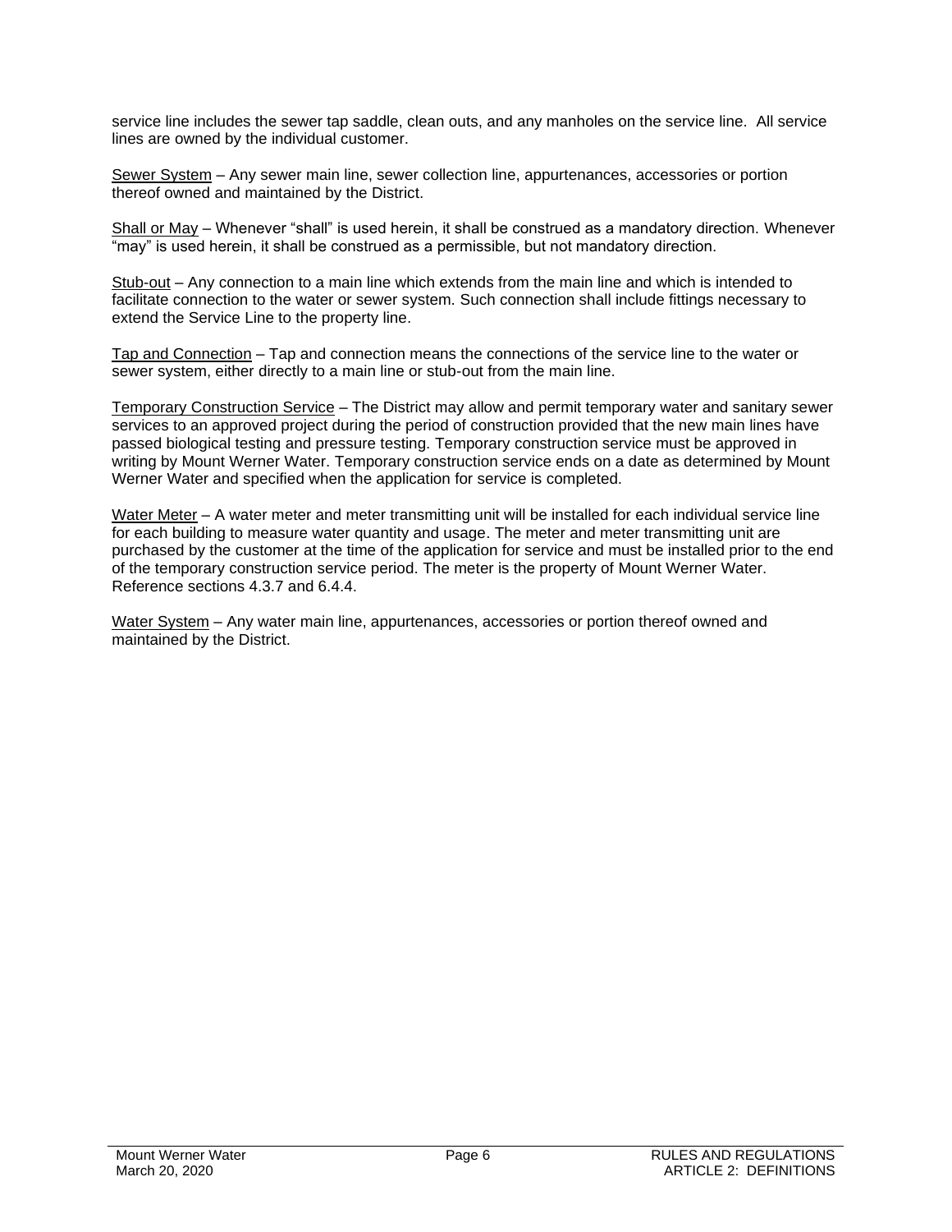service line includes the sewer tap saddle, clean outs, and any manholes on the service line. All service lines are owned by the individual customer.

<u>Sewer System</u> – Any sewer main line, sewer collection line, appurtenances, accessories or portion thereof owned and maintained by the District.

<u>Shall or May</u> – Whenever "shall" is used herein, it shall be construed as a mandatory direction. Whenever "may" is used herein, it shall be construed as a permissible, but not mandatory direction.

<u>Stub-out</u> – Any connection to a main line which extends from the main line and which is intended to facilitate connection to the water or sewer system. Such connection shall include fittings necessary to extend the Service Line to the property line.

<u>Tap and Connection</u> – Tap and connection means the connections of the service line to the water or sewer system, either directly to a main line or stub-out from the main line.

<u>Temporary Construction Service</u> – The District may allow and permit temporary water and sanitary sewer services to an approved project during the period of construction provided that the new main lines have passed biological testing and pressure testing. Temporary construction service must be approved in writing by Mount Werner Water. Temporary construction service ends on a date as determined by Mount Werner Water and specified when the application for service is completed.

<u>Water Meter</u> – A water meter and meter transmitting unit will be installed for each individual service line for each building to measure water quantity and usage. The meter and meter transmitting unit are purchased by the customer at the time of the application for service and must be installed prior to the end of the temporary construction service period. The meter is the property of Mount Werner Water. Reference sections 4.3.7 and 6.4.4.

<u>Water System</u> – Any water main line, appurtenances, accessories or portion thereof owned and maintained by the District.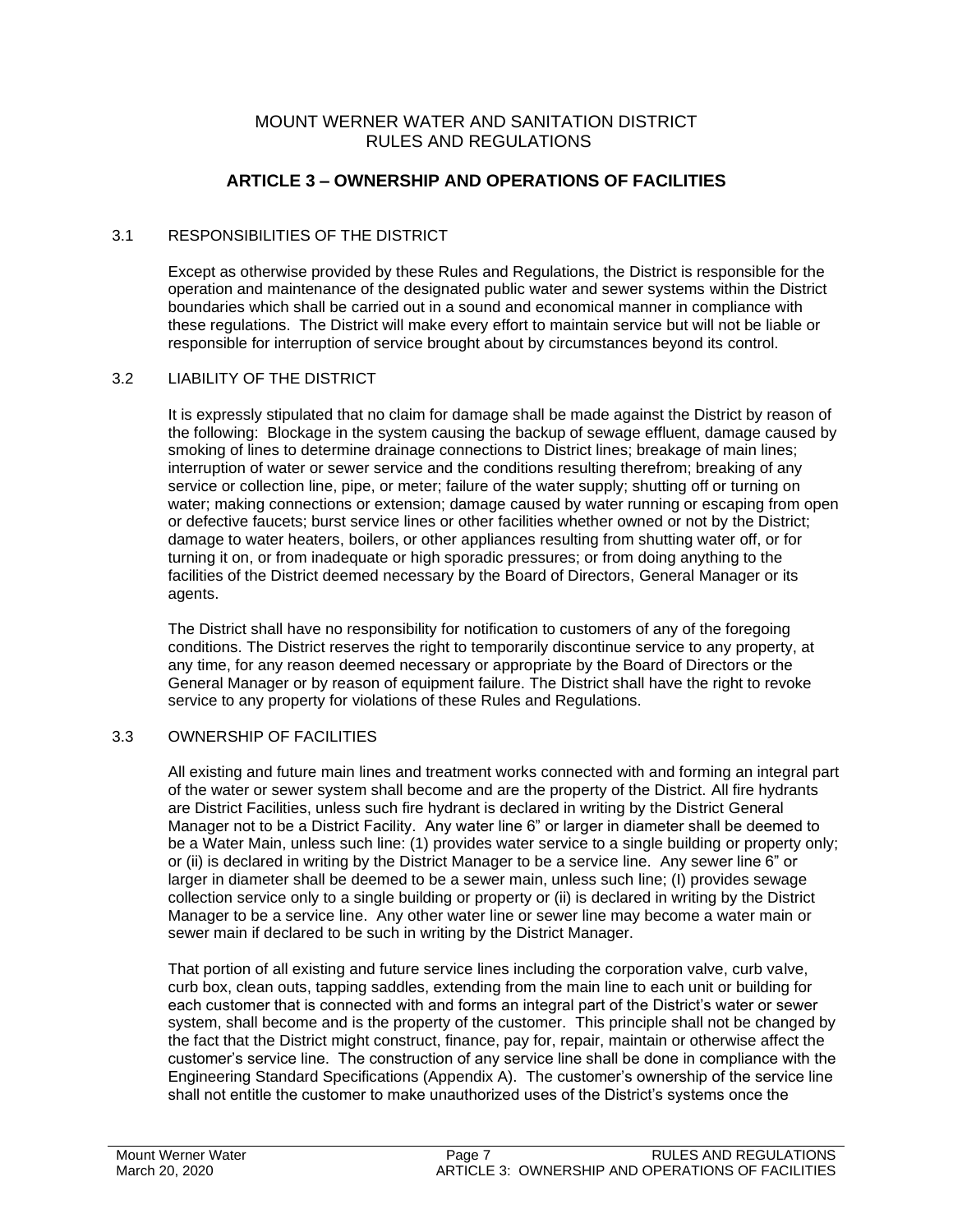MOUNT WERNER WATER AND SANITATION DISTRICT
RULES AND REGULATIONS

# ARTICLE 3 – OWNERSHIP AND OPERATIONS OF FACILITIES

## 3.1 RESPONSIBILITIES OF THE DISTRICT

Except as otherwise provided by these Rules and Regulations, the District is responsible for the operation and maintenance of the designated public water and sewer systems within the District boundaries which shall be carried out in a sound and economical manner in compliance with these regulations. The District will make every effort to maintain service but will not be liable or responsible for interruption of service brought about by circumstances beyond its control.

## 3.2 LIABILITY OF THE DISTRICT

It is expressly stipulated that no claim for damage shall be made against the District by reason of the following: Blockage in the system causing the backup of sewage effluent, damage caused by smoking of lines to determine drainage connections to District lines; breakage of main lines; interruption of water or sewer service and the conditions resulting therefrom; breaking of any service or collection line, pipe, or meter; failure of the water supply; shutting off or turning on water; making connections or extension; damage caused by water running or escaping from open or defective faucets; burst service lines or other facilities whether owned or not by the District; damage to water heaters, boilers, or other appliances resulting from shutting water off, or for turning it on, or from inadequate or high sporadic pressures; or from doing anything to the facilities of the District deemed necessary by the Board of Directors, General Manager or its agents.

The District shall have no responsibility for notification to customers of any of the foregoing conditions. The District reserves the right to temporarily discontinue service to any property, at any time, for any reason deemed necessary or appropriate by the Board of Directors or the General Manager or by reason of equipment failure. The District shall have the right to revoke service to any property for violations of these Rules and Regulations.

## 3.3 OWNERSHIP OF FACILITIES

All existing and future main lines and treatment works connected with and forming an integral part of the water or sewer system shall become and are the property of the District. All fire hydrants are District Facilities, unless such fire hydrant is declared in writing by the District General Manager not to be a District Facility. Any water line 6" or larger in diameter shall be deemed to be a Water Main, unless such line: (1) provides water service to a single building or property only; or (ii) is declared in writing by the District Manager to be a service line. Any sewer line 6" or larger in diameter shall be deemed to be a sewer main, unless such line; (I) provides sewage collection service only to a single building or property or (ii) is declared in writing by the District Manager to be a service line. Any other water line or sewer line may become a water main or sewer main if declared to be such in writing by the District Manager.

That portion of all existing and future service lines including the corporation valve, curb valve, curb box, clean outs, tapping saddles, extending from the main line to each unit or building for each customer that is connected with and forms an integral part of the District's water or sewer system, shall become and is the property of the customer. This principle shall not be changed by the fact that the District might construct, finance, pay for, repair, maintain or otherwise affect the customer's service line. The construction of any service line shall be done in compliance with the Engineering Standard Specifications (Appendix A). The customer's ownership of the service line shall not entitle the customer to make unauthorized uses of the District's systems once the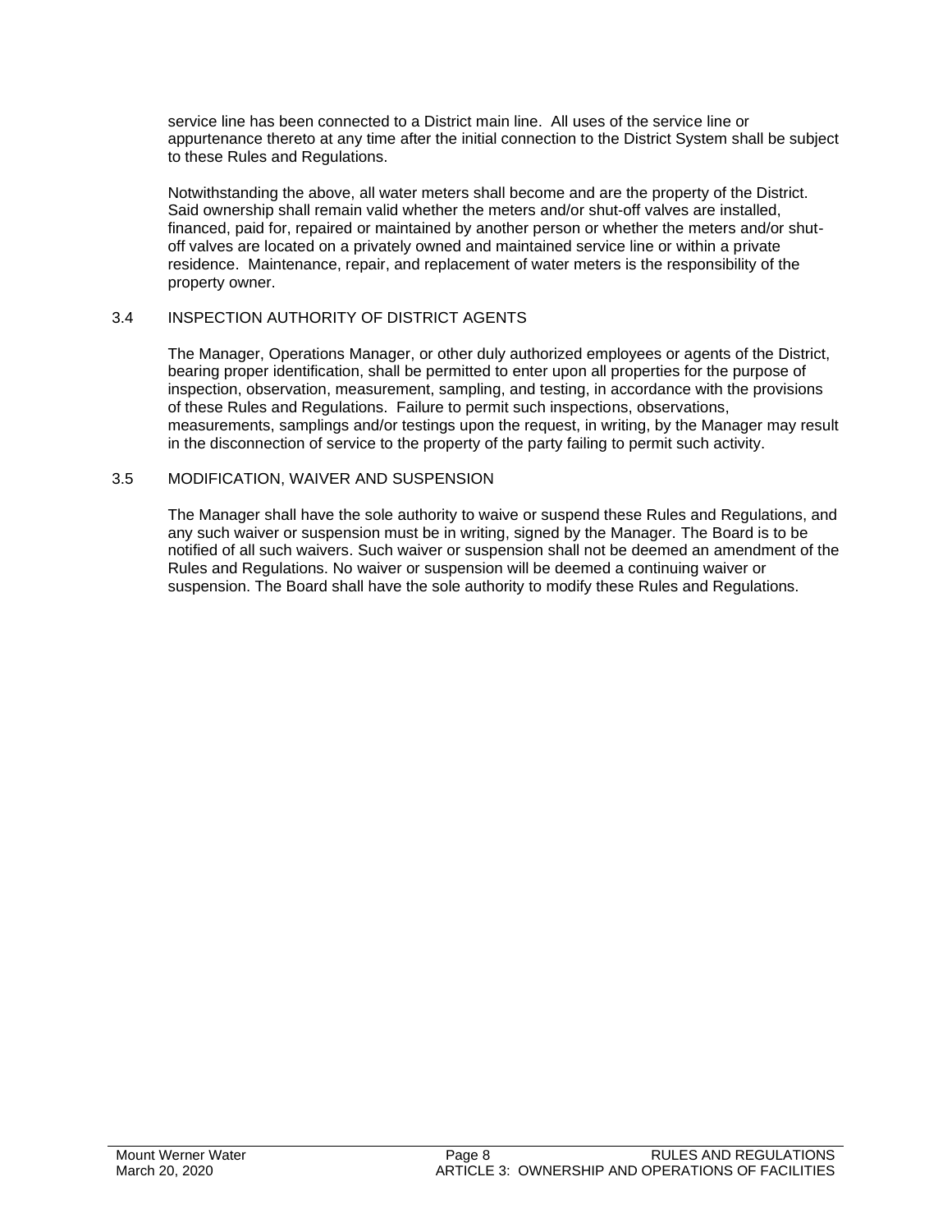service line has been connected to a District main line. All uses of the service line or appurtenance thereto at any time after the initial connection to the District System shall be subject to these Rules and Regulations.

Notwithstanding the above, all water meters shall become and are the property of the District. Said ownership shall remain valid whether the meters and/or shut-off valves are installed, financed, paid for, repaired or maintained by another person or whether the meters and/or shut-off valves are located on a privately owned and maintained service line or within a private residence. Maintenance, repair, and replacement of water meters is the responsibility of the property owner.

### 3.4 INSPECTION AUTHORITY OF DISTRICT AGENTS

The Manager, Operations Manager, or other duly authorized employees or agents of the District, bearing proper identification, shall be permitted to enter upon all properties for the purpose of inspection, observation, measurement, sampling, and testing, in accordance with the provisions of these Rules and Regulations. Failure to permit such inspections, observations, measurements, samplings and/or testings upon the request, in writing, by the Manager may result in the disconnection of service to the property of the party failing to permit such activity.

### 3.5 MODIFICATION, WAIVER AND SUSPENSION

The Manager shall have the sole authority to waive or suspend these Rules and Regulations, and any such waiver or suspension must be in writing, signed by the Manager. The Board is to be notified of all such waivers. Such waiver or suspension shall not be deemed an amendment of the Rules and Regulations. No waiver or suspension will be deemed a continuing waiver or suspension. The Board shall have the sole authority to modify these Rules and Regulations.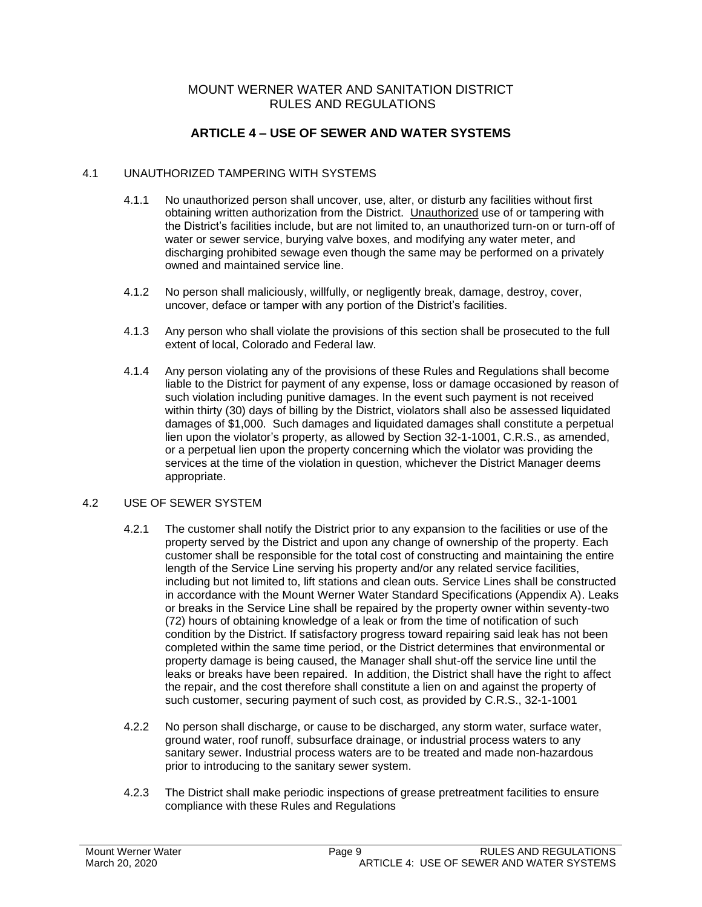MOUNT WERNER WATER AND SANITATION DISTRICT
RULES AND REGULATIONS

# ARTICLE 4 – USE OF SEWER AND WATER SYSTEMS

## 4.1 UNAUTHORIZED TAMPERING WITH SYSTEMS

4.1.1 No unauthorized person shall uncover, use, alter, or disturb any facilities without first obtaining written authorization from the District. Unauthorized use of or tampering with the District's facilities include, but are not limited to, an unauthorized turn-on or turn-off of water or sewer service, burying valve boxes, and modifying any water meter, and discharging prohibited sewage even though the same may be performed on a privately owned and maintained service line.

4.1.2 No person shall maliciously, willfully, or negligently break, damage, destroy, cover, uncover, deface or tamper with any portion of the District's facilities.

4.1.3 Any person who shall violate the provisions of this section shall be prosecuted to the full extent of local, Colorado and Federal law.

4.1.4 Any person violating any of the provisions of these Rules and Regulations shall become liable to the District for payment of any expense, loss or damage occasioned by reason of such violation including punitive damages. In the event such payment is not received within thirty (30) days of billing by the District, violators shall also be assessed liquidated damages of $1,000. Such damages and liquidated damages shall constitute a perpetual lien upon the violator's property, as allowed by Section 32-1-1001, C.R.S., as amended, or a perpetual lien upon the property concerning which the violator was providing the services at the time of the violation in question, whichever the District Manager deems appropriate.

## 4.2 USE OF SEWER SYSTEM

4.2.1 The customer shall notify the District prior to any expansion to the facilities or use of the property served by the District and upon any change of ownership of the property. Each customer shall be responsible for the total cost of constructing and maintaining the entire length of the Service Line serving his property and/or any related service facilities, including but not limited to, lift stations and clean outs. Service Lines shall be constructed in accordance with the Mount Werner Water Standard Specifications (Appendix A). Leaks or breaks in the Service Line shall be repaired by the property owner within seventy-two (72) hours of obtaining knowledge of a leak or from the time of notification of such condition by the District. If satisfactory progress toward repairing said leak has not been completed within the same time period, or the District determines that environmental or property damage is being caused, the Manager shall shut-off the service line until the leaks or breaks have been repaired. In addition, the District shall have the right to affect the repair, and the cost therefore shall constitute a lien on and against the property of such customer, securing payment of such cost, as provided by C.R.S., 32-1-1001

4.2.2 No person shall discharge, or cause to be discharged, any storm water, surface water, ground water, roof runoff, subsurface drainage, or industrial process waters to any sanitary sewer. Industrial process waters are to be treated and made non-hazardous prior to introducing to the sanitary sewer system.

4.2.3 The District shall make periodic inspections of grease pretreatment facilities to ensure compliance with these Rules and Regulations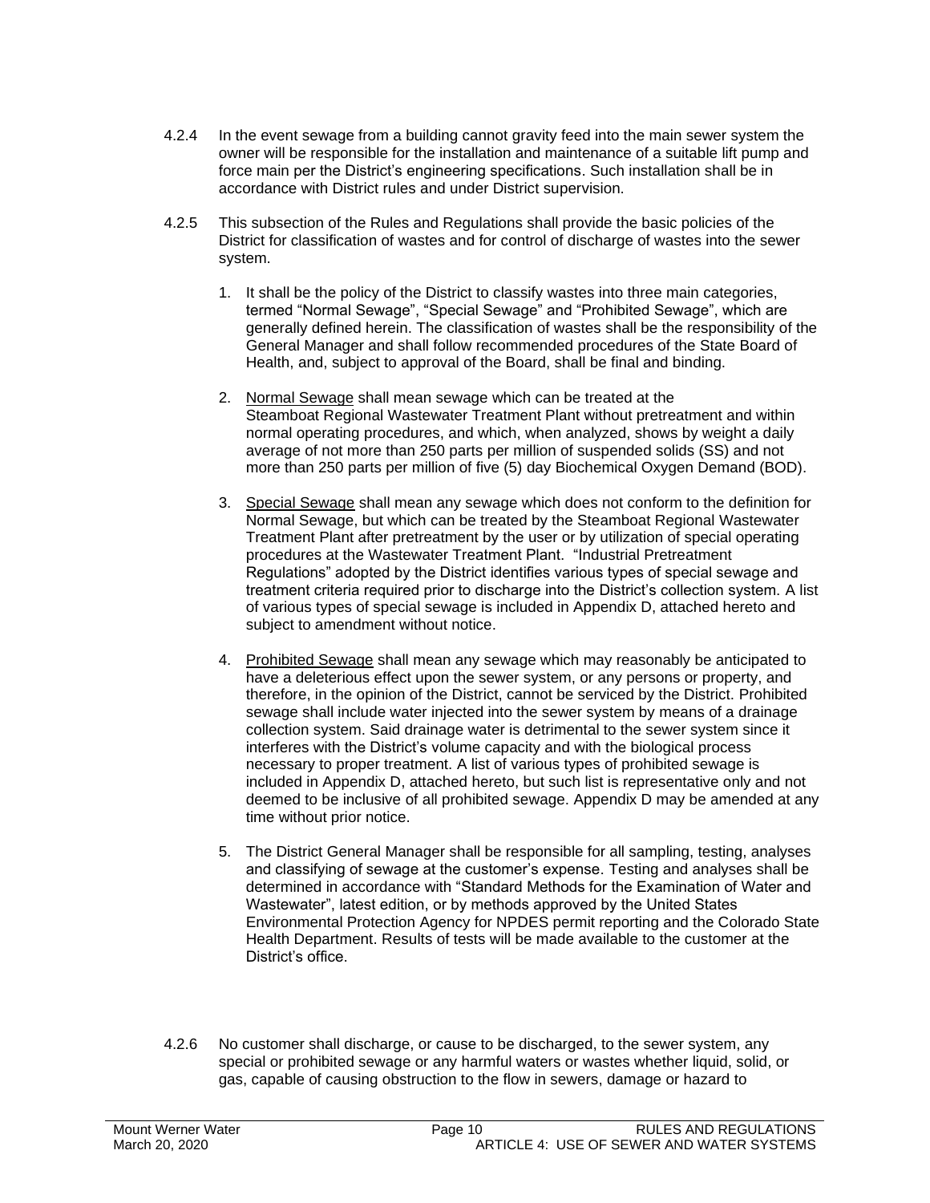4.2.4 In the event sewage from a building cannot gravity feed into the main sewer system the owner will be responsible for the installation and maintenance of a suitable lift pump and force main per the District's engineering specifications. Such installation shall be in accordance with District rules and under District supervision.

4.2.5 This subsection of the Rules and Regulations shall provide the basic policies of the District for classification of wastes and for control of discharge of wastes into the sewer system.

1. It shall be the policy of the District to classify wastes into three main categories, termed "Normal Sewage", "Special Sewage" and "Prohibited Sewage", which are generally defined herein. The classification of wastes shall be the responsibility of the General Manager and shall follow recommended procedures of the State Board of Health, and, subject to approval of the Board, shall be final and binding.

2. <u>Normal Sewage</u> shall mean sewage which can be treated at the Steamboat Regional Wastewater Treatment Plant without pretreatment and within normal operating procedures, and which, when analyzed, shows by weight a daily average of not more than 250 parts per million of suspended solids (SS) and not more than 250 parts per million of five (5) day Biochemical Oxygen Demand (BOD).

3. <u>Special Sewage</u> shall mean any sewage which does not conform to the definition for Normal Sewage, but which can be treated by the Steamboat Regional Wastewater Treatment Plant after pretreatment by the user or by utilization of special operating procedures at the Wastewater Treatment Plant. "Industrial Pretreatment Regulations" adopted by the District identifies various types of special sewage and treatment criteria required prior to discharge into the District's collection system. A list of various types of special sewage is included in Appendix D, attached hereto and subject to amendment without notice.

4. <u>Prohibited Sewage</u> shall mean any sewage which may reasonably be anticipated to have a deleterious effect upon the sewer system, or any persons or property, and therefore, in the opinion of the District, cannot be serviced by the District. Prohibited sewage shall include water injected into the sewer system by means of a drainage collection system. Said drainage water is detrimental to the sewer system since it interferes with the District's volume capacity and with the biological process necessary to proper treatment. A list of various types of prohibited sewage is included in Appendix D, attached hereto, but such list is representative only and not deemed to be inclusive of all prohibited sewage. Appendix D may be amended at any time without prior notice.

5. The District General Manager shall be responsible for all sampling, testing, analyses and classifying of sewage at the customer's expense. Testing and analyses shall be determined in accordance with "Standard Methods for the Examination of Water and Wastewater", latest edition, or by methods approved by the United States Environmental Protection Agency for NPDES permit reporting and the Colorado State Health Department. Results of tests will be made available to the customer at the District's office.

4.2.6 No customer shall discharge, or cause to be discharged, to the sewer system, any special or prohibited sewage or any harmful waters or wastes whether liquid, solid, or gas, capable of causing obstruction to the flow in sewers, damage or hazard to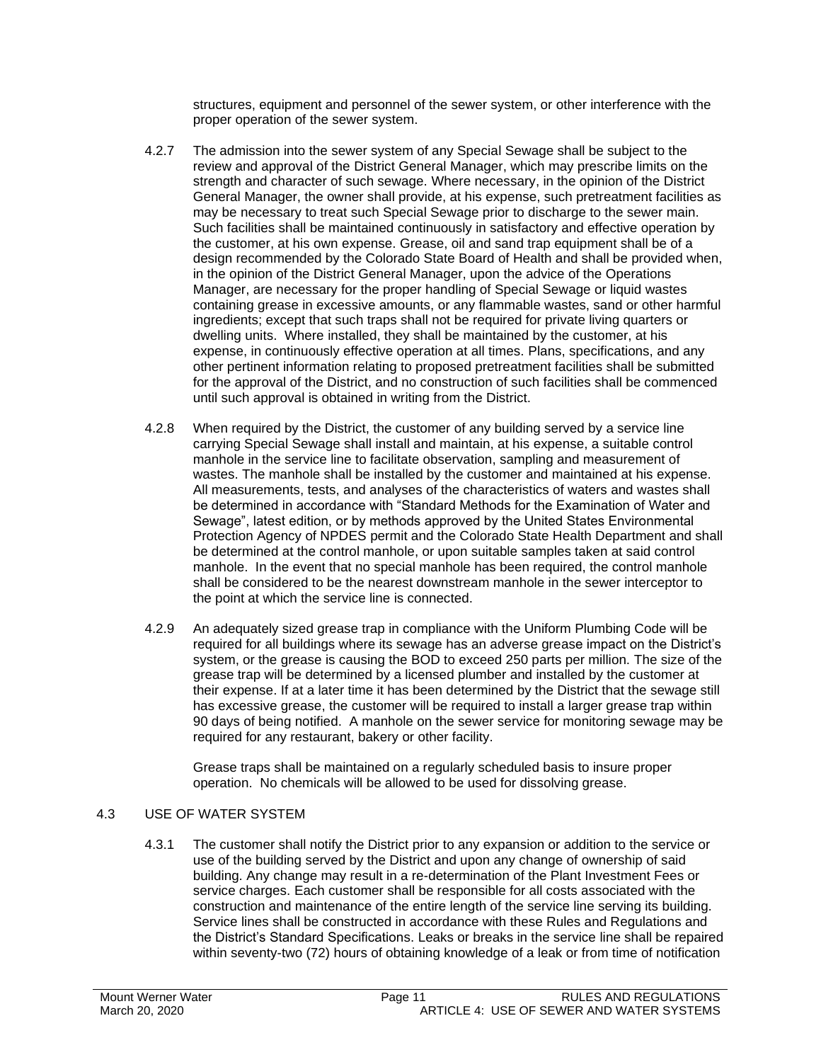structures, equipment and personnel of the sewer system, or other interference with the proper operation of the sewer system.

4.2.7 The admission into the sewer system of any Special Sewage shall be subject to the review and approval of the District General Manager, which may prescribe limits on the strength and character of such sewage. Where necessary, in the opinion of the District General Manager, the owner shall provide, at his expense, such pretreatment facilities as may be necessary to treat such Special Sewage prior to discharge to the sewer main. Such facilities shall be maintained continuously in satisfactory and effective operation by the customer, at his own expense. Grease, oil and sand trap equipment shall be of a design recommended by the Colorado State Board of Health and shall be provided when, in the opinion of the District General Manager, upon the advice of the Operations Manager, are necessary for the proper handling of Special Sewage or liquid wastes containing grease in excessive amounts, or any flammable wastes, sand or other harmful ingredients; except that such traps shall not be required for private living quarters or dwelling units. Where installed, they shall be maintained by the customer, at his expense, in continuously effective operation at all times. Plans, specifications, and any other pertinent information relating to proposed pretreatment facilities shall be submitted for the approval of the District, and no construction of such facilities shall be commenced until such approval is obtained in writing from the District.

4.2.8 When required by the District, the customer of any building served by a service line carrying Special Sewage shall install and maintain, at his expense, a suitable control manhole in the service line to facilitate observation, sampling and measurement of wastes. The manhole shall be installed by the customer and maintained at his expense. All measurements, tests, and analyses of the characteristics of waters and wastes shall be determined in accordance with "Standard Methods for the Examination of Water and Sewage", latest edition, or by methods approved by the United States Environmental Protection Agency of NPDES permit and the Colorado State Health Department and shall be determined at the control manhole, or upon suitable samples taken at said control manhole. In the event that no special manhole has been required, the control manhole shall be considered to be the nearest downstream manhole in the sewer interceptor to the point at which the service line is connected.

4.2.9 An adequately sized grease trap in compliance with the Uniform Plumbing Code will be required for all buildings where its sewage has an adverse grease impact on the District's system, or the grease is causing the BOD to exceed 250 parts per million. The size of the grease trap will be determined by a licensed plumber and installed by the customer at their expense. If at a later time it has been determined by the District that the sewage still has excessive grease, the customer will be required to install a larger grease trap within 90 days of being notified. A manhole on the sewer service for monitoring sewage may be required for any restaurant, bakery or other facility.

Grease traps shall be maintained on a regularly scheduled basis to insure proper operation. No chemicals will be allowed to be used for dissolving grease.

## 4.3 USE OF WATER SYSTEM

4.3.1 The customer shall notify the District prior to any expansion or addition to the service or use of the building served by the District and upon any change of ownership of said building. Any change may result in a re-determination of the Plant Investment Fees or service charges. Each customer shall be responsible for all costs associated with the construction and maintenance of the entire length of the service line serving its building. Service lines shall be constructed in accordance with these Rules and Regulations and the District's Standard Specifications. Leaks or breaks in the service line shall be repaired within seventy-two (72) hours of obtaining knowledge of a leak or from time of notification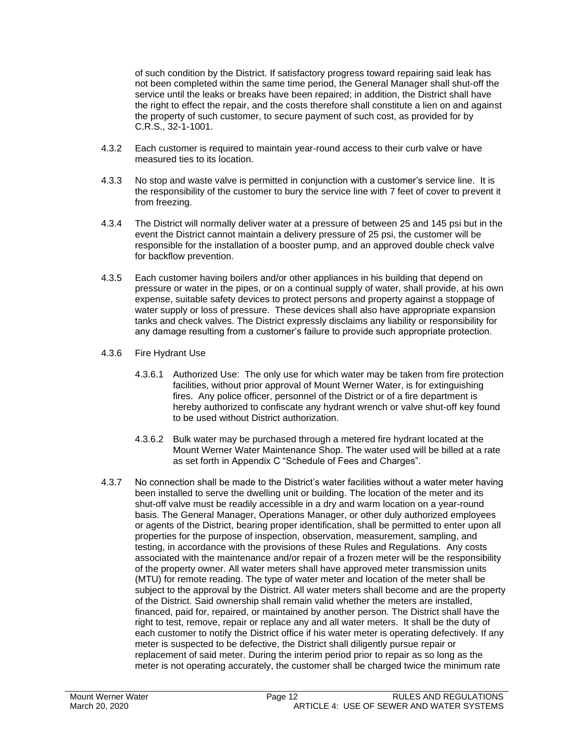of such condition by the District. If satisfactory progress toward repairing said leak has not been completed within the same time period, the General Manager shall shut-off the service until the leaks or breaks have been repaired; in addition, the District shall have the right to effect the repair, and the costs therefore shall constitute a lien on and against the property of such customer, to secure payment of such cost, as provided for by C.R.S., 32-1-1001.

4.3.2 Each customer is required to maintain year-round access to their curb valve or have measured ties to its location.

4.3.3 No stop and waste valve is permitted in conjunction with a customer's service line. It is the responsibility of the customer to bury the service line with 7 feet of cover to prevent it from freezing.

4.3.4 The District will normally deliver water at a pressure of between 25 and 145 psi but in the event the District cannot maintain a delivery pressure of 25 psi, the customer will be responsible for the installation of a booster pump, and an approved double check valve for backflow prevention.

4.3.5 Each customer having boilers and/or other appliances in his building that depend on pressure or water in the pipes, or on a continual supply of water, shall provide, at his own expense, suitable safety devices to protect persons and property against a stoppage of water supply or loss of pressure. These devices shall also have appropriate expansion tanks and check valves. The District expressly disclaims any liability or responsibility for any damage resulting from a customer's failure to provide such appropriate protection.

4.3.6 Fire Hydrant Use

4.3.6.1 Authorized Use: The only use for which water may be taken from fire protection facilities, without prior approval of Mount Werner Water, is for extinguishing fires. Any police officer, personnel of the District or of a fire department is hereby authorized to confiscate any hydrant wrench or valve shut-off key found to be used without District authorization.

4.3.6.2 Bulk water may be purchased through a metered fire hydrant located at the Mount Werner Water Maintenance Shop. The water used will be billed at a rate as set forth in Appendix C "Schedule of Fees and Charges".

4.3.7 No connection shall be made to the District's water facilities without a water meter having been installed to serve the dwelling unit or building. The location of the meter and its shut-off valve must be readily accessible in a dry and warm location on a year-round basis. The General Manager, Operations Manager, or other duly authorized employees or agents of the District, bearing proper identification, shall be permitted to enter upon all properties for the purpose of inspection, observation, measurement, sampling, and testing, in accordance with the provisions of these Rules and Regulations. Any costs associated with the maintenance and/or repair of a frozen meter will be the responsibility of the property owner. All water meters shall have approved meter transmission units (MTU) for remote reading. The type of water meter and location of the meter shall be subject to the approval by the District. All water meters shall become and are the property of the District. Said ownership shall remain valid whether the meters are installed, financed, paid for, repaired, or maintained by another person. The District shall have the right to test, remove, repair or replace any and all water meters. It shall be the duty of each customer to notify the District office if his water meter is operating defectively. If any meter is suspected to be defective, the District shall diligently pursue repair or replacement of said meter. During the interim period prior to repair as so long as the meter is not operating accurately, the customer shall be charged twice the minimum rate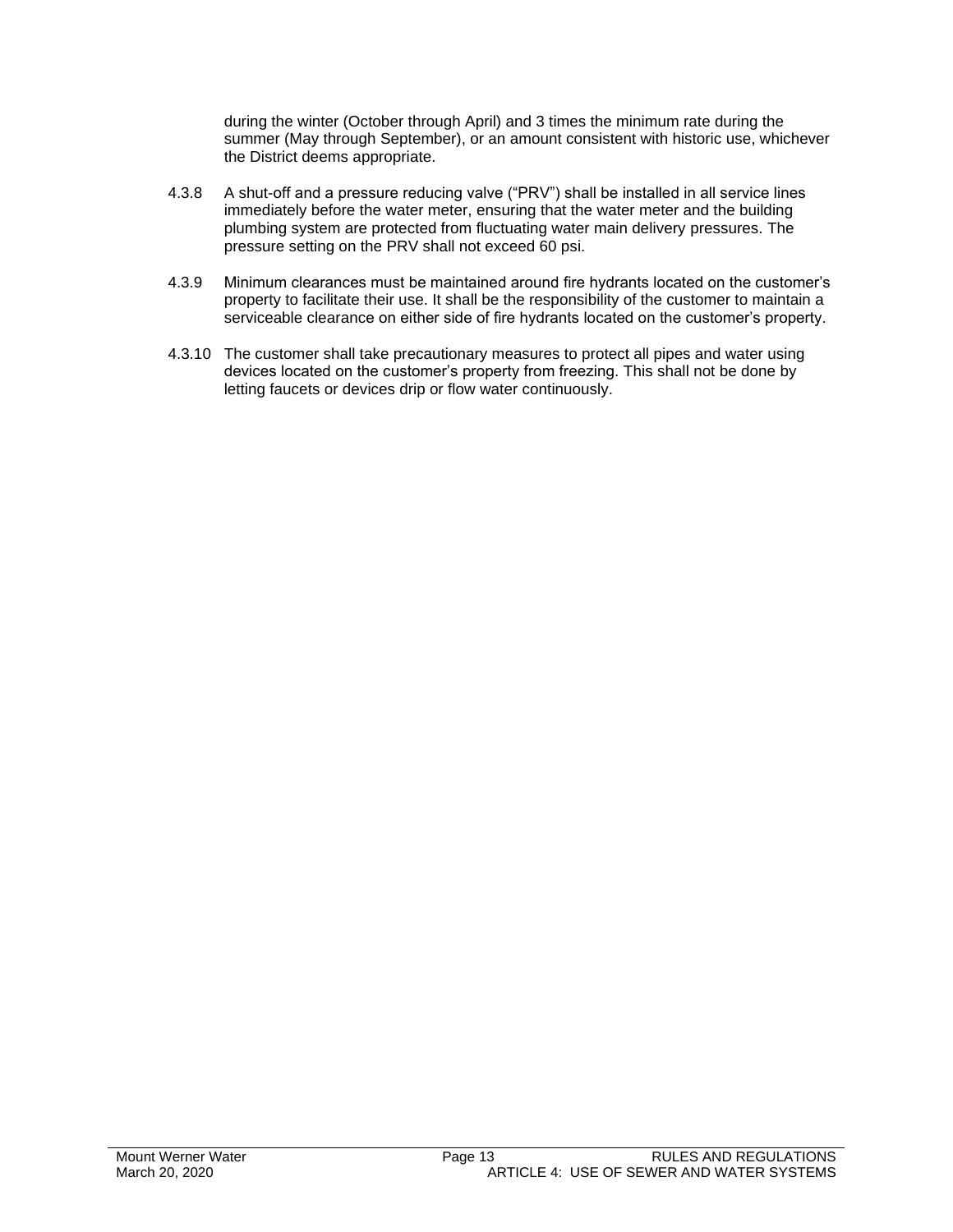during the winter (October through April) and 3 times the minimum rate during the summer (May through September), or an amount consistent with historic use, whichever the District deems appropriate.

4.3.8 A shut-off and a pressure reducing valve (“PRV”) shall be installed in all service lines immediately before the water meter, ensuring that the water meter and the building plumbing system are protected from fluctuating water main delivery pressures. The pressure setting on the PRV shall not exceed 60 psi.

4.3.9 Minimum clearances must be maintained around fire hydrants located on the customer’s property to facilitate their use. It shall be the responsibility of the customer to maintain a serviceable clearance on either side of fire hydrants located on the customer’s property.

4.3.10 The customer shall take precautionary measures to protect all pipes and water using devices located on the customer’s property from freezing. This shall not be done by letting faucets or devices drip or flow water continuously.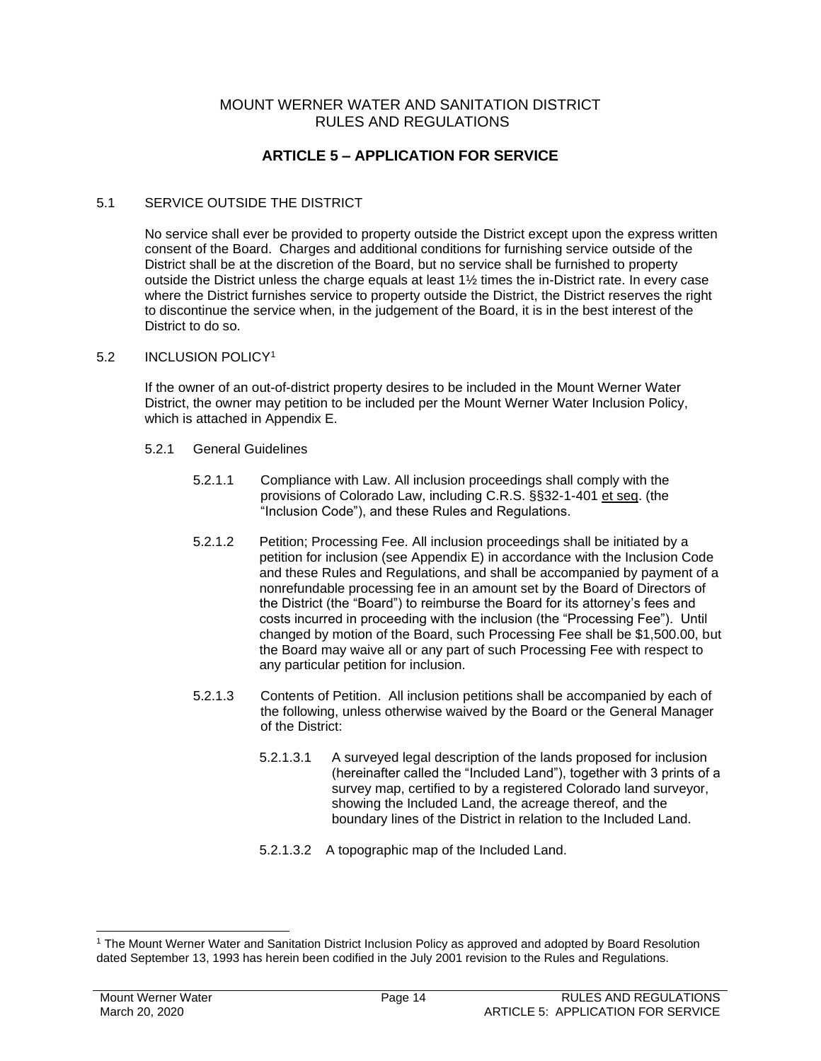MOUNT WERNER WATER AND SANITATION DISTRICT
RULES AND REGULATIONS

## ARTICLE 5 – APPLICATION FOR SERVICE

### 5.1 SERVICE OUTSIDE THE DISTRICT

No service shall ever be provided to property outside the District except upon the express written consent of the Board. Charges and additional conditions for furnishing service outside of the District shall be at the discretion of the Board, but no service shall be furnished to property outside the District unless the charge equals at least 1½ times the in-District rate. In every case where the District furnishes service to property outside the District, the District reserves the right to discontinue the service when, in the judgement of the Board, it is in the best interest of the District to do so.

### 5.2 INCLUSION POLICY[1]

If the owner of an out-of-district property desires to be included in the Mount Werner Water District, the owner may petition to be included per the Mount Werner Water Inclusion Policy, which is attached in Appendix E.

#### 5.2.1 General Guidelines

5.2.1.1 Compliance with Law. All inclusion proceedings shall comply with the provisions of Colorado Law, including C.R.S. §§32-1-401 et seq. (the "Inclusion Code"), and these Rules and Regulations.

5.2.1.2 Petition; Processing Fee. All inclusion proceedings shall be initiated by a petition for inclusion (see Appendix E) in accordance with the Inclusion Code and these Rules and Regulations, and shall be accompanied by payment of a nonrefundable processing fee in an amount set by the Board of Directors of the District (the "Board") to reimburse the Board for its attorney's fees and costs incurred in proceeding with the inclusion (the "Processing Fee"). Until changed by motion of the Board, such Processing Fee shall be $1,500.00, but the Board may waive all or any part of such Processing Fee with respect to any particular petition for inclusion.

5.2.1.3 Contents of Petition. All inclusion petitions shall be accompanied by each of the following, unless otherwise waived by the Board or the General Manager of the District:

5.2.1.3.1 A surveyed legal description of the lands proposed for inclusion (hereinafter called the "Included Land"), together with 3 prints of a survey map, certified to by a registered Colorado land surveyor, showing the Included Land, the acreage thereof, and the boundary lines of the District in relation to the Included Land.

5.2.1.3.2 A topographic map of the Included Land.

[1] The Mount Werner Water and Sanitation District Inclusion Policy as approved and adopted by Board Resolution dated September 13, 1993 has herein been codified in the July 2001 revision to the Rules and Regulations.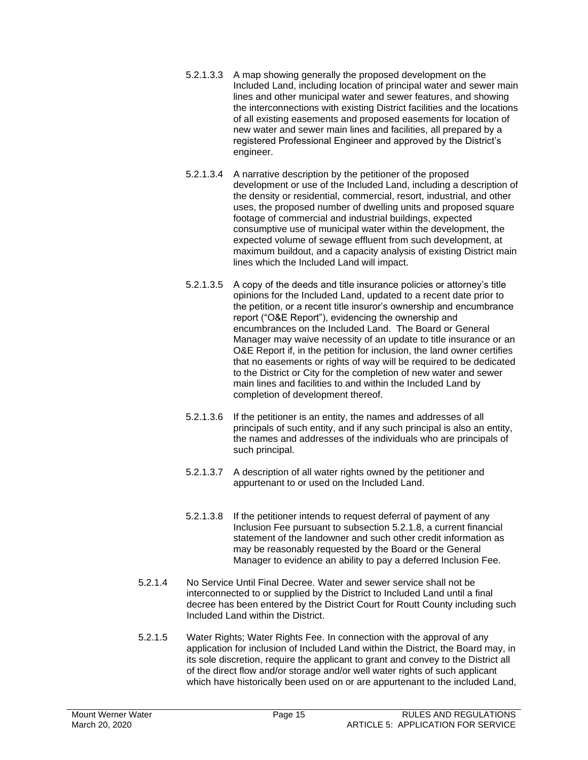5.2.1.3.3 A map showing generally the proposed development on the Included Land, including location of principal water and sewer main lines and other municipal water and sewer features, and showing the interconnections with existing District facilities and the locations of all existing easements and proposed easements for location of new water and sewer main lines and facilities, all prepared by a registered Professional Engineer and approved by the District's engineer.

5.2.1.3.4 A narrative description by the petitioner of the proposed development or use of the Included Land, including a description of the density or residential, commercial, resort, industrial, and other uses, the proposed number of dwelling units and proposed square footage of commercial and industrial buildings, expected consumptive use of municipal water within the development, the expected volume of sewage effluent from such development, at maximum buildout, and a capacity analysis of existing District main lines which the Included Land will impact.

5.2.1.3.5 A copy of the deeds and title insurance policies or attorney's title opinions for the Included Land, updated to a recent date prior to the petition, or a recent title insuror's ownership and encumbrance report ("O&E Report"), evidencing the ownership and encumbrances on the Included Land. The Board or General Manager may waive necessity of an update to title insurance or an O&E Report if, in the petition for inclusion, the land owner certifies that no easements or rights of way will be required to be dedicated to the District or City for the completion of new water and sewer main lines and facilities to and within the Included Land by completion of development thereof.

5.2.1.3.6 If the petitioner is an entity, the names and addresses of all principals of such entity, and if any such principal is also an entity, the names and addresses of the individuals who are principals of such principal.

5.2.1.3.7 A description of all water rights owned by the petitioner and appurtenant to or used on the Included Land.

5.2.1.3.8 If the petitioner intends to request deferral of payment of any Inclusion Fee pursuant to subsection 5.2.1.8, a current financial statement of the landowner and such other credit information as may be reasonably requested by the Board or the General Manager to evidence an ability to pay a deferred Inclusion Fee.

5.2.1.4 No Service Until Final Decree. Water and sewer service shall not be interconnected to or supplied by the District to Included Land until a final decree has been entered by the District Court for Routt County including such Included Land within the District.

5.2.1.5 Water Rights; Water Rights Fee. In connection with the approval of any application for inclusion of Included Land within the District, the Board may, in its sole discretion, require the applicant to grant and convey to the District all of the direct flow and/or storage and/or well water rights of such applicant which have historically been used on or are appurtenant to the included Land,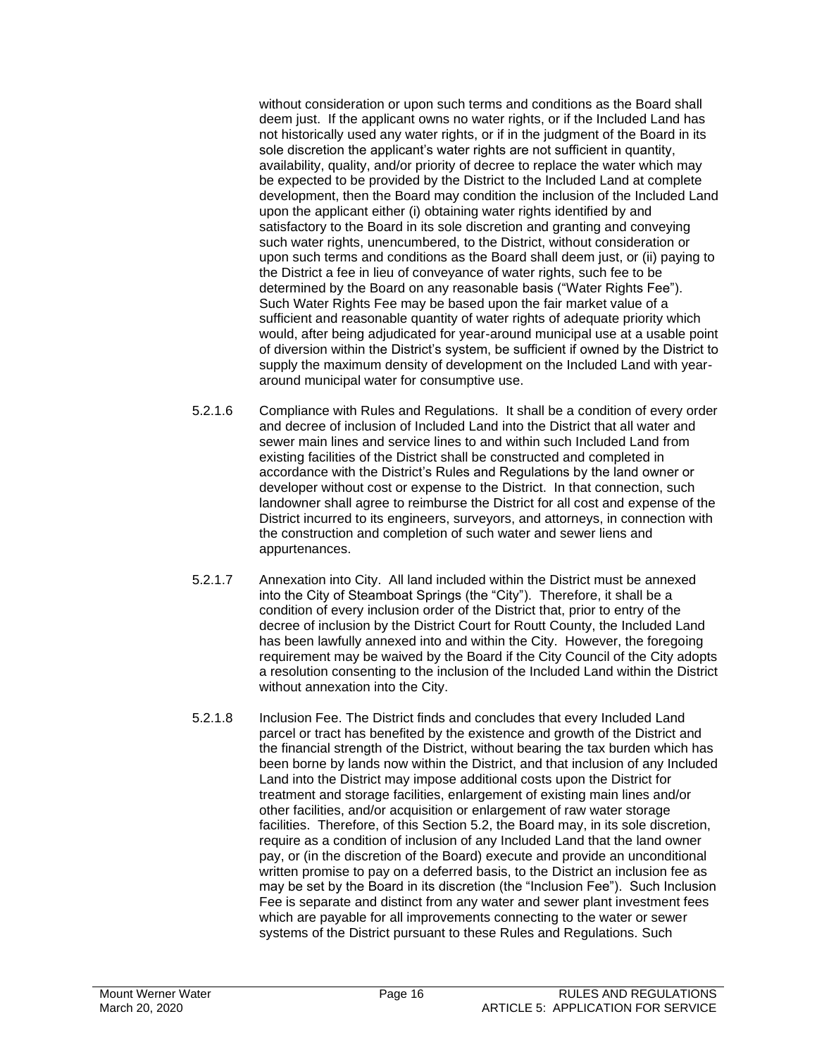without consideration or upon such terms and conditions as the Board shall deem just. If the applicant owns no water rights, or if the Included Land has not historically used any water rights, or if in the judgment of the Board in its sole discretion the applicant's water rights are not sufficient in quantity, availability, quality, and/or priority of decree to replace the water which may be expected to be provided by the District to the Included Land at complete development, then the Board may condition the inclusion of the Included Land upon the applicant either (i) obtaining water rights identified by and satisfactory to the Board in its sole discretion and granting and conveying such water rights, unencumbered, to the District, without consideration or upon such terms and conditions as the Board shall deem just, or (ii) paying to the District a fee in lieu of conveyance of water rights, such fee to be determined by the Board on any reasonable basis ("Water Rights Fee"). Such Water Rights Fee may be based upon the fair market value of a sufficient and reasonable quantity of water rights of adequate priority which would, after being adjudicated for year-around municipal use at a usable point of diversion within the District's system, be sufficient if owned by the District to supply the maximum density of development on the Included Land with year-around municipal water for consumptive use.

5.2.1.6 Compliance with Rules and Regulations. It shall be a condition of every order and decree of inclusion of Included Land into the District that all water and sewer main lines and service lines to and within such Included Land from existing facilities of the District shall be constructed and completed in accordance with the District's Rules and Regulations by the land owner or developer without cost or expense to the District. In that connection, such landowner shall agree to reimburse the District for all cost and expense of the District incurred to its engineers, surveyors, and attorneys, in connection with the construction and completion of such water and sewer liens and appurtenances.

5.2.1.7 Annexation into City. All land included within the District must be annexed into the City of Steamboat Springs (the "City"). Therefore, it shall be a condition of every inclusion order of the District that, prior to entry of the decree of inclusion by the District Court for Routt County, the Included Land has been lawfully annexed into and within the City. However, the foregoing requirement may be waived by the Board if the City Council of the City adopts a resolution consenting to the inclusion of the Included Land within the District without annexation into the City.

5.2.1.8 Inclusion Fee. The District finds and concludes that every Included Land parcel or tract has benefited by the existence and growth of the District and the financial strength of the District, without bearing the tax burden which has been borne by lands now within the District, and that inclusion of any Included Land into the District may impose additional costs upon the District for treatment and storage facilities, enlargement of existing main lines and/or other facilities, and/or acquisition or enlargement of raw water storage facilities. Therefore, of this Section 5.2, the Board may, in its sole discretion, require as a condition of inclusion of any Included Land that the land owner pay, or (in the discretion of the Board) execute and provide an unconditional written promise to pay on a deferred basis, to the District an inclusion fee as may be set by the Board in its discretion (the "Inclusion Fee"). Such Inclusion Fee is separate and distinct from any water and sewer plant investment fees which are payable for all improvements connecting to the water or sewer systems of the District pursuant to these Rules and Regulations. Such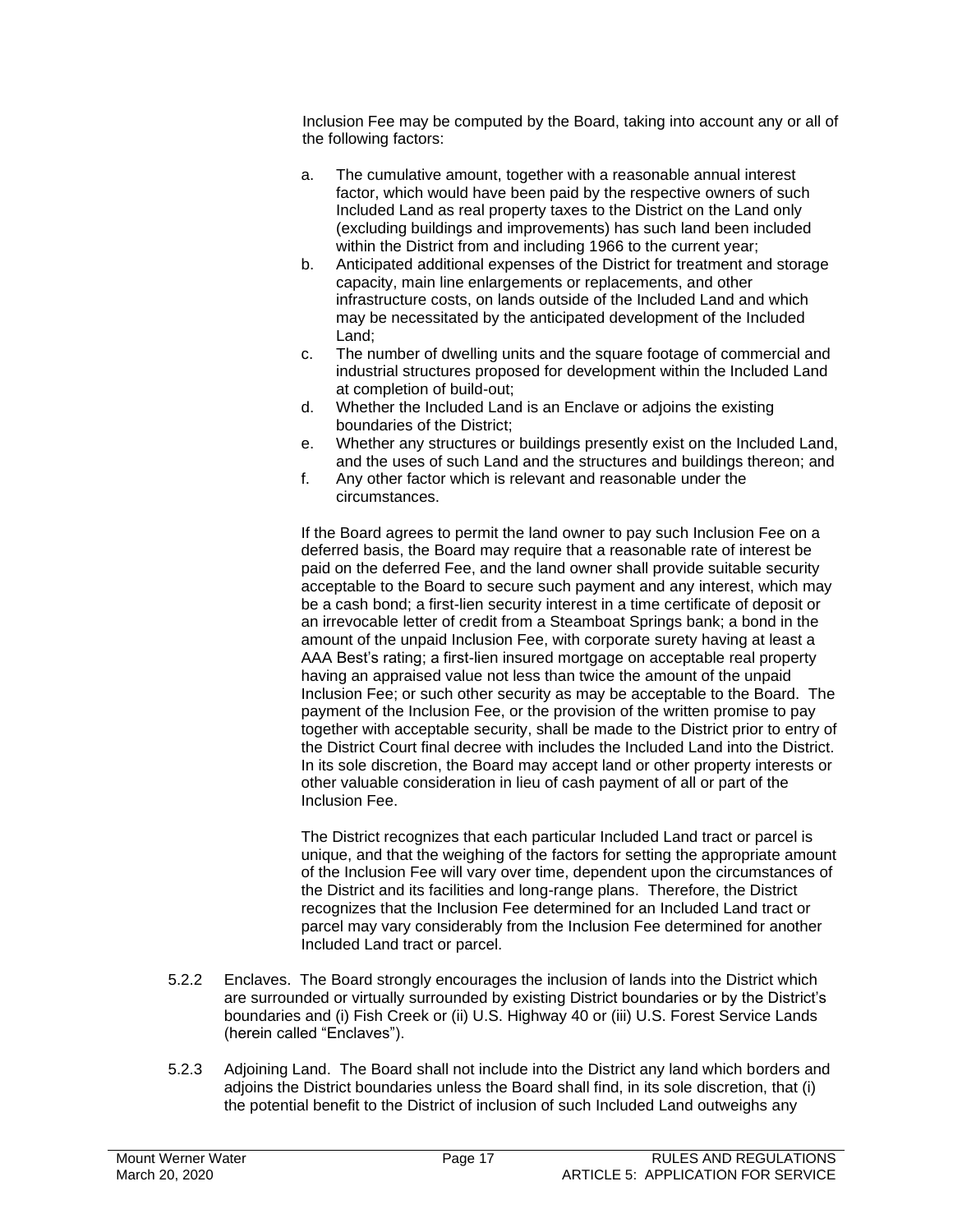Inclusion Fee may be computed by the Board, taking into account any or all of the following factors:

a. The cumulative amount, together with a reasonable annual interest factor, which would have been paid by the respective owners of such Included Land as real property taxes to the District on the Land only (excluding buildings and improvements) has such land been included within the District from and including 1966 to the current year;
b. Anticipated additional expenses of the District for treatment and storage capacity, main line enlargements or replacements, and other infrastructure costs, on lands outside of the Included Land and which may be necessitated by the anticipated development of the Included Land;
c. The number of dwelling units and the square footage of commercial and industrial structures proposed for development within the Included Land at completion of build-out;
d. Whether the Included Land is an Enclave or adjoins the existing boundaries of the District;
e. Whether any structures or buildings presently exist on the Included Land, and the uses of such Land and the structures and buildings thereon; and
f. Any other factor which is relevant and reasonable under the circumstances.

If the Board agrees to permit the land owner to pay such Inclusion Fee on a deferred basis, the Board may require that a reasonable rate of interest be paid on the deferred Fee, and the land owner shall provide suitable security acceptable to the Board to secure such payment and any interest, which may be a cash bond; a first-lien security interest in a time certificate of deposit or an irrevocable letter of credit from a Steamboat Springs bank; a bond in the amount of the unpaid Inclusion Fee, with corporate surety having at least a AAA Best's rating; a first-lien insured mortgage on acceptable real property having an appraised value not less than twice the amount of the unpaid Inclusion Fee; or such other security as may be acceptable to the Board. The payment of the Inclusion Fee, or the provision of the written promise to pay together with acceptable security, shall be made to the District prior to entry of the District Court final decree with includes the Included Land into the District. In its sole discretion, the Board may accept land or other property interests or other valuable consideration in lieu of cash payment of all or part of the Inclusion Fee.

The District recognizes that each particular Included Land tract or parcel is unique, and that the weighing of the factors for setting the appropriate amount of the Inclusion Fee will vary over time, dependent upon the circumstances of the District and its facilities and long-range plans. Therefore, the District recognizes that the Inclusion Fee determined for an Included Land tract or parcel may vary considerably from the Inclusion Fee determined for another Included Land tract or parcel.

5.2.2 Enclaves. The Board strongly encourages the inclusion of lands into the District which are surrounded or virtually surrounded by existing District boundaries or by the District's boundaries and (i) Fish Creek or (ii) U.S. Highway 40 or (iii) U.S. Forest Service Lands (herein called "Enclaves").

5.2.3 Adjoining Land. The Board shall not include into the District any land which borders and adjoins the District boundaries unless the Board shall find, in its sole discretion, that (i) the potential benefit to the District of inclusion of such Included Land outweighs any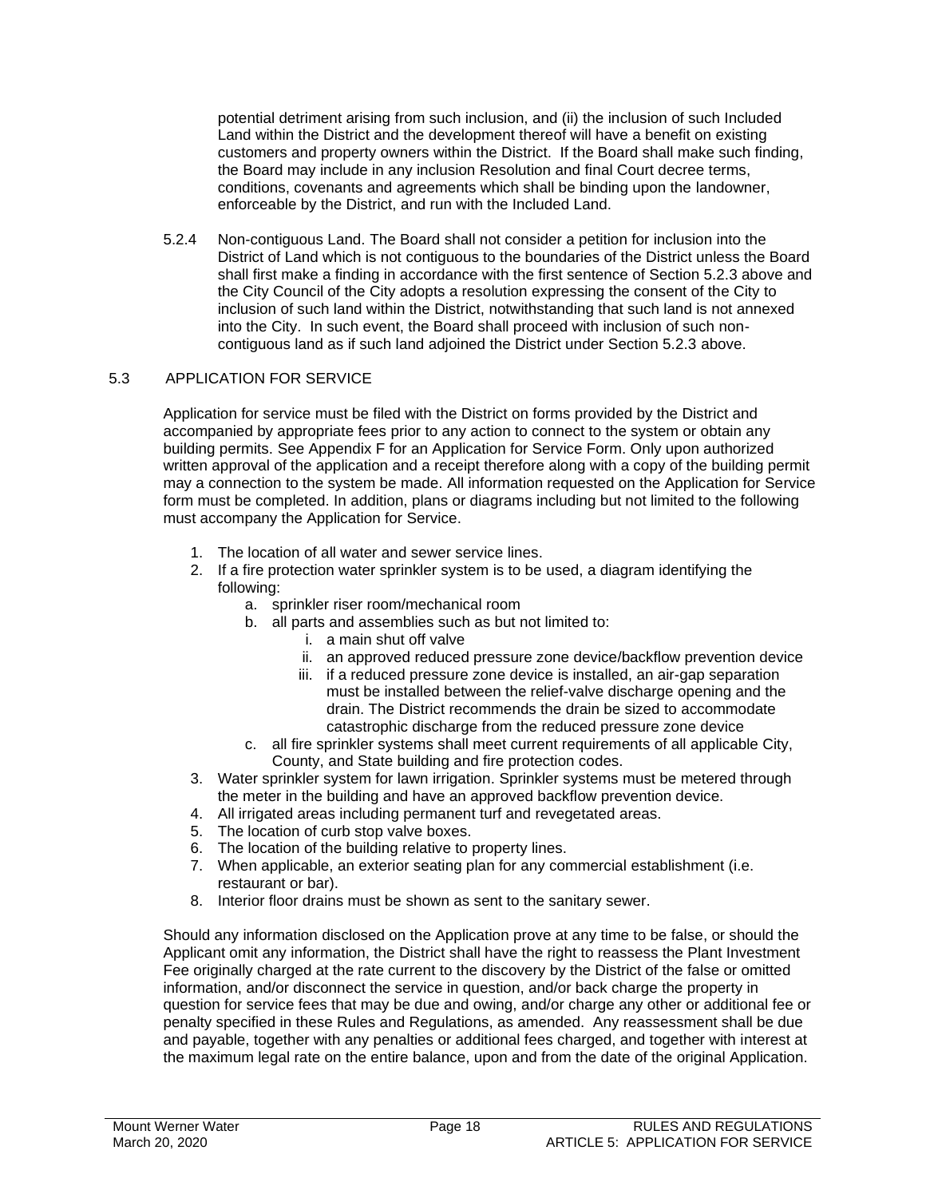potential detriment arising from such inclusion, and (ii) the inclusion of such Included Land within the District and the development thereof will have a benefit on existing customers and property owners within the District. If the Board shall make such finding, the Board may include in any inclusion Resolution and final Court decree terms, conditions, covenants and agreements which shall be binding upon the landowner, enforceable by the District, and run with the Included Land.

5.2.4 Non-contiguous Land. The Board shall not consider a petition for inclusion into the District of Land which is not contiguous to the boundaries of the District unless the Board shall first make a finding in accordance with the first sentence of Section 5.2.3 above and the City Council of the City adopts a resolution expressing the consent of the City to inclusion of such land within the District, notwithstanding that such land is not annexed into the City. In such event, the Board shall proceed with inclusion of such non-contiguous land as if such land adjoined the District under Section 5.2.3 above.

## 5.3 APPLICATION FOR SERVICE

Application for service must be filed with the District on forms provided by the District and accompanied by appropriate fees prior to any action to connect to the system or obtain any building permits. See Appendix F for an Application for Service Form. Only upon authorized written approval of the application and a receipt therefore along with a copy of the building permit may a connection to the system be made. All information requested on the Application for Service form must be completed. In addition, plans or diagrams including but not limited to the following must accompany the Application for Service.

1. The location of all water and sewer service lines.
2. If a fire protection water sprinkler system is to be used, a diagram identifying the following:
   a. sprinkler riser room/mechanical room
   b. all parts and assemblies such as but not limited to:
      i. a main shut off valve
      ii. an approved reduced pressure zone device/backflow prevention device
      iii. if a reduced pressure zone device is installed, an air-gap separation must be installed between the relief-valve discharge opening and the drain. The District recommends the drain be sized to accommodate catastrophic discharge from the reduced pressure zone device
   c. all fire sprinkler systems shall meet current requirements of all applicable City, County, and State building and fire protection codes.
3. Water sprinkler system for lawn irrigation. Sprinkler systems must be metered through the meter in the building and have an approved backflow prevention device.
4. All irrigated areas including permanent turf and revegetated areas.
5. The location of curb stop valve boxes.
6. The location of the building relative to property lines.
7. When applicable, an exterior seating plan for any commercial establishment (i.e. restaurant or bar).
8. Interior floor drains must be shown as sent to the sanitary sewer.

Should any information disclosed on the Application prove at any time to be false, or should the Applicant omit any information, the District shall have the right to reassess the Plant Investment Fee originally charged at the rate current to the discovery by the District of the false or omitted information, and/or disconnect the service in question, and/or back charge the property in question for service fees that may be due and owing, and/or charge any other or additional fee or penalty specified in these Rules and Regulations, as amended. Any reassessment shall be due and payable, together with any penalties or additional fees charged, and together with interest at the maximum legal rate on the entire balance, upon and from the date of the original Application.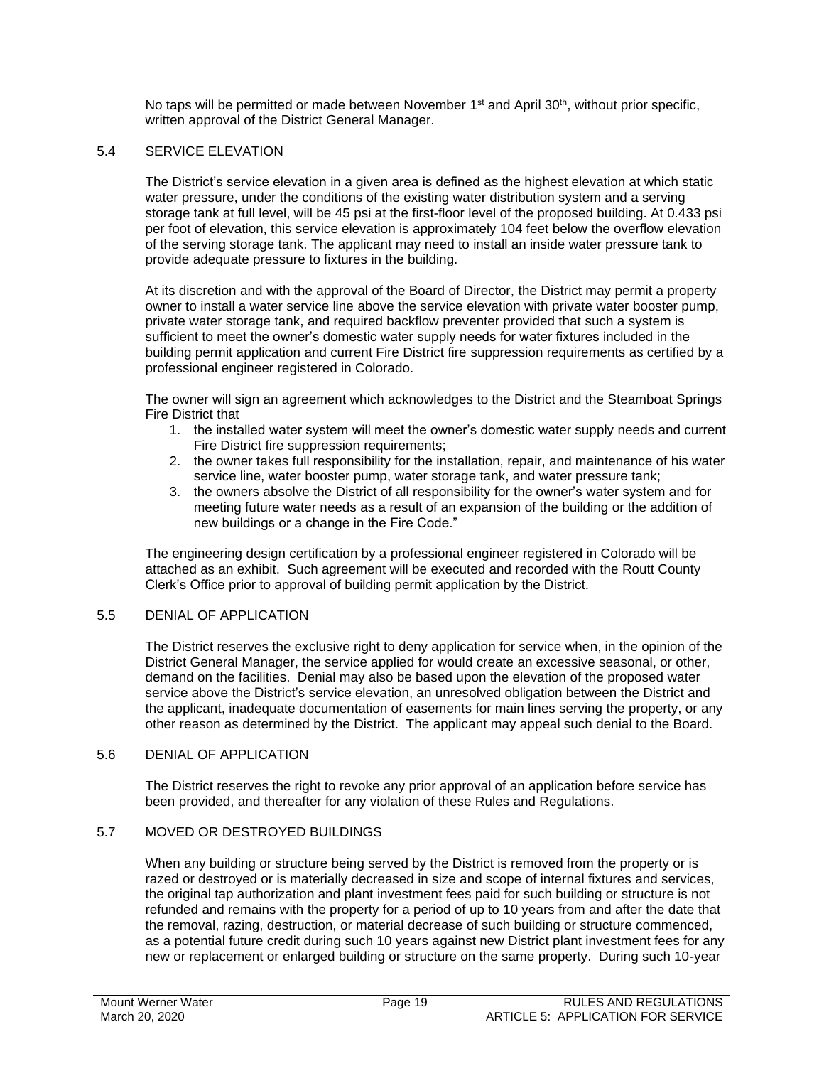No taps will be permitted or made between November 1st and April 30th, without prior specific, written approval of the District General Manager.

## 5.4 SERVICE ELEVATION

The District's service elevation in a given area is defined as the highest elevation at which static water pressure, under the conditions of the existing water distribution system and a serving storage tank at full level, will be 45 psi at the first-floor level of the proposed building. At 0.433 psi per foot of elevation, this service elevation is approximately 104 feet below the overflow elevation of the serving storage tank. The applicant may need to install an inside water pressure tank to provide adequate pressure to fixtures in the building.

At its discretion and with the approval of the Board of Director, the District may permit a property owner to install a water service line above the service elevation with private water booster pump, private water storage tank, and required backflow preventer provided that such a system is sufficient to meet the owner's domestic water supply needs for water fixtures included in the building permit application and current Fire District fire suppression requirements as certified by a professional engineer registered in Colorado.

The owner will sign an agreement which acknowledges to the District and the Steamboat Springs Fire District that

1. the installed water system will meet the owner's domestic water supply needs and current Fire District fire suppression requirements;
2. the owner takes full responsibility for the installation, repair, and maintenance of his water service line, water booster pump, water storage tank, and water pressure tank;
3. the owners absolve the District of all responsibility for the owner's water system and for meeting future water needs as a result of an expansion of the building or the addition of new buildings or a change in the Fire Code."

The engineering design certification by a professional engineer registered in Colorado will be attached as an exhibit. Such agreement will be executed and recorded with the Routt County Clerk's Office prior to approval of building permit application by the District.

## 5.5 DENIAL OF APPLICATION

The District reserves the exclusive right to deny application for service when, in the opinion of the District General Manager, the service applied for would create an excessive seasonal, or other, demand on the facilities. Denial may also be based upon the elevation of the proposed water service above the District's service elevation, an unresolved obligation between the District and the applicant, inadequate documentation of easements for main lines serving the property, or any other reason as determined by the District. The applicant may appeal such denial to the Board.

## 5.6 DENIAL OF APPLICATION

The District reserves the right to revoke any prior approval of an application before service has been provided, and thereafter for any violation of these Rules and Regulations.

## 5.7 MOVED OR DESTROYED BUILDINGS

When any building or structure being served by the District is removed from the property or is razed or destroyed or is materially decreased in size and scope of internal fixtures and services, the original tap authorization and plant investment fees paid for such building or structure is not refunded and remains with the property for a period of up to 10 years from and after the date that the removal, razing, destruction, or material decrease of such building or structure commenced, as a potential future credit during such 10 years against new District plant investment fees for any new or replacement or enlarged building or structure on the same property. During such 10-year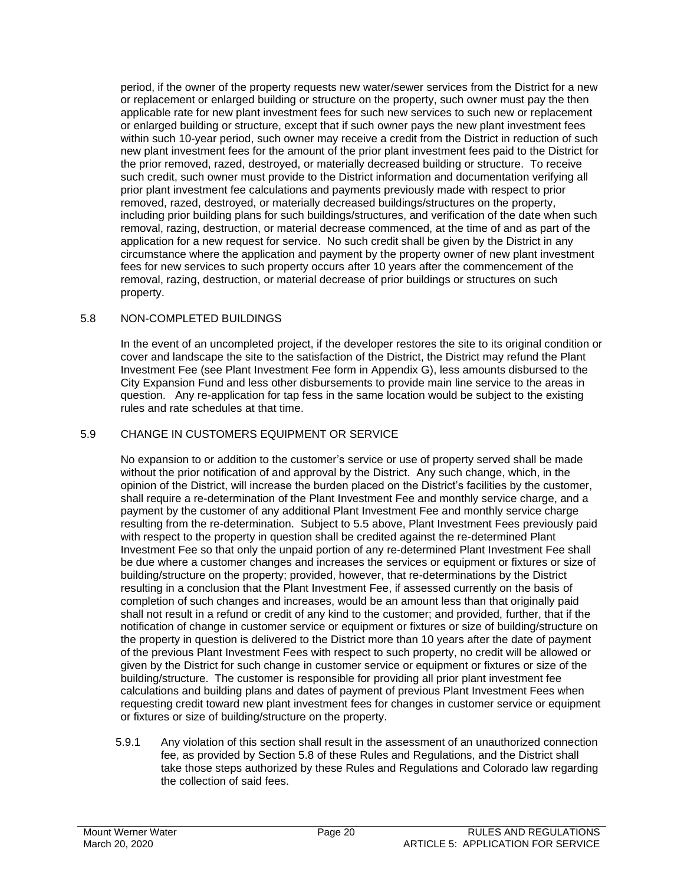period, if the owner of the property requests new water/sewer services from the District for a new or replacement or enlarged building or structure on the property, such owner must pay the then applicable rate for new plant investment fees for such new services to such new or replacement or enlarged building or structure, except that if such owner pays the new plant investment fees within such 10-year period, such owner may receive a credit from the District in reduction of such new plant investment fees for the amount of the prior plant investment fees paid to the District for the prior removed, razed, destroyed, or materially decreased building or structure. To receive such credit, such owner must provide to the District information and documentation verifying all prior plant investment fee calculations and payments previously made with respect to prior removed, razed, destroyed, or materially decreased buildings/structures on the property, including prior building plans for such buildings/structures, and verification of the date when such removal, razing, destruction, or material decrease commenced, at the time of and as part of the application for a new request for service. No such credit shall be given by the District in any circumstance where the application and payment by the property owner of new plant investment fees for new services to such property occurs after 10 years after the commencement of the removal, razing, destruction, or material decrease of prior buildings or structures on such property.

## 5.8 NON-COMPLETED BUILDINGS

In the event of an uncompleted project, if the developer restores the site to its original condition or cover and landscape the site to the satisfaction of the District, the District may refund the Plant Investment Fee (see Plant Investment Fee form in Appendix G), less amounts disbursed to the City Expansion Fund and less other disbursements to provide main line service to the areas in question. Any re-application for tap fess in the same location would be subject to the existing rules and rate schedules at that time.

## 5.9 CHANGE IN CUSTOMERS EQUIPMENT OR SERVICE

No expansion to or addition to the customer's service or use of property served shall be made without the prior notification of and approval by the District. Any such change, which, in the opinion of the District, will increase the burden placed on the District's facilities by the customer, shall require a re-determination of the Plant Investment Fee and monthly service charge, and a payment by the customer of any additional Plant Investment Fee and monthly service charge resulting from the re-determination. Subject to 5.5 above, Plant Investment Fees previously paid with respect to the property in question shall be credited against the re-determined Plant Investment Fee so that only the unpaid portion of any re-determined Plant Investment Fee shall be due where a customer changes and increases the services or equipment or fixtures or size of building/structure on the property; provided, however, that re-determinations by the District resulting in a conclusion that the Plant Investment Fee, if assessed currently on the basis of completion of such changes and increases, would be an amount less than that originally paid shall not result in a refund or credit of any kind to the customer; and provided, further, that if the notification of change in customer service or equipment or fixtures or size of building/structure on the property in question is delivered to the District more than 10 years after the date of payment of the previous Plant Investment Fees with respect to such property, no credit will be allowed or given by the District for such change in customer service or equipment or fixtures or size of the building/structure. The customer is responsible for providing all prior plant investment fee calculations and building plans and dates of payment of previous Plant Investment Fees when requesting credit toward new plant investment fees for changes in customer service or equipment or fixtures or size of building/structure on the property.

5.9.1 Any violation of this section shall result in the assessment of an unauthorized connection fee, as provided by Section 5.8 of these Rules and Regulations, and the District shall take those steps authorized by these Rules and Regulations and Colorado law regarding the collection of said fees.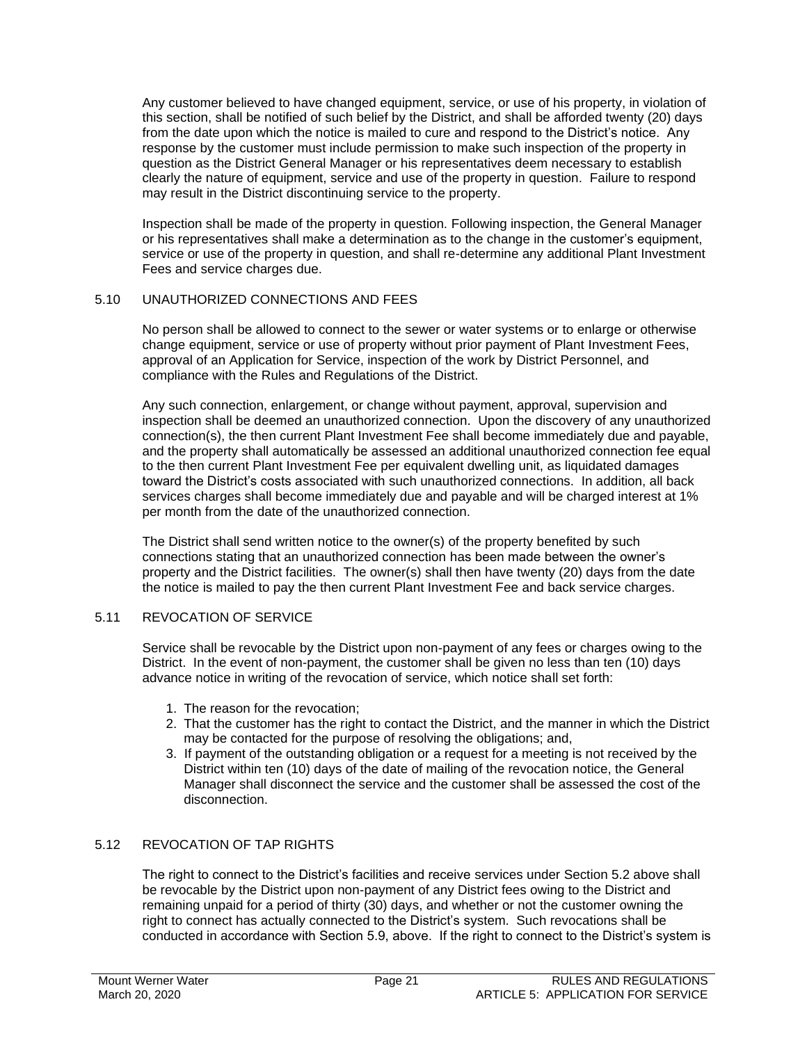Any customer believed to have changed equipment, service, or use of his property, in violation of this section, shall be notified of such belief by the District, and shall be afforded twenty (20) days from the date upon which the notice is mailed to cure and respond to the District's notice. Any response by the customer must include permission to make such inspection of the property in question as the District General Manager or his representatives deem necessary to establish clearly the nature of equipment, service and use of the property in question. Failure to respond may result in the District discontinuing service to the property.

Inspection shall be made of the property in question. Following inspection, the General Manager or his representatives shall make a determination as to the change in the customer's equipment, service or use of the property in question, and shall re-determine any additional Plant Investment Fees and service charges due.

## 5.10 UNAUTHORIZED CONNECTIONS AND FEES

No person shall be allowed to connect to the sewer or water systems or to enlarge or otherwise change equipment, service or use of property without prior payment of Plant Investment Fees, approval of an Application for Service, inspection of the work by District Personnel, and compliance with the Rules and Regulations of the District.

Any such connection, enlargement, or change without payment, approval, supervision and inspection shall be deemed an unauthorized connection. Upon the discovery of any unauthorized connection(s), the then current Plant Investment Fee shall become immediately due and payable, and the property shall automatically be assessed an additional unauthorized connection fee equal to the then current Plant Investment Fee per equivalent dwelling unit, as liquidated damages toward the District's costs associated with such unauthorized connections. In addition, all back services charges shall become immediately due and payable and will be charged interest at 1% per month from the date of the unauthorized connection.

The District shall send written notice to the owner(s) of the property benefited by such connections stating that an unauthorized connection has been made between the owner's property and the District facilities. The owner(s) shall then have twenty (20) days from the date the notice is mailed to pay the then current Plant Investment Fee and back service charges.

## 5.11 REVOCATION OF SERVICE

Service shall be revocable by the District upon non-payment of any fees or charges owing to the District. In the event of non-payment, the customer shall be given no less than ten (10) days advance notice in writing of the revocation of service, which notice shall set forth:

1. The reason for the revocation;
2. That the customer has the right to contact the District, and the manner in which the District may be contacted for the purpose of resolving the obligations; and,
3. If payment of the outstanding obligation or a request for a meeting is not received by the District within ten (10) days of the date of mailing of the revocation notice, the General Manager shall disconnect the service and the customer shall be assessed the cost of the disconnection.

## 5.12 REVOCATION OF TAP RIGHTS

The right to connect to the District's facilities and receive services under Section 5.2 above shall be revocable by the District upon non-payment of any District fees owing to the District and remaining unpaid for a period of thirty (30) days, and whether or not the customer owning the right to connect has actually connected to the District's system. Such revocations shall be conducted in accordance with Section 5.9, above. If the right to connect to the District's system is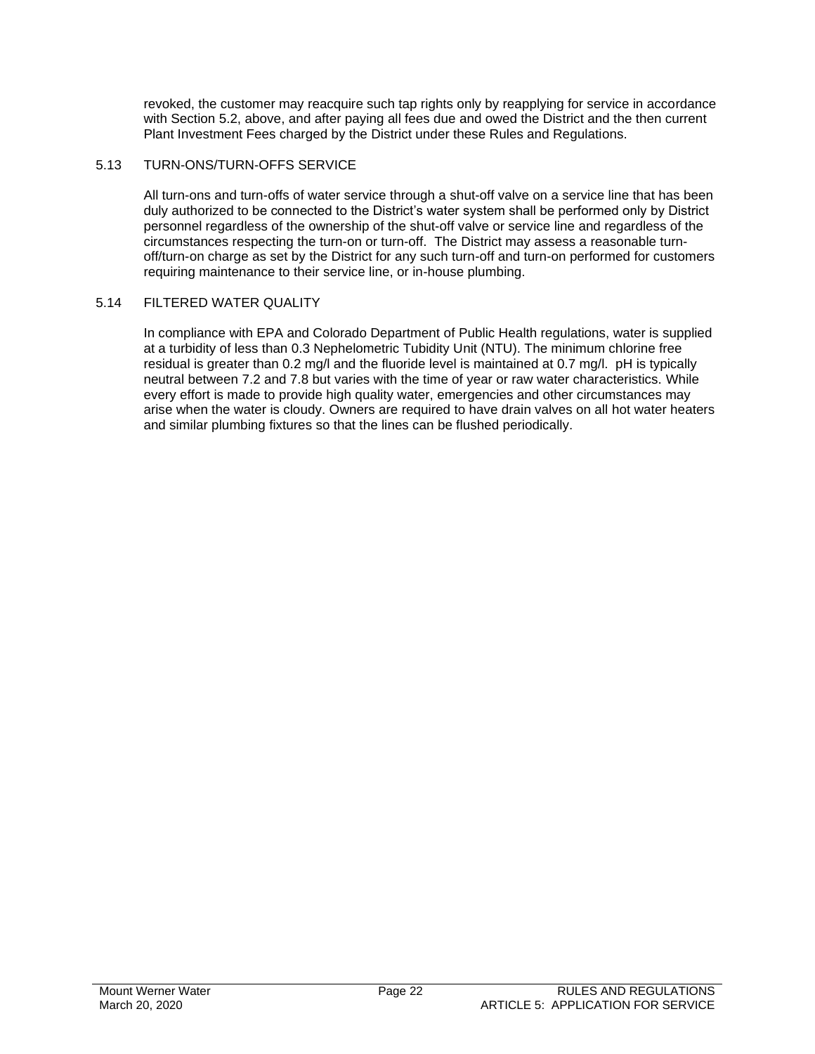revoked, the customer may reacquire such tap rights only by reapplying for service in accordance with Section 5.2, above, and after paying all fees due and owed the District and the then current Plant Investment Fees charged by the District under these Rules and Regulations.

## 5.13 TURN-ONS/TURN-OFFS SERVICE

All turn-ons and turn-offs of water service through a shut-off valve on a service line that has been duly authorized to be connected to the District's water system shall be performed only by District personnel regardless of the ownership of the shut-off valve or service line and regardless of the circumstances respecting the turn-on or turn-off. The District may assess a reasonable turn-off/turn-on charge as set by the District for any such turn-off and turn-on performed for customers requiring maintenance to their service line, or in-house plumbing.

## 5.14 FILTERED WATER QUALITY

In compliance with EPA and Colorado Department of Public Health regulations, water is supplied at a turbidity of less than 0.3 Nephelometric Tubidity Unit (NTU). The minimum chlorine free residual is greater than 0.2 mg/l and the fluoride level is maintained at 0.7 mg/l. pH is typically neutral between 7.2 and 7.8 but varies with the time of year or raw water characteristics. While every effort is made to provide high quality water, emergencies and other circumstances may arise when the water is cloudy. Owners are required to have drain valves on all hot water heaters and similar plumbing fixtures so that the lines can be flushed periodically.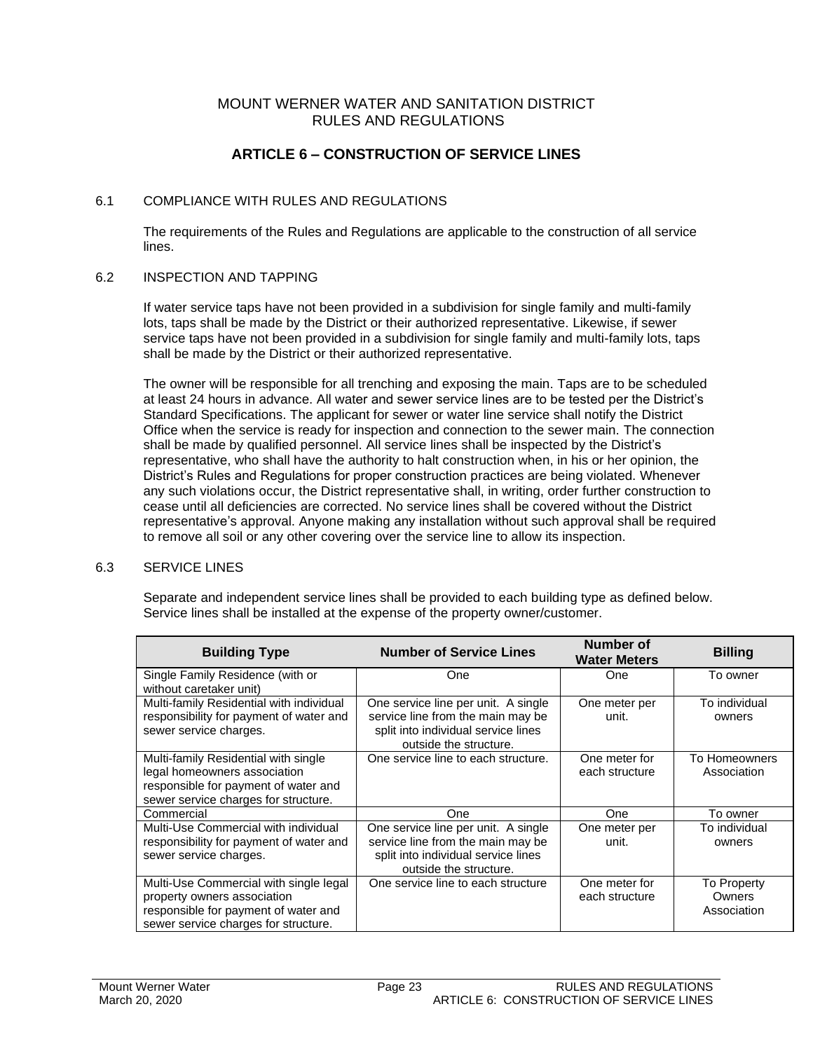MOUNT WERNER WATER AND SANITATION DISTRICT
RULES AND REGULATIONS

# ARTICLE 6 – CONSTRUCTION OF SERVICE LINES

## 6.1 COMPLIANCE WITH RULES AND REGULATIONS

The requirements of the Rules and Regulations are applicable to the construction of all service lines.

## 6.2 INSPECTION AND TAPPING

If water service taps have not been provided in a subdivision for single family and multi-family lots, taps shall be made by the District or their authorized representative. Likewise, if sewer service taps have not been provided in a subdivision for single family and multi-family lots, taps shall be made by the District or their authorized representative.

The owner will be responsible for all trenching and exposing the main. Taps are to be scheduled at least 24 hours in advance. All water and sewer service lines are to be tested per the District's Standard Specifications. The applicant for sewer or water line service shall notify the District Office when the service is ready for inspection and connection to the sewer main. The connection shall be made by qualified personnel. All service lines shall be inspected by the District's representative, who shall have the authority to halt construction when, in his or her opinion, the District's Rules and Regulations for proper construction practices are being violated. Whenever any such violations occur, the District representative shall, in writing, order further construction to cease until all deficiencies are corrected. No service lines shall be covered without the District representative's approval. Anyone making any installation without such approval shall be required to remove all soil or any other covering over the service line to allow its inspection.

## 6.3 SERVICE LINES

Separate and independent service lines shall be provided to each building type as defined below. Service lines shall be installed at the expense of the property owner/customer.

| Building Type | Number of Service Lines | Number of Water Meters | Billing |
|---|---|---|---|
| Single Family Residence (with or without caretaker unit) | One | One | To owner |
| Multi-family Residential with individual responsibility for payment of water and sewer service charges. | One service line per unit. A single service line from the main may be split into individual service lines outside the structure. | One meter per unit. | To individual owners |
| Multi-family Residential with single legal homeowners association responsible for payment of water and sewer service charges for structure. | One service line to each structure. | One meter for each structure | To Homeowners Association |
| Commercial | One | One | To owner |
| Multi-Use Commercial with individual responsibility for payment of water and sewer service charges. | One service line per unit. A single service line from the main may be split into individual service lines outside the structure. | One meter per unit. | To individual owners |
| Multi-Use Commercial with single legal property owners association responsible for payment of water and sewer service charges for structure. | One service line to each structure | One meter for each structure | To Property Owners Association |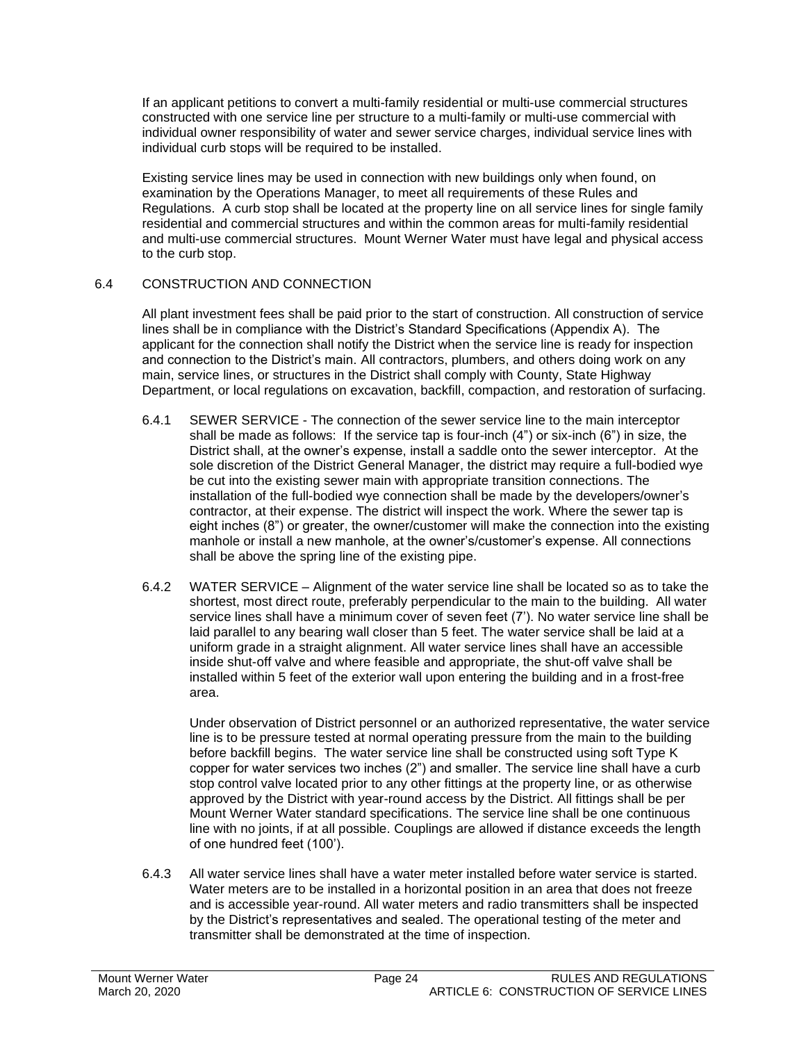If an applicant petitions to convert a multi-family residential or multi-use commercial structures constructed with one service line per structure to a multi-family or multi-use commercial with individual owner responsibility of water and sewer service charges, individual service lines with individual curb stops will be required to be installed.

Existing service lines may be used in connection with new buildings only when found, on examination by the Operations Manager, to meet all requirements of these Rules and Regulations. A curb stop shall be located at the property line on all service lines for single family residential and commercial structures and within the common areas for multi-family residential and multi-use commercial structures. Mount Werner Water must have legal and physical access to the curb stop.

## 6.4 CONSTRUCTION AND CONNECTION

All plant investment fees shall be paid prior to the start of construction. All construction of service lines shall be in compliance with the District's Standard Specifications (Appendix A). The applicant for the connection shall notify the District when the service line is ready for inspection and connection to the District's main. All contractors, plumbers, and others doing work on any main, service lines, or structures in the District shall comply with County, State Highway Department, or local regulations on excavation, backfill, compaction, and restoration of surfacing.

6.4.1 SEWER SERVICE - The connection of the sewer service line to the main interceptor shall be made as follows: If the service tap is four-inch (4") or six-inch (6") in size, the District shall, at the owner's expense, install a saddle onto the sewer interceptor. At the sole discretion of the District General Manager, the district may require a full-bodied wye be cut into the existing sewer main with appropriate transition connections. The installation of the full-bodied wye connection shall be made by the developers/owner's contractor, at their expense. The district will inspect the work. Where the sewer tap is eight inches (8") or greater, the owner/customer will make the connection into the existing manhole or install a new manhole, at the owner's/customer's expense. All connections shall be above the spring line of the existing pipe.

6.4.2 WATER SERVICE – Alignment of the water service line shall be located so as to take the shortest, most direct route, preferably perpendicular to the main to the building. All water service lines shall have a minimum cover of seven feet (7'). No water service line shall be laid parallel to any bearing wall closer than 5 feet. The water service shall be laid at a uniform grade in a straight alignment. All water service lines shall have an accessible inside shut-off valve and where feasible and appropriate, the shut-off valve shall be installed within 5 feet of the exterior wall upon entering the building and in a frost-free area.

Under observation of District personnel or an authorized representative, the water service line is to be pressure tested at normal operating pressure from the main to the building before backfill begins. The water service line shall be constructed using soft Type K copper for water services two inches (2") and smaller. The service line shall have a curb stop control valve located prior to any other fittings at the property line, or as otherwise approved by the District with year-round access by the District. All fittings shall be per Mount Werner Water standard specifications. The service line shall be one continuous line with no joints, if at all possible. Couplings are allowed if distance exceeds the length of one hundred feet (100').

6.4.3 All water service lines shall have a water meter installed before water service is started. Water meters are to be installed in a horizontal position in an area that does not freeze and is accessible year-round. All water meters and radio transmitters shall be inspected by the District's representatives and sealed. The operational testing of the meter and transmitter shall be demonstrated at the time of inspection.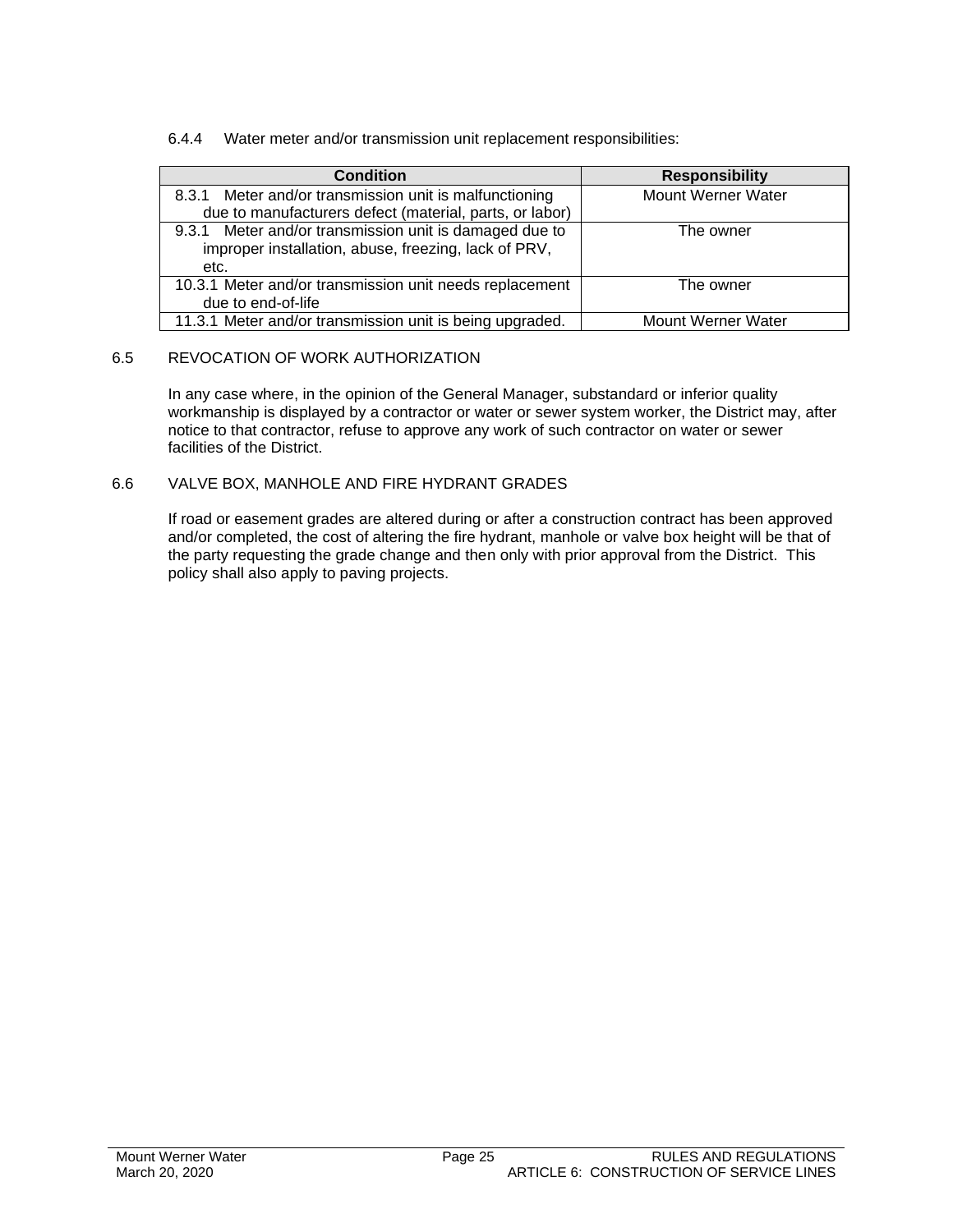6.4.4 Water meter and/or transmission unit replacement responsibilities:

| Condition | Responsibility |
|---|---|
| 8.3.1 Meter and/or transmission unit is malfunctioning due to manufacturers defect (material, parts, or labor) | Mount Werner Water |
| 9.3.1 Meter and/or transmission unit is damaged due to improper installation, abuse, freezing, lack of PRV, etc. | The owner |
| 10.3.1 Meter and/or transmission unit needs replacement due to end-of-life | The owner |
| 11.3.1 Meter and/or transmission unit is being upgraded. | Mount Werner Water |

## 6.5 REVOCATION OF WORK AUTHORIZATION

In any case where, in the opinion of the General Manager, substandard or inferior quality workmanship is displayed by a contractor or water or sewer system worker, the District may, after notice to that contractor, refuse to approve any work of such contractor on water or sewer facilities of the District.

## 6.6 VALVE BOX, MANHOLE AND FIRE HYDRANT GRADES

If road or easement grades are altered during or after a construction contract has been approved and/or completed, the cost of altering the fire hydrant, manhole or valve box height will be that of the party requesting the grade change and then only with prior approval from the District. This policy shall also apply to paving projects.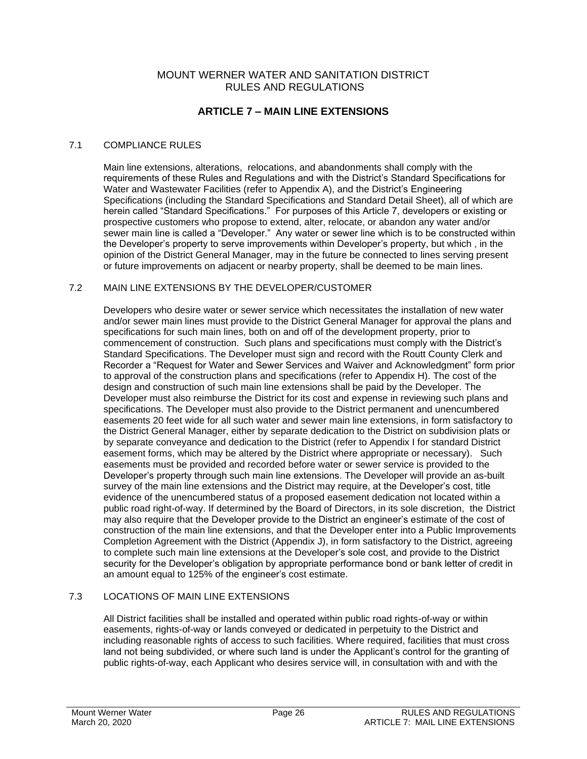MOUNT WERNER WATER AND SANITATION DISTRICT
RULES AND REGULATIONS

# ARTICLE 7 – MAIN LINE EXTENSIONS

## 7.1 COMPLIANCE RULES

Main line extensions, alterations, relocations, and abandonments shall comply with the requirements of these Rules and Regulations and with the District's Standard Specifications for Water and Wastewater Facilities (refer to Appendix A), and the District's Engineering Specifications (including the Standard Specifications and Standard Detail Sheet), all of which are herein called "Standard Specifications." For purposes of this Article 7, developers or existing or prospective customers who propose to extend, alter, relocate, or abandon any water and/or sewer main line is called a "Developer." Any water or sewer line which is to be constructed within the Developer's property to serve improvements within Developer's property, but which , in the opinion of the District General Manager, may in the future be connected to lines serving present or future improvements on adjacent or nearby property, shall be deemed to be main lines.

## 7.2 MAIN LINE EXTENSIONS BY THE DEVELOPER/CUSTOMER

Developers who desire water or sewer service which necessitates the installation of new water and/or sewer main lines must provide to the District General Manager for approval the plans and specifications for such main lines, both on and off of the development property, prior to commencement of construction. Such plans and specifications must comply with the District's Standard Specifications. The Developer must sign and record with the Routt County Clerk and Recorder a "Request for Water and Sewer Services and Waiver and Acknowledgment" form prior to approval of the construction plans and specifications (refer to Appendix H). The cost of the design and construction of such main line extensions shall be paid by the Developer. The Developer must also reimburse the District for its cost and expense in reviewing such plans and specifications. The Developer must also provide to the District permanent and unencumbered easements 20 feet wide for all such water and sewer main line extensions, in form satisfactory to the District General Manager, either by separate dedication to the District on subdivision plats or by separate conveyance and dedication to the District (refer to Appendix I for standard District easement forms, which may be altered by the District where appropriate or necessary). Such easements must be provided and recorded before water or sewer service is provided to the Developer's property through such main line extensions. The Developer will provide an as-built survey of the main line extensions and the District may require, at the Developer's cost, title evidence of the unencumbered status of a proposed easement dedication not located within a public road right-of-way. If determined by the Board of Directors, in its sole discretion, the District may also require that the Developer provide to the District an engineer's estimate of the cost of construction of the main line extensions, and that the Developer enter into a Public Improvements Completion Agreement with the District (Appendix J), in form satisfactory to the District, agreeing to complete such main line extensions at the Developer's sole cost, and provide to the District security for the Developer's obligation by appropriate performance bond or bank letter of credit in an amount equal to 125% of the engineer's cost estimate.

## 7.3 LOCATIONS OF MAIN LINE EXTENSIONS

All District facilities shall be installed and operated within public road rights-of-way or within easements, rights-of-way or lands conveyed or dedicated in perpetuity to the District and including reasonable rights of access to such facilities. Where required, facilities that must cross land not being subdivided, or where such land is under the Applicant's control for the granting of public rights-of-way, each Applicant who desires service will, in consultation with and with the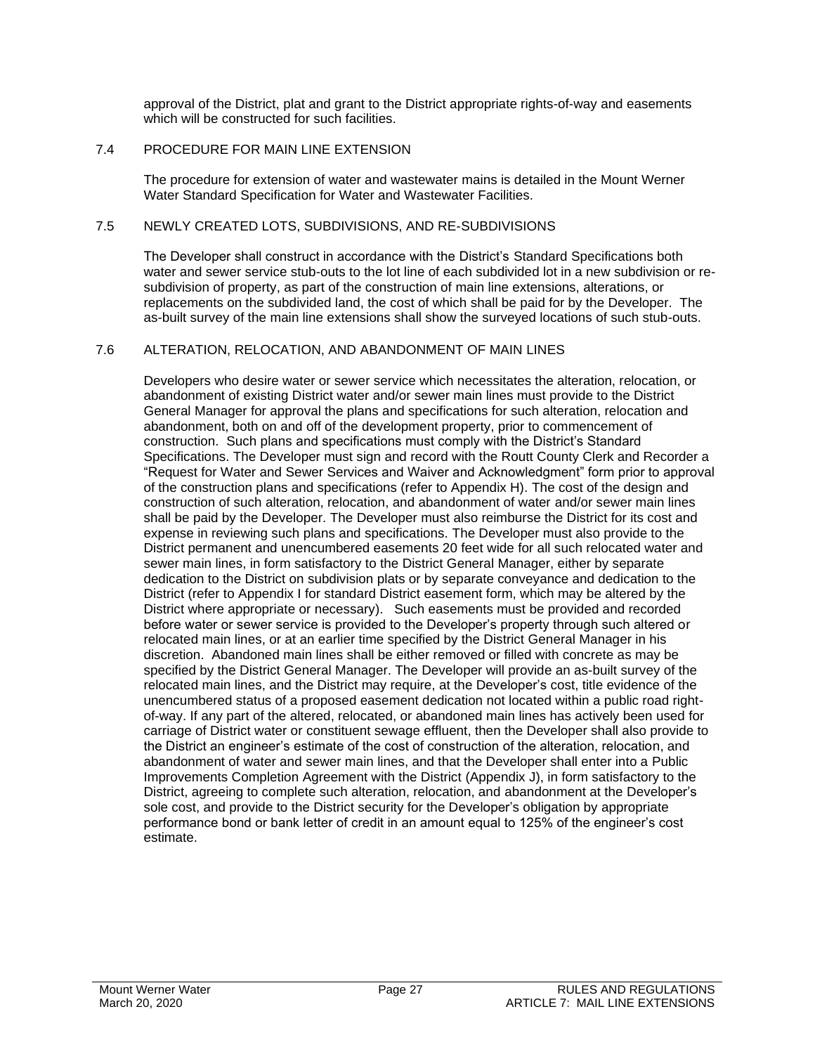approval of the District, plat and grant to the District appropriate rights-of-way and easements which will be constructed for such facilities.

## 7.4 PROCEDURE FOR MAIN LINE EXTENSION

The procedure for extension of water and wastewater mains is detailed in the Mount Werner Water Standard Specification for Water and Wastewater Facilities.

## 7.5 NEWLY CREATED LOTS, SUBDIVISIONS, AND RE-SUBDIVISIONS

The Developer shall construct in accordance with the District's Standard Specifications both water and sewer service stub-outs to the lot line of each subdivided lot in a new subdivision or re-subdivision of property, as part of the construction of main line extensions, alterations, or replacements on the subdivided land, the cost of which shall be paid for by the Developer. The as-built survey of the main line extensions shall show the surveyed locations of such stub-outs.

## 7.6 ALTERATION, RELOCATION, AND ABANDONMENT OF MAIN LINES

Developers who desire water or sewer service which necessitates the alteration, relocation, or abandonment of existing District water and/or sewer main lines must provide to the District General Manager for approval the plans and specifications for such alteration, relocation and abandonment, both on and off of the development property, prior to commencement of construction. Such plans and specifications must comply with the District's Standard Specifications. The Developer must sign and record with the Routt County Clerk and Recorder a "Request for Water and Sewer Services and Waiver and Acknowledgment" form prior to approval of the construction plans and specifications (refer to Appendix H). The cost of the design and construction of such alteration, relocation, and abandonment of water and/or sewer main lines shall be paid by the Developer. The Developer must also reimburse the District for its cost and expense in reviewing such plans and specifications. The Developer must also provide to the District permanent and unencumbered easements 20 feet wide for all such relocated water and sewer main lines, in form satisfactory to the District General Manager, either by separate dedication to the District on subdivision plats or by separate conveyance and dedication to the District (refer to Appendix I for standard District easement form, which may be altered by the District where appropriate or necessary). Such easements must be provided and recorded before water or sewer service is provided to the Developer's property through such altered or relocated main lines, or at an earlier time specified by the District General Manager in his discretion. Abandoned main lines shall be either removed or filled with concrete as may be specified by the District General Manager. The Developer will provide an as-built survey of the relocated main lines, and the District may require, at the Developer's cost, title evidence of the unencumbered status of a proposed easement dedication not located within a public road right-of-way. If any part of the altered, relocated, or abandoned main lines has actively been used for carriage of District water or constituent sewage effluent, then the Developer shall also provide to the District an engineer's estimate of the cost of construction of the alteration, relocation, and abandonment of water and sewer main lines, and that the Developer shall enter into a Public Improvements Completion Agreement with the District (Appendix J), in form satisfactory to the District, agreeing to complete such alteration, relocation, and abandonment at the Developer's sole cost, and provide to the District security for the Developer's obligation by appropriate performance bond or bank letter of credit in an amount equal to 125% of the engineer's cost estimate.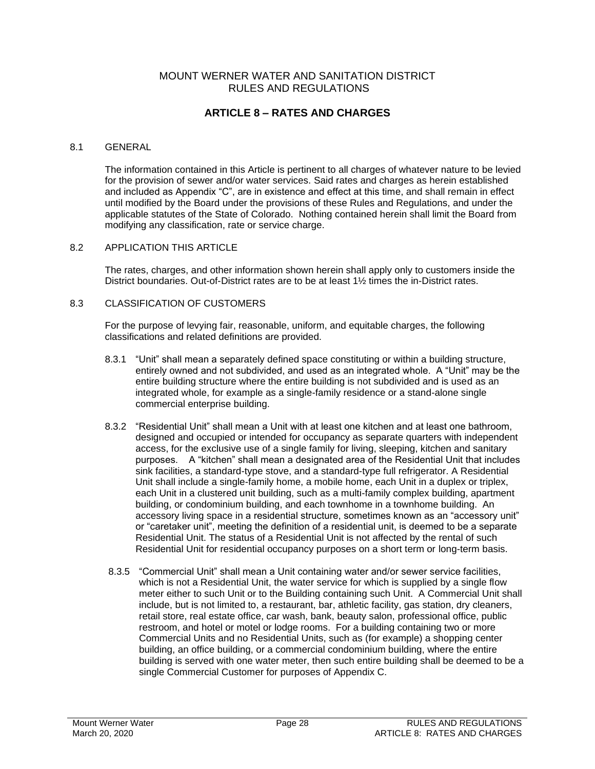MOUNT WERNER WATER AND SANITATION DISTRICT
RULES AND REGULATIONS

# ARTICLE 8 – RATES AND CHARGES

## 8.1 GENERAL

The information contained in this Article is pertinent to all charges of whatever nature to be levied for the provision of sewer and/or water services. Said rates and charges as herein established and included as Appendix "C", are in existence and effect at this time, and shall remain in effect until modified by the Board under the provisions of these Rules and Regulations, and under the applicable statutes of the State of Colorado. Nothing contained herein shall limit the Board from modifying any classification, rate or service charge.

## 8.2 APPLICATION THIS ARTICLE

The rates, charges, and other information shown herein shall apply only to customers inside the District boundaries. Out-of-District rates are to be at least 1½ times the in-District rates.

## 8.3 CLASSIFICATION OF CUSTOMERS

For the purpose of levying fair, reasonable, uniform, and equitable charges, the following classifications and related definitions are provided.

8.3.1 "Unit" shall mean a separately defined space constituting or within a building structure, entirely owned and not subdivided, and used as an integrated whole. A "Unit" may be the entire building structure where the entire building is not subdivided and is used as an integrated whole, for example as a single-family residence or a stand-alone single commercial enterprise building.

8.3.2 "Residential Unit" shall mean a Unit with at least one kitchen and at least one bathroom, designed and occupied or intended for occupancy as separate quarters with independent access, for the exclusive use of a single family for living, sleeping, kitchen and sanitary purposes. A "kitchen" shall mean a designated area of the Residential Unit that includes sink facilities, a standard-type stove, and a standard-type full refrigerator. A Residential Unit shall include a single-family home, a mobile home, each Unit in a duplex or triplex, each Unit in a clustered unit building, such as a multi-family complex building, apartment building, or condominium building, and each townhome in a townhome building. An accessory living space in a residential structure, sometimes known as an "accessory unit" or "caretaker unit", meeting the definition of a residential unit, is deemed to be a separate Residential Unit. The status of a Residential Unit is not affected by the rental of such Residential Unit for residential occupancy purposes on a short term or long-term basis.

8.3.5 "Commercial Unit" shall mean a Unit containing water and/or sewer service facilities, which is not a Residential Unit, the water service for which is supplied by a single flow meter either to such Unit or to the Building containing such Unit. A Commercial Unit shall include, but is not limited to, a restaurant, bar, athletic facility, gas station, dry cleaners, retail store, real estate office, car wash, bank, beauty salon, professional office, public restroom, and hotel or motel or lodge rooms. For a building containing two or more Commercial Units and no Residential Units, such as (for example) a shopping center building, an office building, or a commercial condominium building, where the entire building is served with one water meter, then such entire building shall be deemed to be a single Commercial Customer for purposes of Appendix C.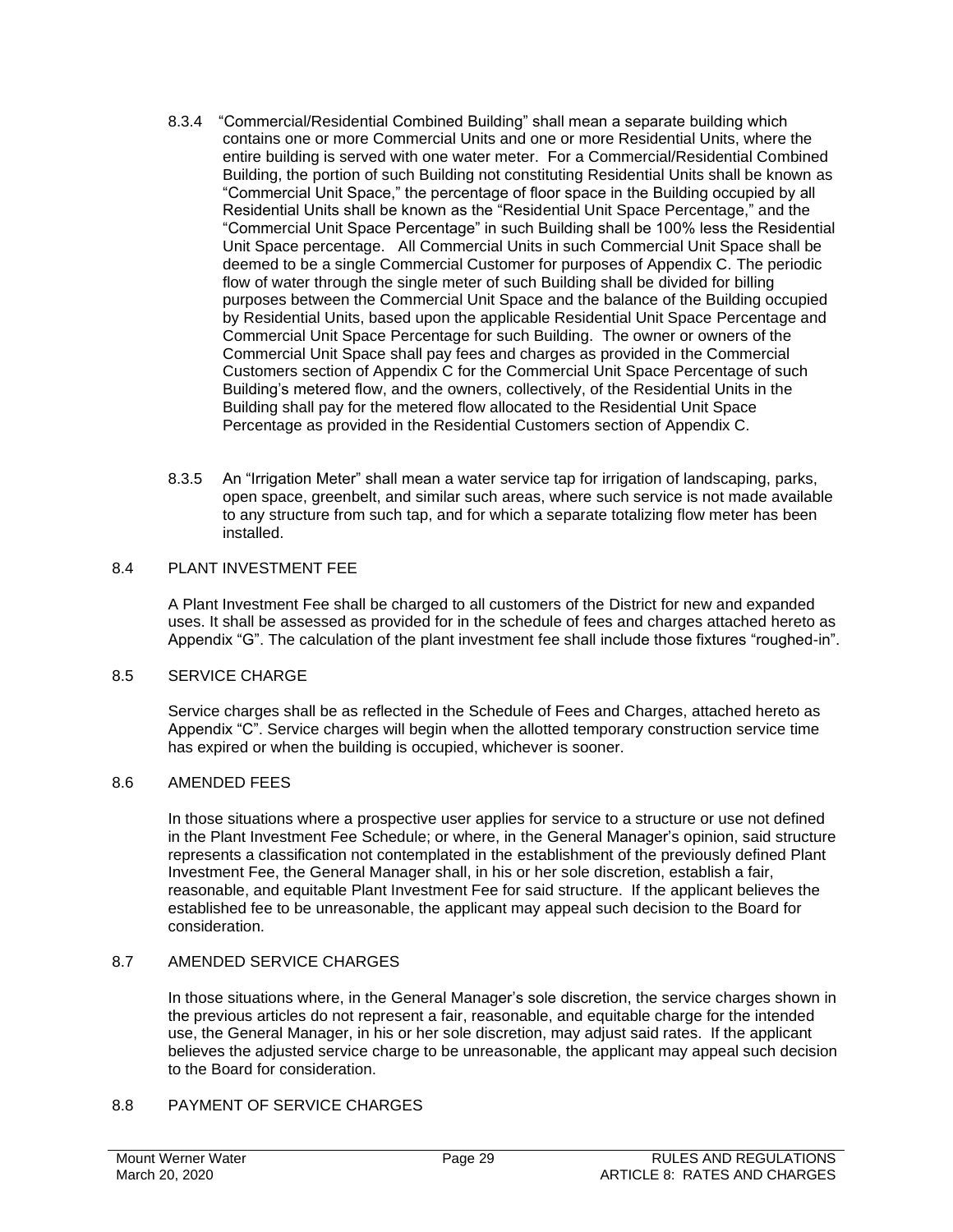8.3.4 "Commercial/Residential Combined Building" shall mean a separate building which contains one or more Commercial Units and one or more Residential Units, where the entire building is served with one water meter. For a Commercial/Residential Combined Building, the portion of such Building not constituting Residential Units shall be known as "Commercial Unit Space," the percentage of floor space in the Building occupied by all Residential Units shall be known as the "Residential Unit Space Percentage," and the "Commercial Unit Space Percentage" in such Building shall be 100% less the Residential Unit Space percentage. All Commercial Units in such Commercial Unit Space shall be deemed to be a single Commercial Customer for purposes of Appendix C. The periodic flow of water through the single meter of such Building shall be divided for billing purposes between the Commercial Unit Space and the balance of the Building occupied by Residential Units, based upon the applicable Residential Unit Space Percentage and Commercial Unit Space Percentage for such Building. The owner or owners of the Commercial Unit Space shall pay fees and charges as provided in the Commercial Customers section of Appendix C for the Commercial Unit Space Percentage of such Building's metered flow, and the owners, collectively, of the Residential Units in the Building shall pay for the metered flow allocated to the Residential Unit Space Percentage as provided in the Residential Customers section of Appendix C.

8.3.5 An "Irrigation Meter" shall mean a water service tap for irrigation of landscaping, parks, open space, greenbelt, and similar such areas, where such service is not made available to any structure from such tap, and for which a separate totalizing flow meter has been installed.

## 8.4 PLANT INVESTMENT FEE

A Plant Investment Fee shall be charged to all customers of the District for new and expanded uses. It shall be assessed as provided for in the schedule of fees and charges attached hereto as Appendix "G". The calculation of the plant investment fee shall include those fixtures "roughed-in".

## 8.5 SERVICE CHARGE

Service charges shall be as reflected in the Schedule of Fees and Charges, attached hereto as Appendix "C". Service charges will begin when the allotted temporary construction service time has expired or when the building is occupied, whichever is sooner.

## 8.6 AMENDED FEES

In those situations where a prospective user applies for service to a structure or use not defined in the Plant Investment Fee Schedule; or where, in the General Manager's opinion, said structure represents a classification not contemplated in the establishment of the previously defined Plant Investment Fee, the General Manager shall, in his or her sole discretion, establish a fair, reasonable, and equitable Plant Investment Fee for said structure. If the applicant believes the established fee to be unreasonable, the applicant may appeal such decision to the Board for consideration.

## 8.7 AMENDED SERVICE CHARGES

In those situations where, in the General Manager's sole discretion, the service charges shown in the previous articles do not represent a fair, reasonable, and equitable charge for the intended use, the General Manager, in his or her sole discretion, may adjust said rates. If the applicant believes the adjusted service charge to be unreasonable, the applicant may appeal such decision to the Board for consideration.

## 8.8 PAYMENT OF SERVICE CHARGES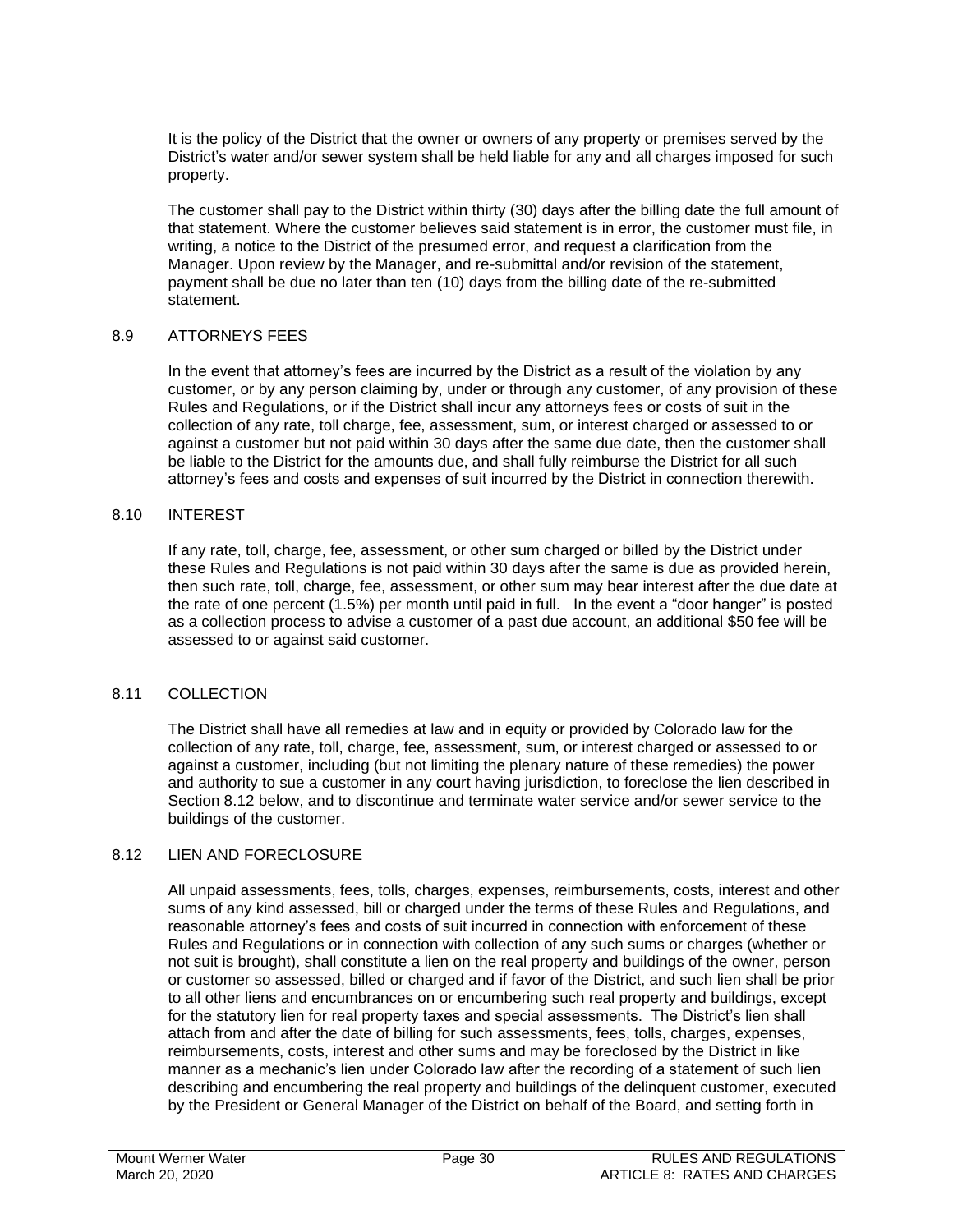It is the policy of the District that the owner or owners of any property or premises served by the District's water and/or sewer system shall be held liable for any and all charges imposed for such property.

The customer shall pay to the District within thirty (30) days after the billing date the full amount of that statement. Where the customer believes said statement is in error, the customer must file, in writing, a notice to the District of the presumed error, and request a clarification from the Manager. Upon review by the Manager, and re-submittal and/or revision of the statement, payment shall be due no later than ten (10) days from the billing date of the re-submitted statement.

## 8.9 ATTORNEYS FEES

In the event that attorney's fees are incurred by the District as a result of the violation by any customer, or by any person claiming by, under or through any customer, of any provision of these Rules and Regulations, or if the District shall incur any attorneys fees or costs of suit in the collection of any rate, toll charge, fee, assessment, sum, or interest charged or assessed to or against a customer but not paid within 30 days after the same due date, then the customer shall be liable to the District for the amounts due, and shall fully reimburse the District for all such attorney's fees and costs and expenses of suit incurred by the District in connection therewith.

## 8.10 INTEREST

If any rate, toll, charge, fee, assessment, or other sum charged or billed by the District under these Rules and Regulations is not paid within 30 days after the same is due as provided herein, then such rate, toll, charge, fee, assessment, or other sum may bear interest after the due date at the rate of one percent (1.5%) per month until paid in full. In the event a "door hanger" is posted as a collection process to advise a customer of a past due account, an additional $50 fee will be assessed to or against said customer.

## 8.11 COLLECTION

The District shall have all remedies at law and in equity or provided by Colorado law for the collection of any rate, toll, charge, fee, assessment, sum, or interest charged or assessed to or against a customer, including (but not limiting the plenary nature of these remedies) the power and authority to sue a customer in any court having jurisdiction, to foreclose the lien described in Section 8.12 below, and to discontinue and terminate water service and/or sewer service to the buildings of the customer.

## 8.12 LIEN AND FORECLOSURE

All unpaid assessments, fees, tolls, charges, expenses, reimbursements, costs, interest and other sums of any kind assessed, bill or charged under the terms of these Rules and Regulations, and reasonable attorney's fees and costs of suit incurred in connection with enforcement of these Rules and Regulations or in connection with collection of any such sums or charges (whether or not suit is brought), shall constitute a lien on the real property and buildings of the owner, person or customer so assessed, billed or charged and if favor of the District, and such lien shall be prior to all other liens and encumbrances on or encumbering such real property and buildings, except for the statutory lien for real property taxes and special assessments. The District's lien shall attach from and after the date of billing for such assessments, fees, tolls, charges, expenses, reimbursements, costs, interest and other sums and may be foreclosed by the District in like manner as a mechanic's lien under Colorado law after the recording of a statement of such lien describing and encumbering the real property and buildings of the delinquent customer, executed by the President or General Manager of the District on behalf of the Board, and setting forth in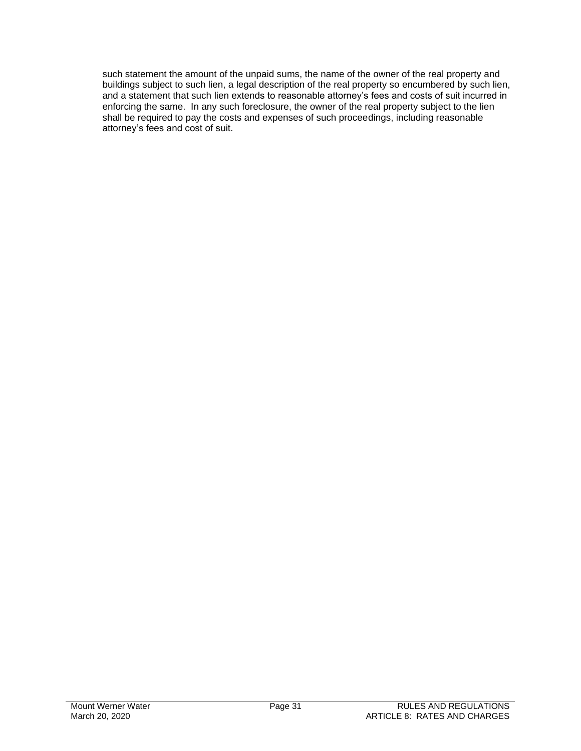such statement the amount of the unpaid sums, the name of the owner of the real property and buildings subject to such lien, a legal description of the real property so encumbered by such lien, and a statement that such lien extends to reasonable attorney's fees and costs of suit incurred in enforcing the same. In any such foreclosure, the owner of the real property subject to the lien shall be required to pay the costs and expenses of such proceedings, including reasonable attorney's fees and cost of suit.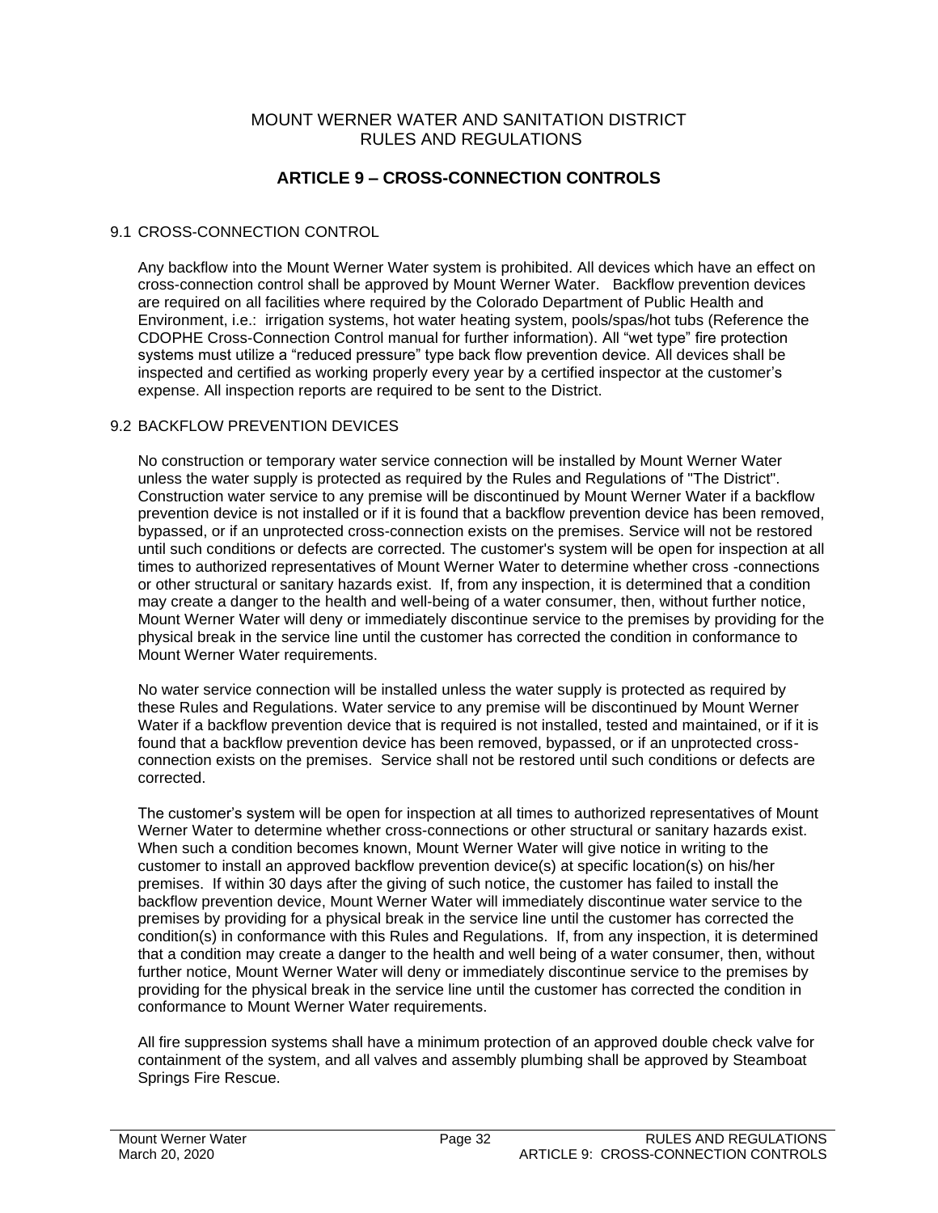MOUNT WERNER WATER AND SANITATION DISTRICT
RULES AND REGULATIONS

# ARTICLE 9 – CROSS-CONNECTION CONTROLS

## 9.1 CROSS-CONNECTION CONTROL

Any backflow into the Mount Werner Water system is prohibited. All devices which have an effect on cross-connection control shall be approved by Mount Werner Water. Backflow prevention devices are required on all facilities where required by the Colorado Department of Public Health and Environment, i.e.: irrigation systems, hot water heating system, pools/spas/hot tubs (Reference the CDOPHE Cross-Connection Control manual for further information). All "wet type" fire protection systems must utilize a "reduced pressure" type back flow prevention device. All devices shall be inspected and certified as working properly every year by a certified inspector at the customer's expense. All inspection reports are required to be sent to the District.

## 9.2 BACKFLOW PREVENTION DEVICES

No construction or temporary water service connection will be installed by Mount Werner Water unless the water supply is protected as required by the Rules and Regulations of "The District". Construction water service to any premise will be discontinued by Mount Werner Water if a backflow prevention device is not installed or if it is found that a backflow prevention device has been removed, bypassed, or if an unprotected cross-connection exists on the premises. Service will not be restored until such conditions or defects are corrected. The customer's system will be open for inspection at all times to authorized representatives of Mount Werner Water to determine whether cross -connections or other structural or sanitary hazards exist. If, from any inspection, it is determined that a condition may create a danger to the health and well-being of a water consumer, then, without further notice, Mount Werner Water will deny or immediately discontinue service to the premises by providing for the physical break in the service line until the customer has corrected the condition in conformance to Mount Werner Water requirements.

No water service connection will be installed unless the water supply is protected as required by these Rules and Regulations. Water service to any premise will be discontinued by Mount Werner Water if a backflow prevention device that is required is not installed, tested and maintained, or if it is found that a backflow prevention device has been removed, bypassed, or if an unprotected cross-connection exists on the premises. Service shall not be restored until such conditions or defects are corrected.

The customer's system will be open for inspection at all times to authorized representatives of Mount Werner Water to determine whether cross-connections or other structural or sanitary hazards exist. When such a condition becomes known, Mount Werner Water will give notice in writing to the customer to install an approved backflow prevention device(s) at specific location(s) on his/her premises. If within 30 days after the giving of such notice, the customer has failed to install the backflow prevention device, Mount Werner Water will immediately discontinue water service to the premises by providing for a physical break in the service line until the customer has corrected the condition(s) in conformance with this Rules and Regulations. If, from any inspection, it is determined that a condition may create a danger to the health and well being of a water consumer, then, without further notice, Mount Werner Water will deny or immediately discontinue service to the premises by providing for the physical break in the service line until the customer has corrected the condition in conformance to Mount Werner Water requirements.

All fire suppression systems shall have a minimum protection of an approved double check valve for containment of the system, and all valves and assembly plumbing shall be approved by Steamboat Springs Fire Rescue.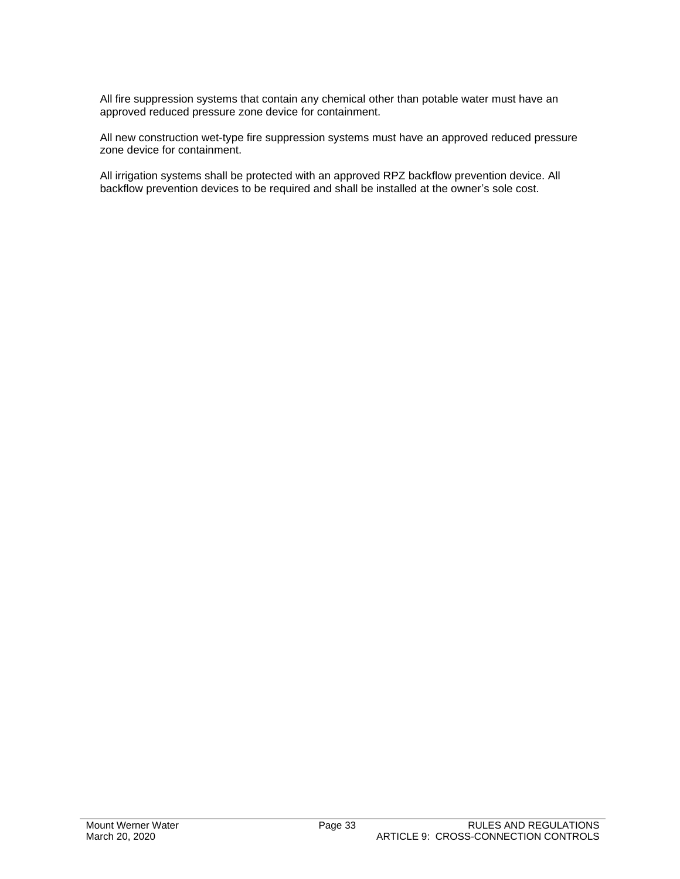All fire suppression systems that contain any chemical other than potable water must have an approved reduced pressure zone device for containment.

All new construction wet-type fire suppression systems must have an approved reduced pressure zone device for containment.

All irrigation systems shall be protected with an approved RPZ backflow prevention device. All backflow prevention devices to be required and shall be installed at the owner's sole cost.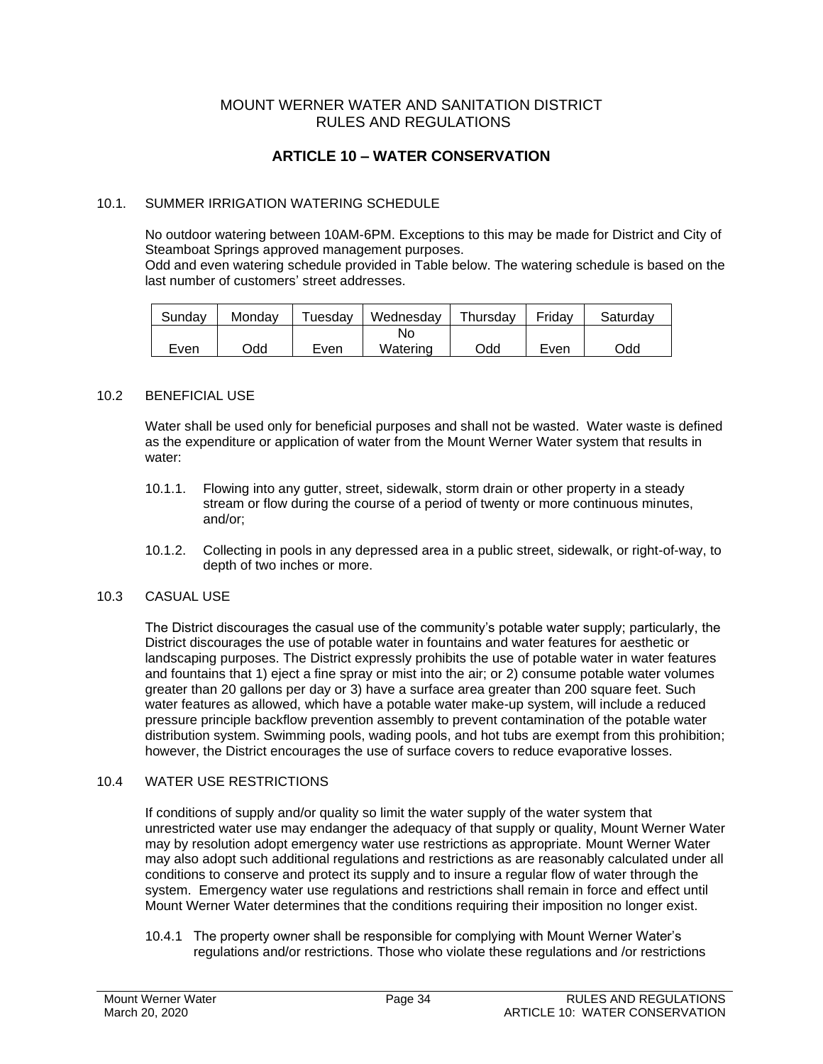MOUNT WERNER WATER AND SANITATION DISTRICT
RULES AND REGULATIONS

## ARTICLE 10 – WATER CONSERVATION

### 10.1. SUMMER IRRIGATION WATERING SCHEDULE

No outdoor watering between 10AM-6PM. Exceptions to this may be made for District and City of Steamboat Springs approved management purposes.
Odd and even watering schedule provided in Table below. The watering schedule is based on the last number of customers' street addresses.

| Sunday | Monday | Tuesday | Wednesday | Thursday | Friday | Saturday |
|---|---|---|---|---|---|---|
| Even | Odd | Even | No Watering | Odd | Even | Odd |

### 10.2 BENEFICIAL USE

Water shall be used only for beneficial purposes and shall not be wasted. Water waste is defined as the expenditure or application of water from the Mount Werner Water system that results in water:

10.1.1. Flowing into any gutter, street, sidewalk, storm drain or other property in a steady stream or flow during the course of a period of twenty or more continuous minutes, and/or;

10.1.2. Collecting in pools in any depressed area in a public street, sidewalk, or right-of-way, to depth of two inches or more.

### 10.3 CASUAL USE

The District discourages the casual use of the community's potable water supply; particularly, the District discourages the use of potable water in fountains and water features for aesthetic or landscaping purposes. The District expressly prohibits the use of potable water in water features and fountains that 1) eject a fine spray or mist into the air; or 2) consume potable water volumes greater than 20 gallons per day or 3) have a surface area greater than 200 square feet. Such water features as allowed, which have a potable water make-up system, will include a reduced pressure principle backflow prevention assembly to prevent contamination of the potable water distribution system. Swimming pools, wading pools, and hot tubs are exempt from this prohibition; however, the District encourages the use of surface covers to reduce evaporative losses.

### 10.4 WATER USE RESTRICTIONS

If conditions of supply and/or quality so limit the water supply of the water system that unrestricted water use may endanger the adequacy of that supply or quality, Mount Werner Water may by resolution adopt emergency water use restrictions as appropriate. Mount Werner Water may also adopt such additional regulations and restrictions as are reasonably calculated under all conditions to conserve and protect its supply and to insure a regular flow of water through the system. Emergency water use regulations and restrictions shall remain in force and effect until Mount Werner Water determines that the conditions requiring their imposition no longer exist.

10.4.1 The property owner shall be responsible for complying with Mount Werner Water's regulations and/or restrictions. Those who violate these regulations and /or restrictions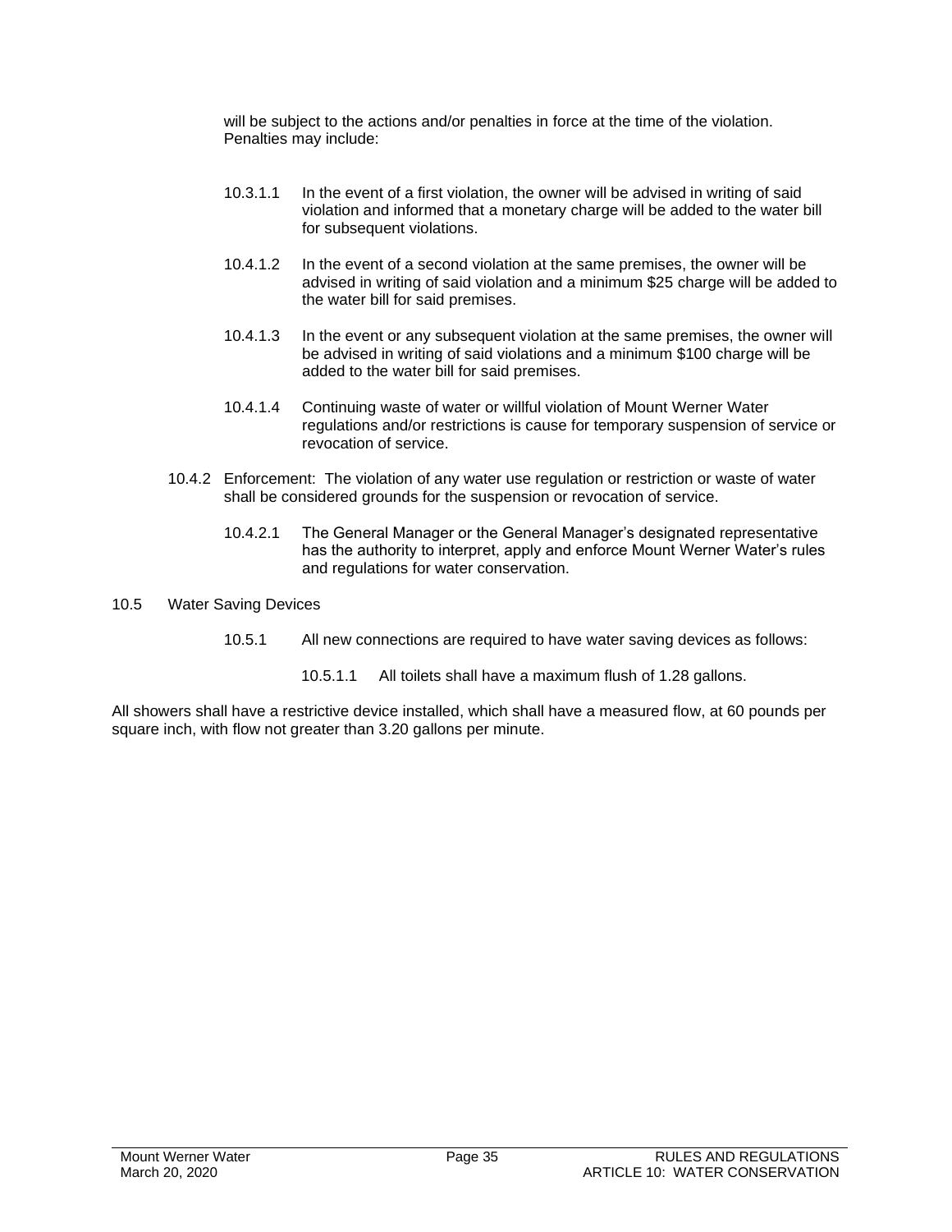will be subject to the actions and/or penalties in force at the time of the violation. Penalties may include:

10.3.1.1 In the event of a first violation, the owner will be advised in writing of said violation and informed that a monetary charge will be added to the water bill for subsequent violations.

10.4.1.2 In the event of a second violation at the same premises, the owner will be advised in writing of said violation and a minimum $25 charge will be added to the water bill for said premises.

10.4.1.3 In the event or any subsequent violation at the same premises, the owner will be advised in writing of said violations and a minimum $100 charge will be added to the water bill for said premises.

10.4.1.4 Continuing waste of water or willful violation of Mount Werner Water regulations and/or restrictions is cause for temporary suspension of service or revocation of service.

10.4.2 Enforcement: The violation of any water use regulation or restriction or waste of water shall be considered grounds for the suspension or revocation of service.

10.4.2.1 The General Manager or the General Manager's designated representative has the authority to interpret, apply and enforce Mount Werner Water's rules and regulations for water conservation.

10.5 Water Saving Devices

10.5.1 All new connections are required to have water saving devices as follows:

10.5.1.1 All toilets shall have a maximum flush of 1.28 gallons.

All showers shall have a restrictive device installed, which shall have a measured flow, at 60 pounds per square inch, with flow not greater than 3.20 gallons per minute.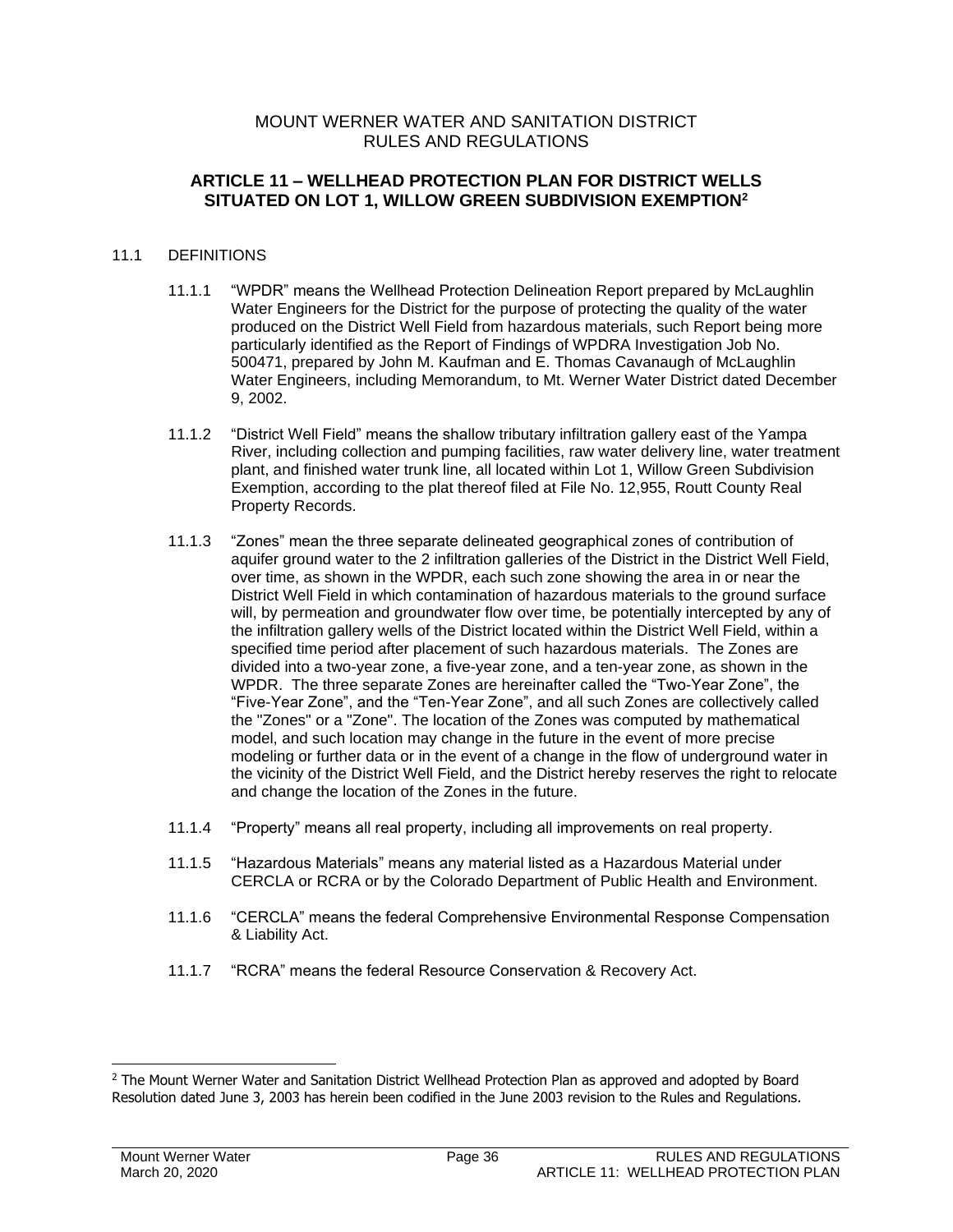MOUNT WERNER WATER AND SANITATION DISTRICT
RULES AND REGULATIONS

## ARTICLE 11 – WELLHEAD PROTECTION PLAN FOR DISTRICT WELLS SITUATED ON LOT 1, WILLOW GREEN SUBDIVISION EXEMPTION[2]

### 11.1 DEFINITIONS

11.1.1 "WPDR" means the Wellhead Protection Delineation Report prepared by McLaughlin Water Engineers for the District for the purpose of protecting the quality of the water produced on the District Well Field from hazardous materials, such Report being more particularly identified as the Report of Findings of WPDRA Investigation Job No. 500471, prepared by John M. Kaufman and E. Thomas Cavanaugh of McLaughlin Water Engineers, including Memorandum, to Mt. Werner Water District dated December 9, 2002.

11.1.2 "District Well Field" means the shallow tributary infiltration gallery east of the Yampa River, including collection and pumping facilities, raw water delivery line, water treatment plant, and finished water trunk line, all located within Lot 1, Willow Green Subdivision Exemption, according to the plat thereof filed at File No. 12,955, Routt County Real Property Records.

11.1.3 "Zones" mean the three separate delineated geographical zones of contribution of aquifer ground water to the 2 infiltration galleries of the District in the District Well Field, over time, as shown in the WPDR, each such zone showing the area in or near the District Well Field in which contamination of hazardous materials to the ground surface will, by permeation and groundwater flow over time, be potentially intercepted by any of the infiltration gallery wells of the District located within the District Well Field, within a specified time period after placement of such hazardous materials. The Zones are divided into a two-year zone, a five-year zone, and a ten-year zone, as shown in the WPDR. The three separate Zones are hereinafter called the "Two-Year Zone", the "Five-Year Zone", and the "Ten-Year Zone", and all such Zones are collectively called the "Zones" or a "Zone". The location of the Zones was computed by mathematical model, and such location may change in the future in the event of more precise modeling or further data or in the event of a change in the flow of underground water in the vicinity of the District Well Field, and the District hereby reserves the right to relocate and change the location of the Zones in the future.

11.1.4 "Property" means all real property, including all improvements on real property.

11.1.5 "Hazardous Materials" means any material listed as a Hazardous Material under CERCLA or RCRA or by the Colorado Department of Public Health and Environment.

11.1.6 "CERCLA" means the federal Comprehensive Environmental Response Compensation & Liability Act.

11.1.7 "RCRA" means the federal Resource Conservation & Recovery Act.

---

[2] The Mount Werner Water and Sanitation District Wellhead Protection Plan as approved and adopted by Board Resolution dated June 3, 2003 has herein been codified in the June 2003 revision to the Rules and Regulations.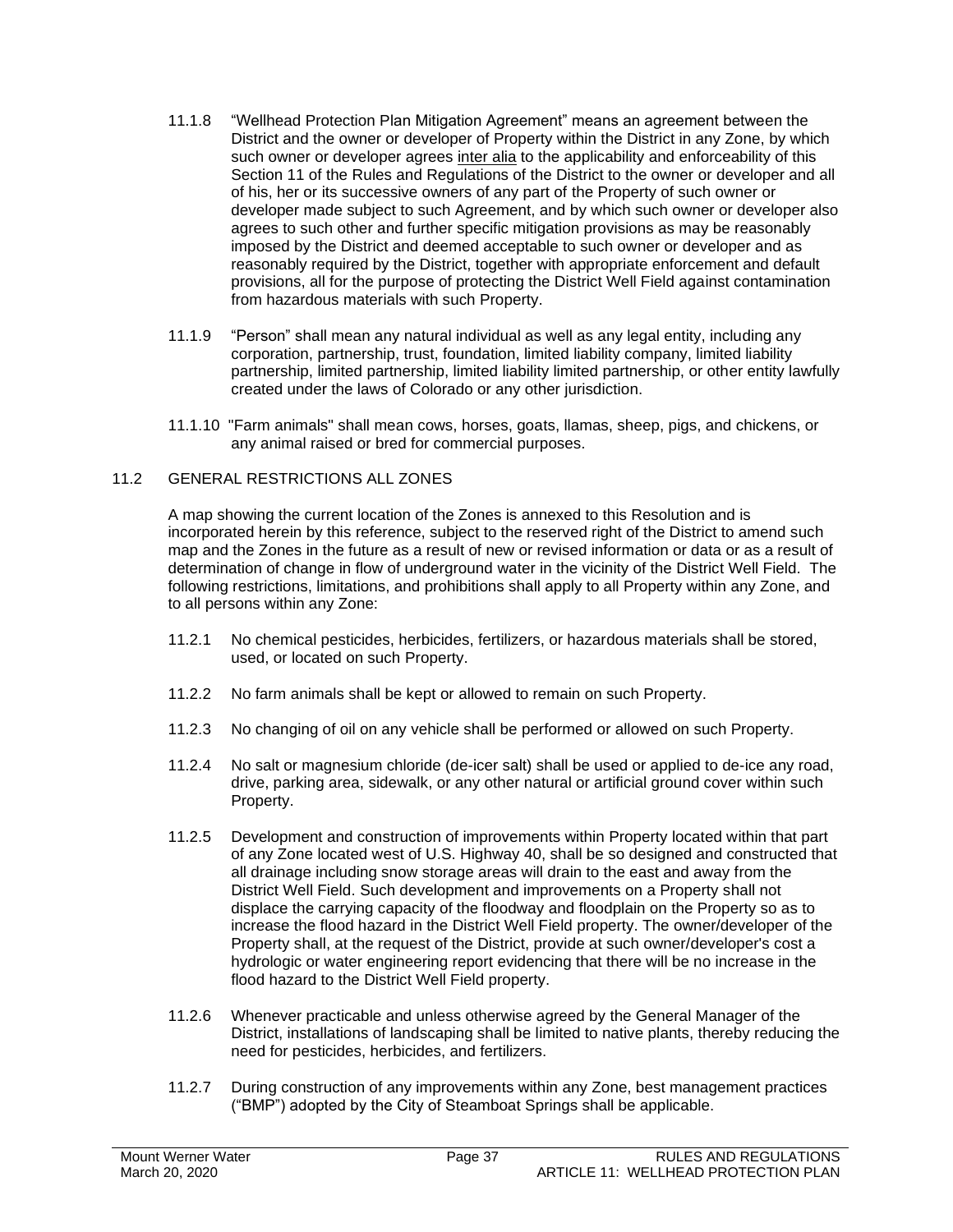11.1.8 "Wellhead Protection Plan Mitigation Agreement" means an agreement between the District and the owner or developer of Property within the District in any Zone, by which such owner or developer agrees inter alia to the applicability and enforceability of this Section 11 of the Rules and Regulations of the District to the owner or developer and all of his, her or its successive owners of any part of the Property of such owner or developer made subject to such Agreement, and by which such owner or developer also agrees to such other and further specific mitigation provisions as may be reasonably imposed by the District and deemed acceptable to such owner or developer and as reasonably required by the District, together with appropriate enforcement and default provisions, all for the purpose of protecting the District Well Field against contamination from hazardous materials with such Property.

11.1.9 "Person" shall mean any natural individual as well as any legal entity, including any corporation, partnership, trust, foundation, limited liability company, limited liability partnership, limited partnership, limited liability limited partnership, or other entity lawfully created under the laws of Colorado or any other jurisdiction.

11.1.10 "Farm animals" shall mean cows, horses, goats, llamas, sheep, pigs, and chickens, or any animal raised or bred for commercial purposes.

## 11.2 GENERAL RESTRICTIONS ALL ZONES

A map showing the current location of the Zones is annexed to this Resolution and is incorporated herein by this reference, subject to the reserved right of the District to amend such map and the Zones in the future as a result of new or revised information or data or as a result of determination of change in flow of underground water in the vicinity of the District Well Field. The following restrictions, limitations, and prohibitions shall apply to all Property within any Zone, and to all persons within any Zone:

11.2.1 No chemical pesticides, herbicides, fertilizers, or hazardous materials shall be stored, used, or located on such Property.

11.2.2 No farm animals shall be kept or allowed to remain on such Property.

11.2.3 No changing of oil on any vehicle shall be performed or allowed on such Property.

11.2.4 No salt or magnesium chloride (de-icer salt) shall be used or applied to de-ice any road, drive, parking area, sidewalk, or any other natural or artificial ground cover within such Property.

11.2.5 Development and construction of improvements within Property located within that part of any Zone located west of U.S. Highway 40, shall be so designed and constructed that all drainage including snow storage areas will drain to the east and away from the District Well Field. Such development and improvements on a Property shall not displace the carrying capacity of the floodway and floodplain on the Property so as to increase the flood hazard in the District Well Field property. The owner/developer of the Property shall, at the request of the District, provide at such owner/developer's cost a hydrologic or water engineering report evidencing that there will be no increase in the flood hazard to the District Well Field property.

11.2.6 Whenever practicable and unless otherwise agreed by the General Manager of the District, installations of landscaping shall be limited to native plants, thereby reducing the need for pesticides, herbicides, and fertilizers.

11.2.7 During construction of any improvements within any Zone, best management practices ("BMP") adopted by the City of Steamboat Springs shall be applicable.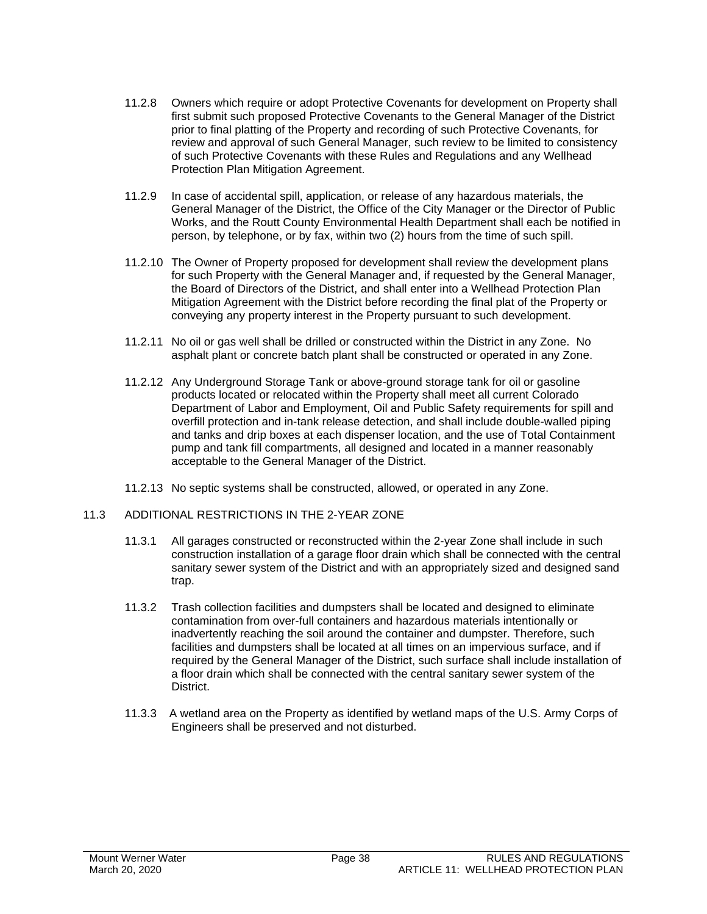11.2.8 Owners which require or adopt Protective Covenants for development on Property shall first submit such proposed Protective Covenants to the General Manager of the District prior to final platting of the Property and recording of such Protective Covenants, for review and approval of such General Manager, such review to be limited to consistency of such Protective Covenants with these Rules and Regulations and any Wellhead Protection Plan Mitigation Agreement.

11.2.9 In case of accidental spill, application, or release of any hazardous materials, the General Manager of the District, the Office of the City Manager or the Director of Public Works, and the Routt County Environmental Health Department shall each be notified in person, by telephone, or by fax, within two (2) hours from the time of such spill.

11.2.10 The Owner of Property proposed for development shall review the development plans for such Property with the General Manager and, if requested by the General Manager, the Board of Directors of the District, and shall enter into a Wellhead Protection Plan Mitigation Agreement with the District before recording the final plat of the Property or conveying any property interest in the Property pursuant to such development.

11.2.11 No oil or gas well shall be drilled or constructed within the District in any Zone. No asphalt plant or concrete batch plant shall be constructed or operated in any Zone.

11.2.12 Any Underground Storage Tank or above-ground storage tank for oil or gasoline products located or relocated within the Property shall meet all current Colorado Department of Labor and Employment, Oil and Public Safety requirements for spill and overfill protection and in-tank release detection, and shall include double-walled piping and tanks and drip boxes at each dispenser location, and the use of Total Containment pump and tank fill compartments, all designed and located in a manner reasonably acceptable to the General Manager of the District.

11.2.13 No septic systems shall be constructed, allowed, or operated in any Zone.

## 11.3 ADDITIONAL RESTRICTIONS IN THE 2-YEAR ZONE

11.3.1 All garages constructed or reconstructed within the 2-year Zone shall include in such construction installation of a garage floor drain which shall be connected with the central sanitary sewer system of the District and with an appropriately sized and designed sand trap.

11.3.2 Trash collection facilities and dumpsters shall be located and designed to eliminate contamination from over-full containers and hazardous materials intentionally or inadvertently reaching the soil around the container and dumpster. Therefore, such facilities and dumpsters shall be located at all times on an impervious surface, and if required by the General Manager of the District, such surface shall include installation of a floor drain which shall be connected with the central sanitary sewer system of the District.

11.3.3 A wetland area on the Property as identified by wetland maps of the U.S. Army Corps of Engineers shall be preserved and not disturbed.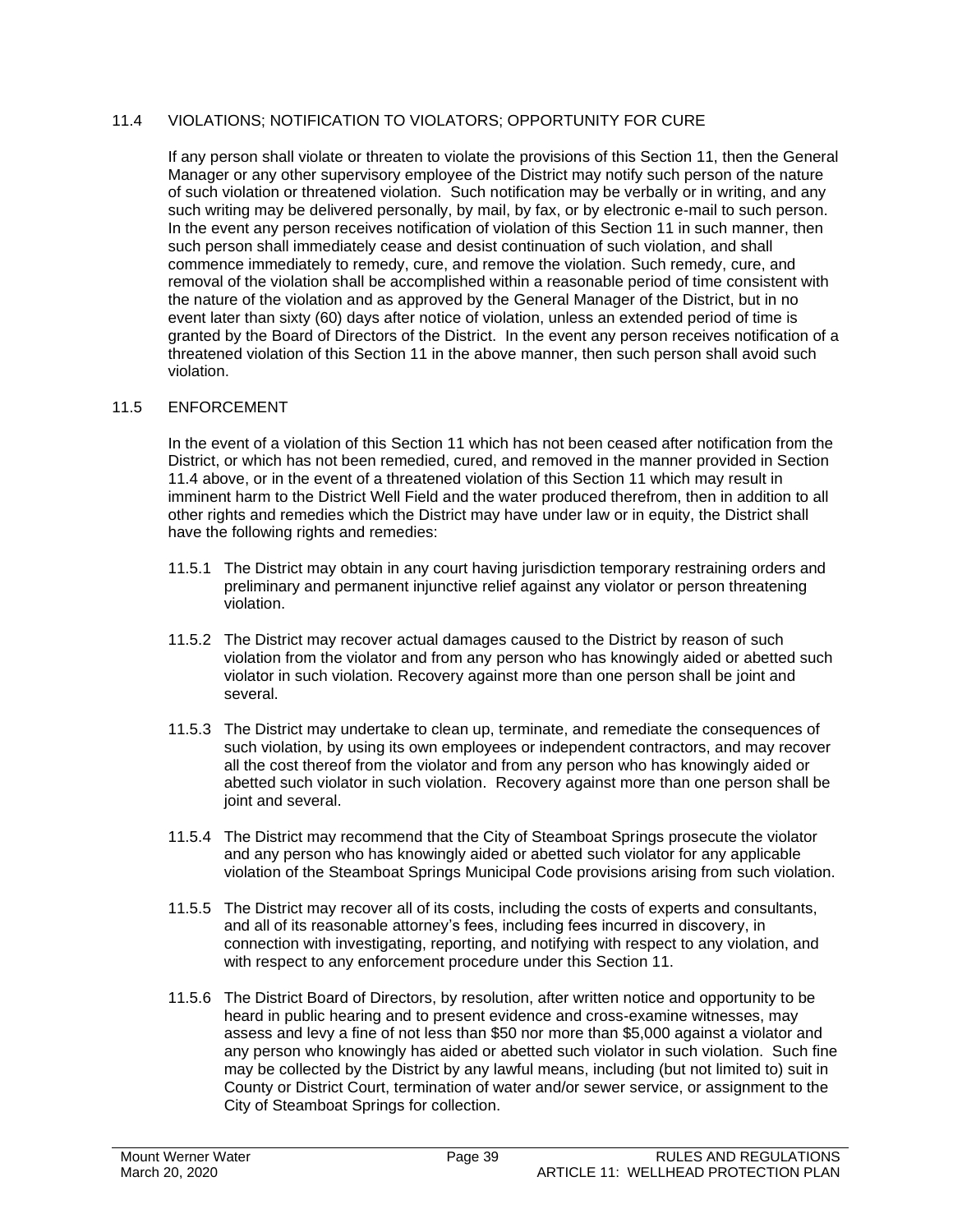### 11.4 VIOLATIONS; NOTIFICATION TO VIOLATORS; OPPORTUNITY FOR CURE

If any person shall violate or threaten to violate the provisions of this Section 11, then the General Manager or any other supervisory employee of the District may notify such person of the nature of such violation or threatened violation. Such notification may be verbally or in writing, and any such writing may be delivered personally, by mail, by fax, or by electronic e-mail to such person. In the event any person receives notification of violation of this Section 11 in such manner, then such person shall immediately cease and desist continuation of such violation, and shall commence immediately to remedy, cure, and remove the violation. Such remedy, cure, and removal of the violation shall be accomplished within a reasonable period of time consistent with the nature of the violation and as approved by the General Manager of the District, but in no event later than sixty (60) days after notice of violation, unless an extended period of time is granted by the Board of Directors of the District. In the event any person receives notification of a threatened violation of this Section 11 in the above manner, then such person shall avoid such violation.

### 11.5 ENFORCEMENT

In the event of a violation of this Section 11 which has not been ceased after notification from the District, or which has not been remedied, cured, and removed in the manner provided in Section 11.4 above, or in the event of a threatened violation of this Section 11 which may result in imminent harm to the District Well Field and the water produced therefrom, then in addition to all other rights and remedies which the District may have under law or in equity, the District shall have the following rights and remedies:

11.5.1 The District may obtain in any court having jurisdiction temporary restraining orders and preliminary and permanent injunctive relief against any violator or person threatening violation.

11.5.2 The District may recover actual damages caused to the District by reason of such violation from the violator and from any person who has knowingly aided or abetted such violator in such violation. Recovery against more than one person shall be joint and several.

11.5.3 The District may undertake to clean up, terminate, and remediate the consequences of such violation, by using its own employees or independent contractors, and may recover all the cost thereof from the violator and from any person who has knowingly aided or abetted such violator in such violation. Recovery against more than one person shall be joint and several.

11.5.4 The District may recommend that the City of Steamboat Springs prosecute the violator and any person who has knowingly aided or abetted such violator for any applicable violation of the Steamboat Springs Municipal Code provisions arising from such violation.

11.5.5 The District may recover all of its costs, including the costs of experts and consultants, and all of its reasonable attorney's fees, including fees incurred in discovery, in connection with investigating, reporting, and notifying with respect to any violation, and with respect to any enforcement procedure under this Section 11.

11.5.6 The District Board of Directors, by resolution, after written notice and opportunity to be heard in public hearing and to present evidence and cross-examine witnesses, may assess and levy a fine of not less than $50 nor more than $5,000 against a violator and any person who knowingly has aided or abetted such violator in such violation. Such fine may be collected by the District by any lawful means, including (but not limited to) suit in County or District Court, termination of water and/or sewer service, or assignment to the City of Steamboat Springs for collection.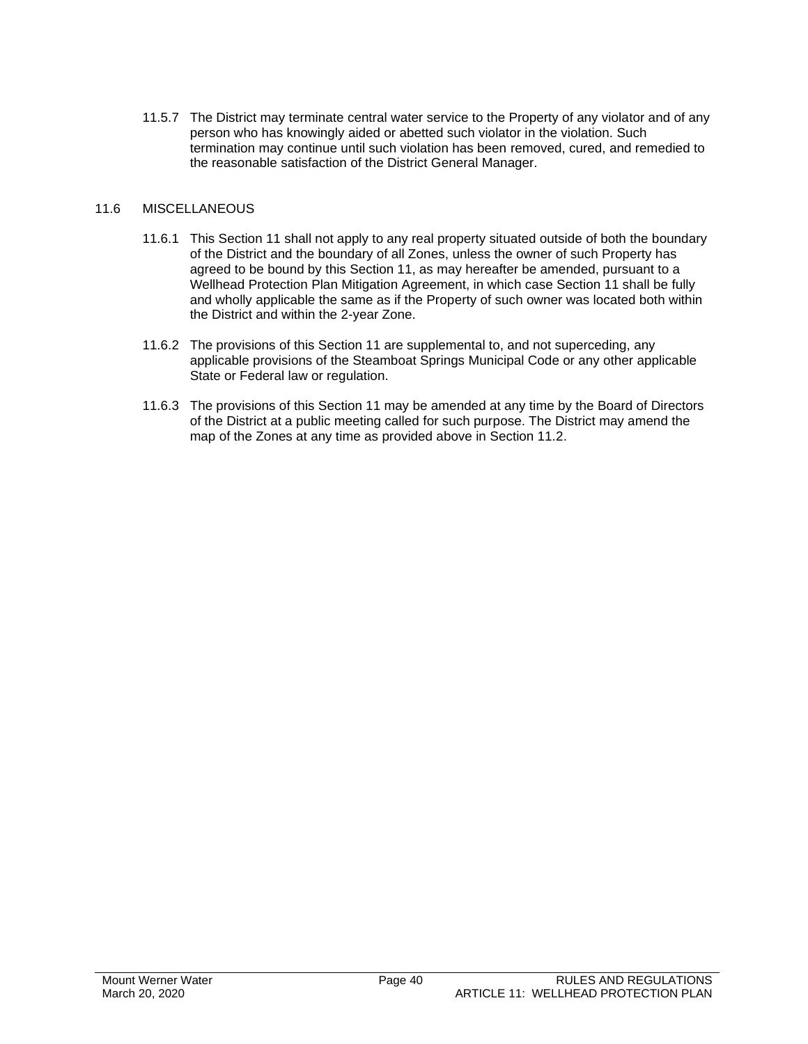11.5.7 The District may terminate central water service to the Property of any violator and of any person who has knowingly aided or abetted such violator in the violation. Such termination may continue until such violation has been removed, cured, and remedied to the reasonable satisfaction of the District General Manager.

## 11.6 MISCELLANEOUS

11.6.1 This Section 11 shall not apply to any real property situated outside of both the boundary of the District and the boundary of all Zones, unless the owner of such Property has agreed to be bound by this Section 11, as may hereafter be amended, pursuant to a Wellhead Protection Plan Mitigation Agreement, in which case Section 11 shall be fully and wholly applicable the same as if the Property of such owner was located both within the District and within the 2-year Zone.

11.6.2 The provisions of this Section 11 are supplemental to, and not superceding, any applicable provisions of the Steamboat Springs Municipal Code or any other applicable State or Federal law or regulation.

11.6.3 The provisions of this Section 11 may be amended at any time by the Board of Directors of the District at a public meeting called for such purpose. The District may amend the map of the Zones at any time as provided above in Section 11.2.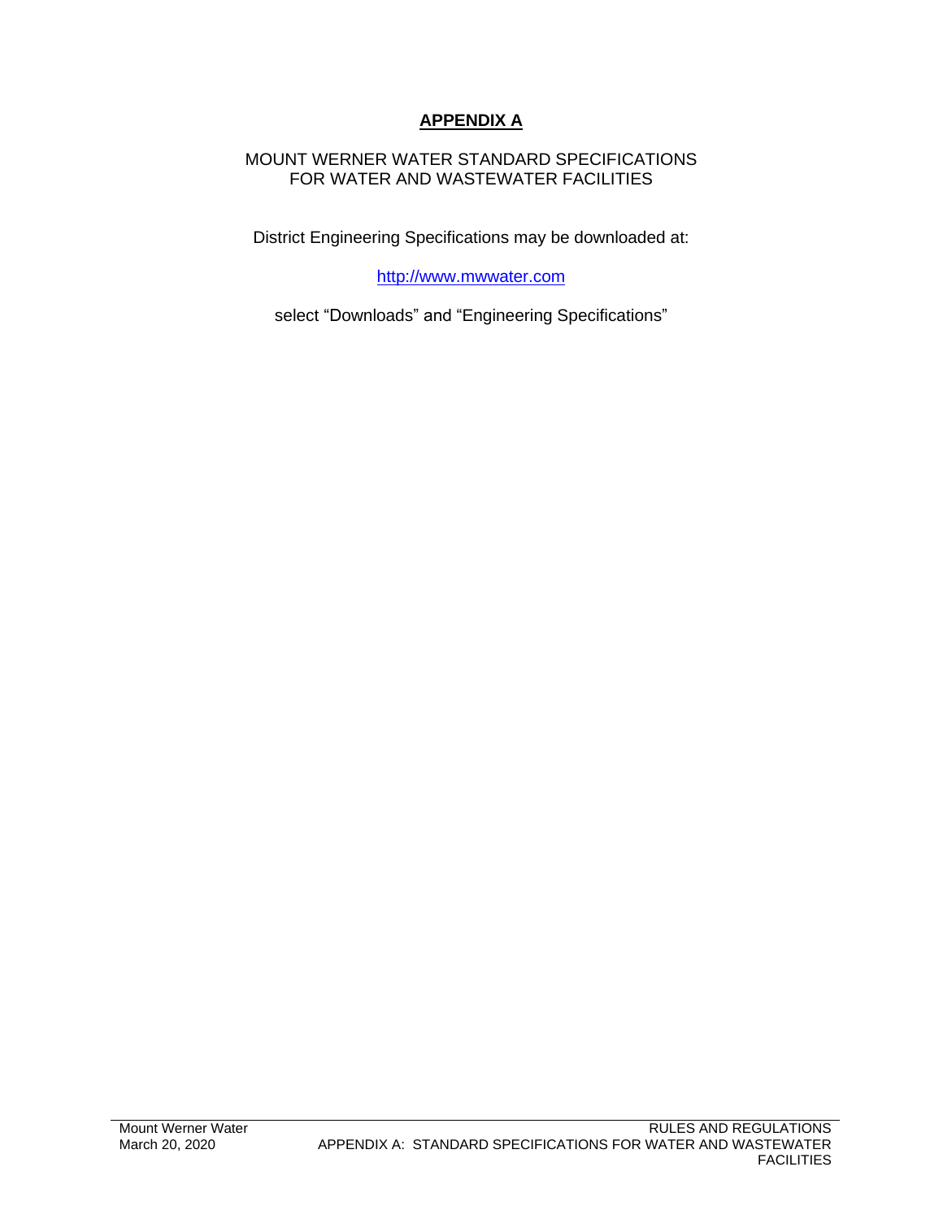# **APPENDIX A**

MOUNT WERNER WATER STANDARD SPECIFICATIONS
FOR WATER AND WASTEWATER FACILITIES

District Engineering Specifications may be downloaded at:

http://www.mwwater.com

select "Downloads" and "Engineering Specifications"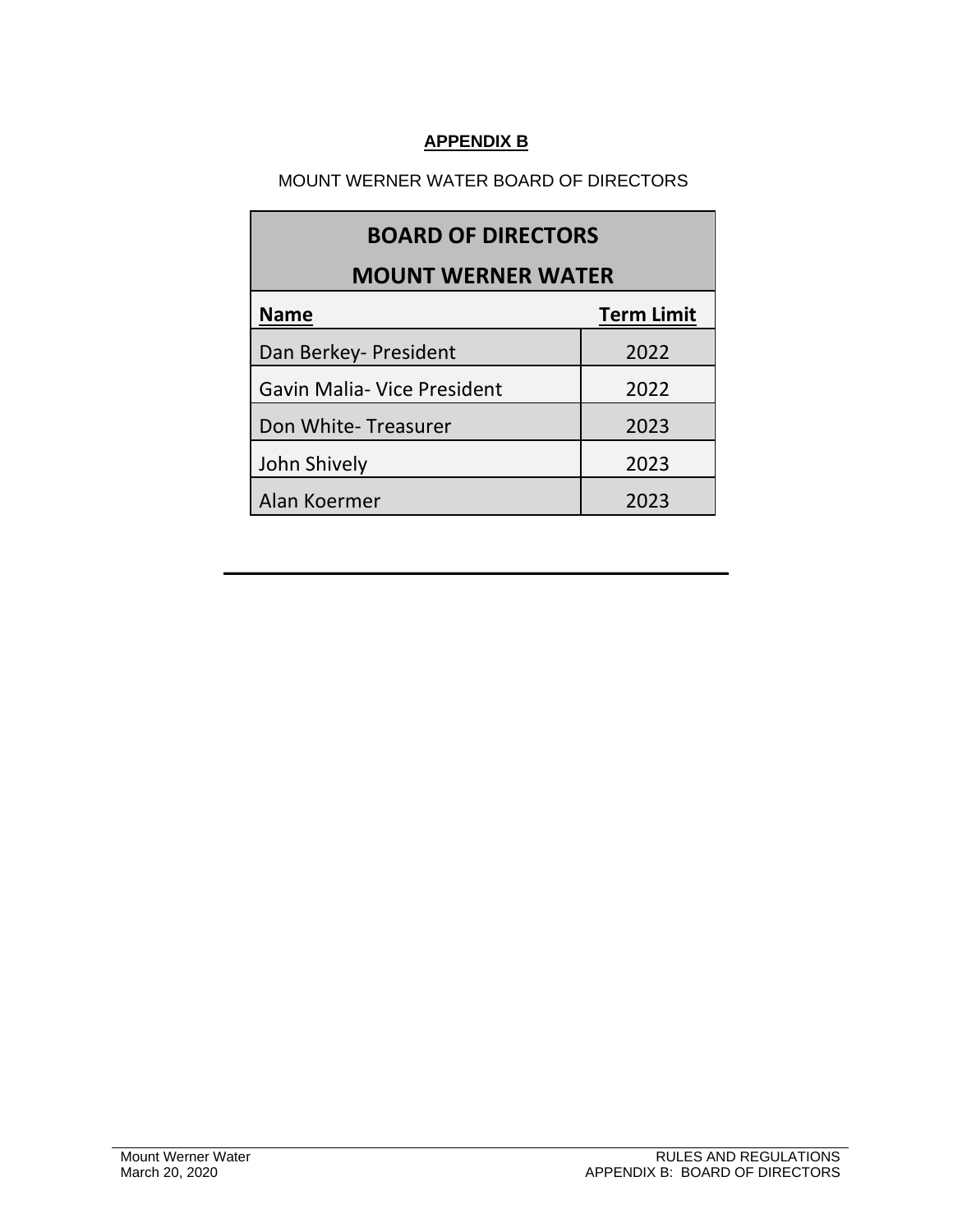## APPENDIX B

MOUNT WERNER WATER BOARD OF DIRECTORS

| BOARD OF DIRECTORS MOUNT WERNER WATER | |
|---|---|
| **Name** | **Term Limit** |
| Dan Berkey- President | 2022 |
| Gavin Malia- Vice President | 2022 |
| Don White- Treasurer | 2023 |
| John Shively | 2023 |
| Alan Koermer | 2023 |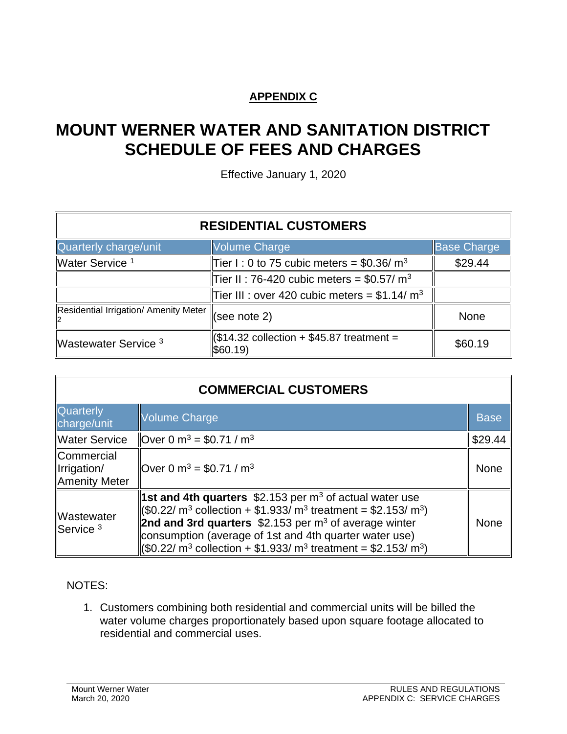**APPENDIX C**

# MOUNT WERNER WATER AND SANITATION DISTRICT SCHEDULE OF FEES AND CHARGES

Effective January 1, 2020

| RESIDENTIAL CUSTOMERS | | |
|---|---|---|
| Quarterly charge/unit | Volume Charge | Base Charge |
| Water Service [1] | Tier I : 0 to 75 cubic meters = $0.36/ m$^3$ | $29.44 |
| | Tier II : 76-420 cubic meters = $0.57/ m$^3$ | |
| | Tier III : over 420 cubic meters = $1.14/ m$^3$ | |
| Residential Irrigation/ Amenity Meter [2] | (see note 2) | None |
| Wastewater Service [3] | ($14.32 collection + $45.87 treatment = $60.19) | $60.19 |

| COMMERCIAL CUSTOMERS | | |
|---|---|---|
| Quarterly charge/unit | Volume Charge | Base |
| Water Service | Over 0 m$^3$ = $0.71 / m$^3$ | $29.44 |
| Commercial Irrigation/ Amenity Meter | Over 0 m$^3$ = $0.71 / m$^3$ | None |
| Wastewater Service [3] | **1st and 4th quarters** $2.153 per m$^3$ of actual water use ($0.22/ m$^3$ collection + $1.933/ m$^3$ treatment = $2.153/ m$^3$) **2nd and 3rd quarters** $2.153 per m$^3$ of average winter consumption (average of 1st and 4th quarter water use) ($0.22/ m$^3$ collection + $1.933/ m$^3$ treatment = $2.153/ m$^3$) | None |

NOTES:

1. Customers combining both residential and commercial units will be billed the water volume charges proportionately based upon square footage allocated to residential and commercial uses.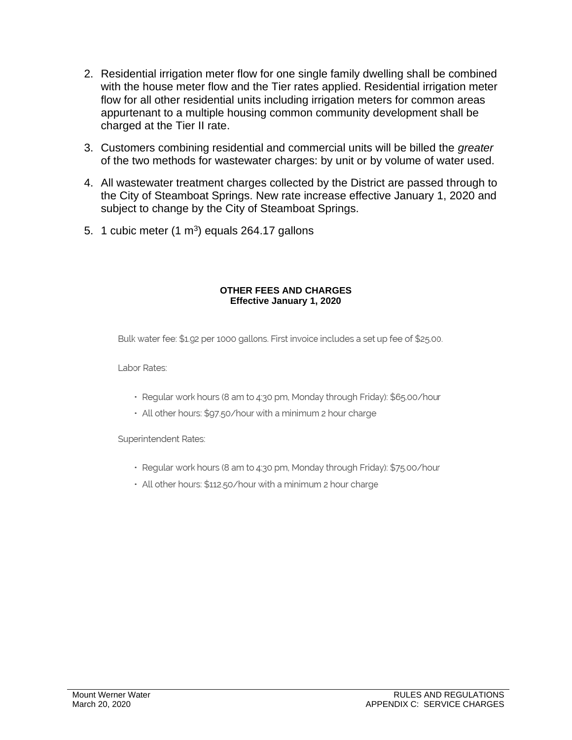2. Residential irrigation meter flow for one single family dwelling shall be combined with the house meter flow and the Tier rates applied. Residential irrigation meter flow for all other residential units including irrigation meters for common areas appurtenant to a multiple housing common community development shall be charged at the Tier II rate.

3. Customers combining residential and commercial units will be billed the *greater* of the two methods for wastewater charges: by unit or by volume of water used.

4. All wastewater treatment charges collected by the District are passed through to the City of Steamboat Springs. New rate increase effective January 1, 2020 and subject to change by the City of Steamboat Springs.

5. 1 cubic meter (1 $m^3$) equals 264.17 gallons

**OTHER FEES AND CHARGES**
**Effective January 1, 2020**

Bulk water fee: $1.92 per 1000 gallons. First invoice includes a set up fee of $25.00.

Labor Rates:

- Regular work hours (8 am to 4:30 pm, Monday through Friday): $65.00/hour
- All other hours: $97.50/hour with a minimum 2 hour charge

Superintendent Rates:

- Regular work hours (8 am to 4:30 pm, Monday through Friday): $75.00/hour
- All other hours: $112.50/hour with a minimum 2 hour charge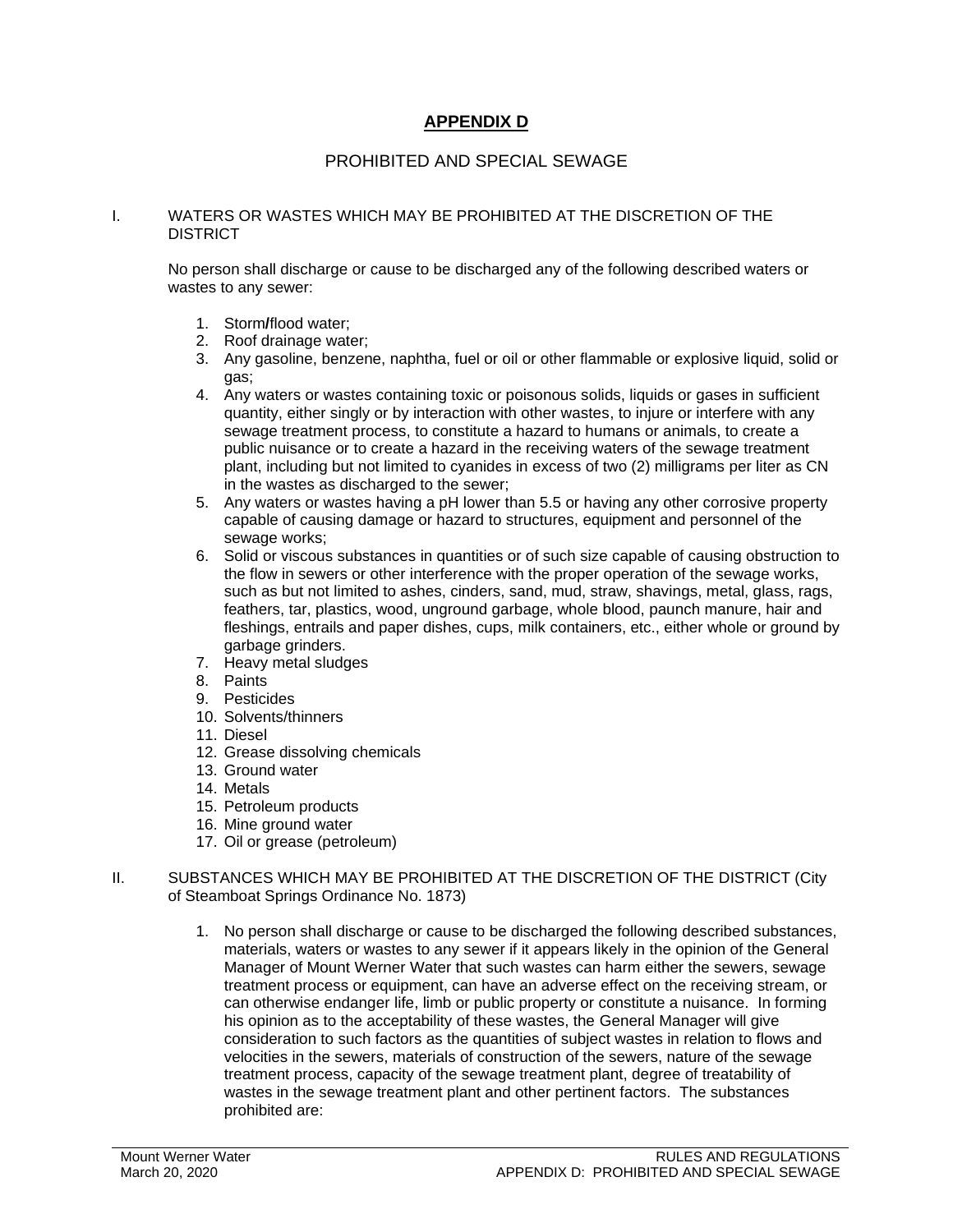## APPENDIX D

PROHIBITED AND SPECIAL SEWAGE

I. WATERS OR WASTES WHICH MAY BE PROHIBITED AT THE DISCRETION OF THE DISTRICT

No person shall discharge or cause to be discharged any of the following described waters or wastes to any sewer:

1. Storm/flood water;
2. Roof drainage water;
3. Any gasoline, benzene, naphtha, fuel or oil or other flammable or explosive liquid, solid or gas;
4. Any waters or wastes containing toxic or poisonous solids, liquids or gases in sufficient quantity, either singly or by interaction with other wastes, to injure or interfere with any sewage treatment process, to constitute a hazard to humans or animals, to create a public nuisance or to create a hazard in the receiving waters of the sewage treatment plant, including but not limited to cyanides in excess of two (2) milligrams per liter as CN in the wastes as discharged to the sewer;
5. Any waters or wastes having a pH lower than 5.5 or having any other corrosive property capable of causing damage or hazard to structures, equipment and personnel of the sewage works;
6. Solid or viscous substances in quantities or of such size capable of causing obstruction to the flow in sewers or other interference with the proper operation of the sewage works, such as but not limited to ashes, cinders, sand, mud, straw, shavings, metal, glass, rags, feathers, tar, plastics, wood, unground garbage, whole blood, paunch manure, hair and fleshings, entrails and paper dishes, cups, milk containers, etc., either whole or ground by garbage grinders.
7. Heavy metal sludges
8. Paints
9. Pesticides
10. Solvents/thinners
11. Diesel
12. Grease dissolving chemicals
13. Ground water
14. Metals
15. Petroleum products
16. Mine ground water
17. Oil or grease (petroleum)

II. SUBSTANCES WHICH MAY BE PROHIBITED AT THE DISCRETION OF THE DISTRICT (City of Steamboat Springs Ordinance No. 1873)

1. No person shall discharge or cause to be discharged the following described substances, materials, waters or wastes to any sewer if it appears likely in the opinion of the General Manager of Mount Werner Water that such wastes can harm either the sewers, sewage treatment process or equipment, can have an adverse effect on the receiving stream, or can otherwise endanger life, limb or public property or constitute a nuisance. In forming his opinion as to the acceptability of these wastes, the General Manager will give consideration to such factors as the quantities of subject wastes in relation to flows and velocities in the sewers, materials of construction of the sewers, nature of the sewage treatment process, capacity of the sewage treatment plant, degree of treatability of wastes in the sewage treatment plant and other pertinent factors. The substances prohibited are: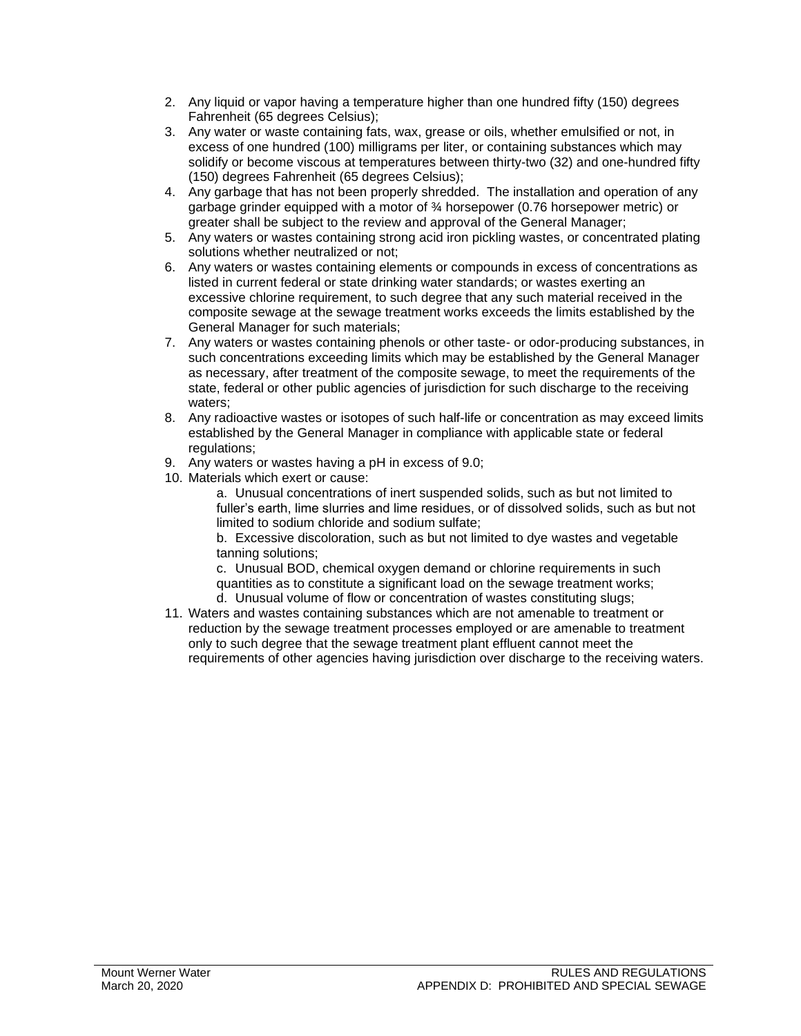2. Any liquid or vapor having a temperature higher than one hundred fifty (150) degrees Fahrenheit (65 degrees Celsius);
3. Any water or waste containing fats, wax, grease or oils, whether emulsified or not, in excess of one hundred (100) milligrams per liter, or containing substances which may solidify or become viscous at temperatures between thirty-two (32) and one-hundred fifty (150) degrees Fahrenheit (65 degrees Celsius);
4. Any garbage that has not been properly shredded. The installation and operation of any garbage grinder equipped with a motor of ¾ horsepower (0.76 horsepower metric) or greater shall be subject to the review and approval of the General Manager;
5. Any waters or wastes containing strong acid iron pickling wastes, or concentrated plating solutions whether neutralized or not;
6. Any waters or wastes containing elements or compounds in excess of concentrations as listed in current federal or state drinking water standards; or wastes exerting an excessive chlorine requirement, to such degree that any such material received in the composite sewage at the sewage treatment works exceeds the limits established by the General Manager for such materials;
7. Any waters or wastes containing phenols or other taste- or odor-producing substances, in such concentrations exceeding limits which may be established by the General Manager as necessary, after treatment of the composite sewage, to meet the requirements of the state, federal or other public agencies of jurisdiction for such discharge to the receiving waters;
8. Any radioactive wastes or isotopes of such half-life or concentration as may exceed limits established by the General Manager in compliance with applicable state or federal regulations;
9. Any waters or wastes having a pH in excess of 9.0;
10. Materials which exert or cause:
    a. Unusual concentrations of inert suspended solids, such as but not limited to fuller's earth, lime slurries and lime residues, or of dissolved solids, such as but not limited to sodium chloride and sodium sulfate;
    b. Excessive discoloration, such as but not limited to dye wastes and vegetable tanning solutions;
    c. Unusual BOD, chemical oxygen demand or chlorine requirements in such quantities as to constitute a significant load on the sewage treatment works;
    d. Unusual volume of flow or concentration of wastes constituting slugs;
11. Waters and wastes containing substances which are not amenable to treatment or reduction by the sewage treatment processes employed or are amenable to treatment only to such degree that the sewage treatment plant effluent cannot meet the requirements of other agencies having jurisdiction over discharge to the receiving waters.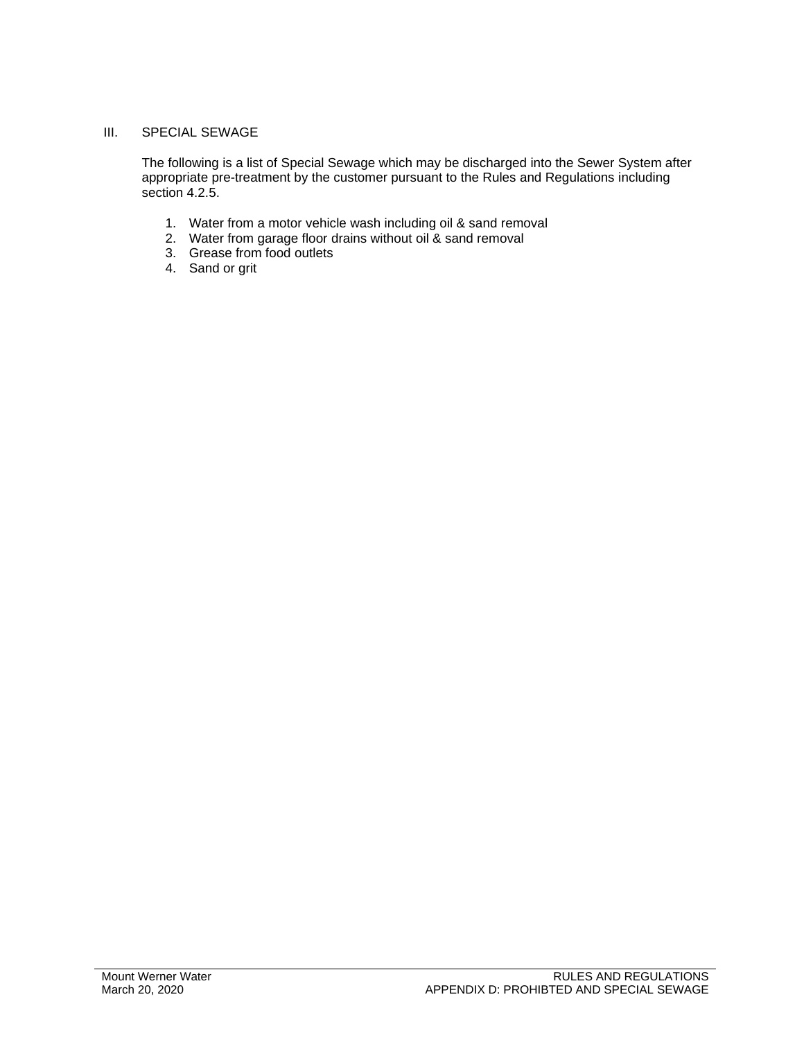## III. SPECIAL SEWAGE

The following is a list of Special Sewage which may be discharged into the Sewer System after appropriate pre-treatment by the customer pursuant to the Rules and Regulations including section 4.2.5.

1. Water from a motor vehicle wash including oil & sand removal
2. Water from garage floor drains without oil & sand removal
3. Grease from food outlets
4. Sand or grit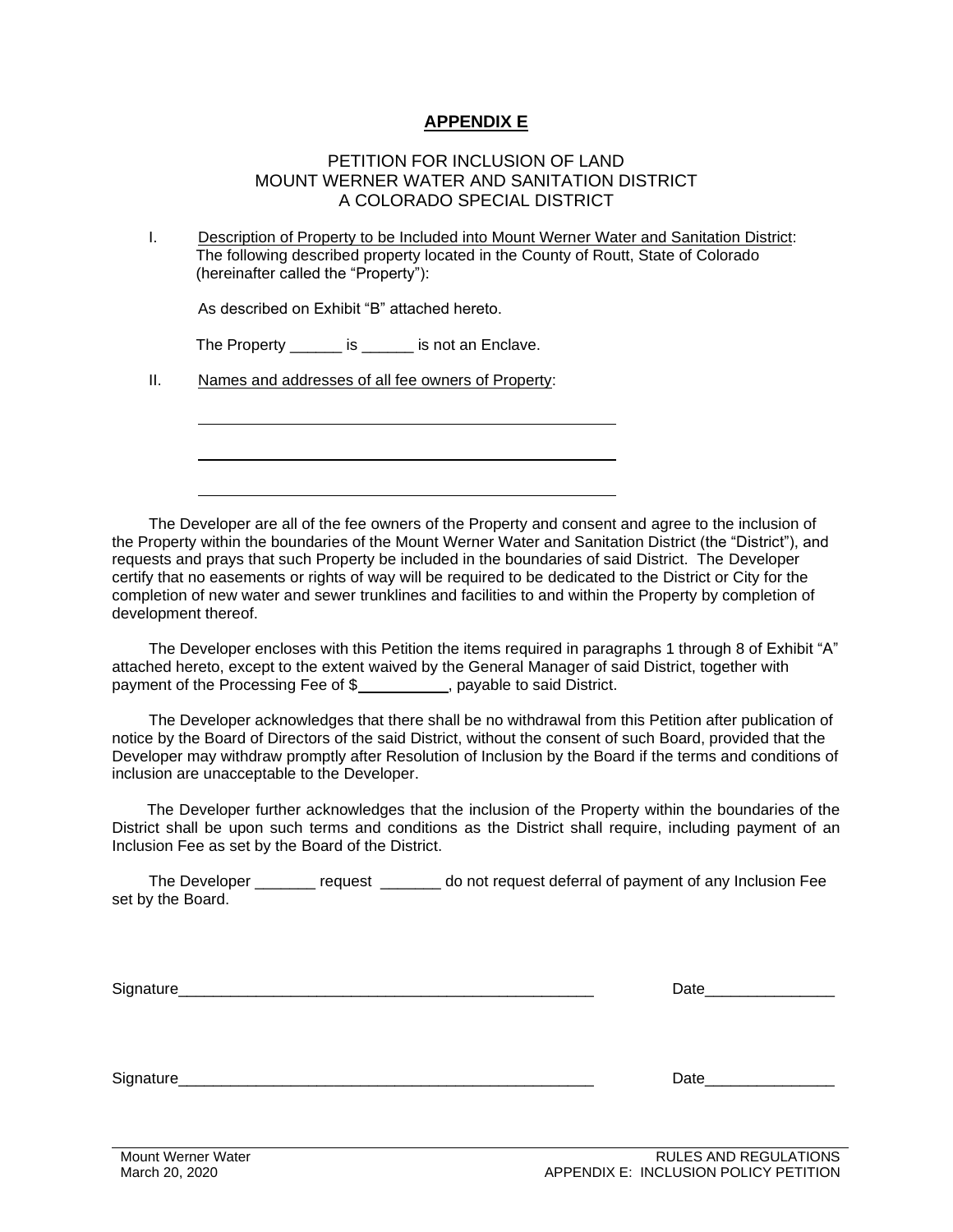# **APPENDIX E**

PETITION FOR INCLUSION OF LAND
MOUNT WERNER WATER AND SANITATION DISTRICT
A COLORADO SPECIAL DISTRICT

I. Description of Property to be Included into Mount Werner Water and Sanitation District: The following described property located in the County of Routt, State of Colorado (hereinafter called the "Property"):

As described on Exhibit "B" attached hereto.

The Property ______ is ______ is not an Enclave.

II. Names and addresses of all fee owners of Property:

\_\_\_\_\_\_\_\_\_\_\_\_\_\_\_\_\_\_\_\_\_\_\_\_\_\_\_\_\_\_\_\_\_\_\_\_\_\_\_\_\_\_\_\_\_\_\_\_

\_\_\_\_\_\_\_\_\_\_\_\_\_\_\_\_\_\_\_\_\_\_\_\_\_\_\_\_\_\_\_\_\_\_\_\_\_\_\_\_\_\_\_\_\_\_\_\_

\_\_\_\_\_\_\_\_\_\_\_\_\_\_\_\_\_\_\_\_\_\_\_\_\_\_\_\_\_\_\_\_\_\_\_\_\_\_\_\_\_\_\_\_\_\_\_\_

The Developer are all of the fee owners of the Property and consent and agree to the inclusion of the Property within the boundaries of the Mount Werner Water and Sanitation District (the "District"), and requests and prays that such Property be included in the boundaries of said District. The Developer certify that no easements or rights of way will be required to be dedicated to the District or City for the completion of new water and sewer trunklines and facilities to and within the Property by completion of development thereof.

The Developer encloses with this Petition the items required in paragraphs 1 through 8 of Exhibit "A" attached hereto, except to the extent waived by the General Manager of said District, together with payment of the Processing Fee of $__________, payable to said District.

The Developer acknowledges that there shall be no withdrawal from this Petition after publication of notice by the Board of Directors of the said District, without the consent of such Board, provided that the Developer may withdraw promptly after Resolution of Inclusion by the Board if the terms and conditions of inclusion are unacceptable to the Developer.

The Developer further acknowledges that the inclusion of the Property within the boundaries of the District shall be upon such terms and conditions as the District shall require, including payment of an Inclusion Fee as set by the Board of the District.

The Developer _______ request _______ do not request deferral of payment of any Inclusion Fee set by the Board.

Signature__________________________________________________ Date_______________

Signature__________________________________________________ Date_______________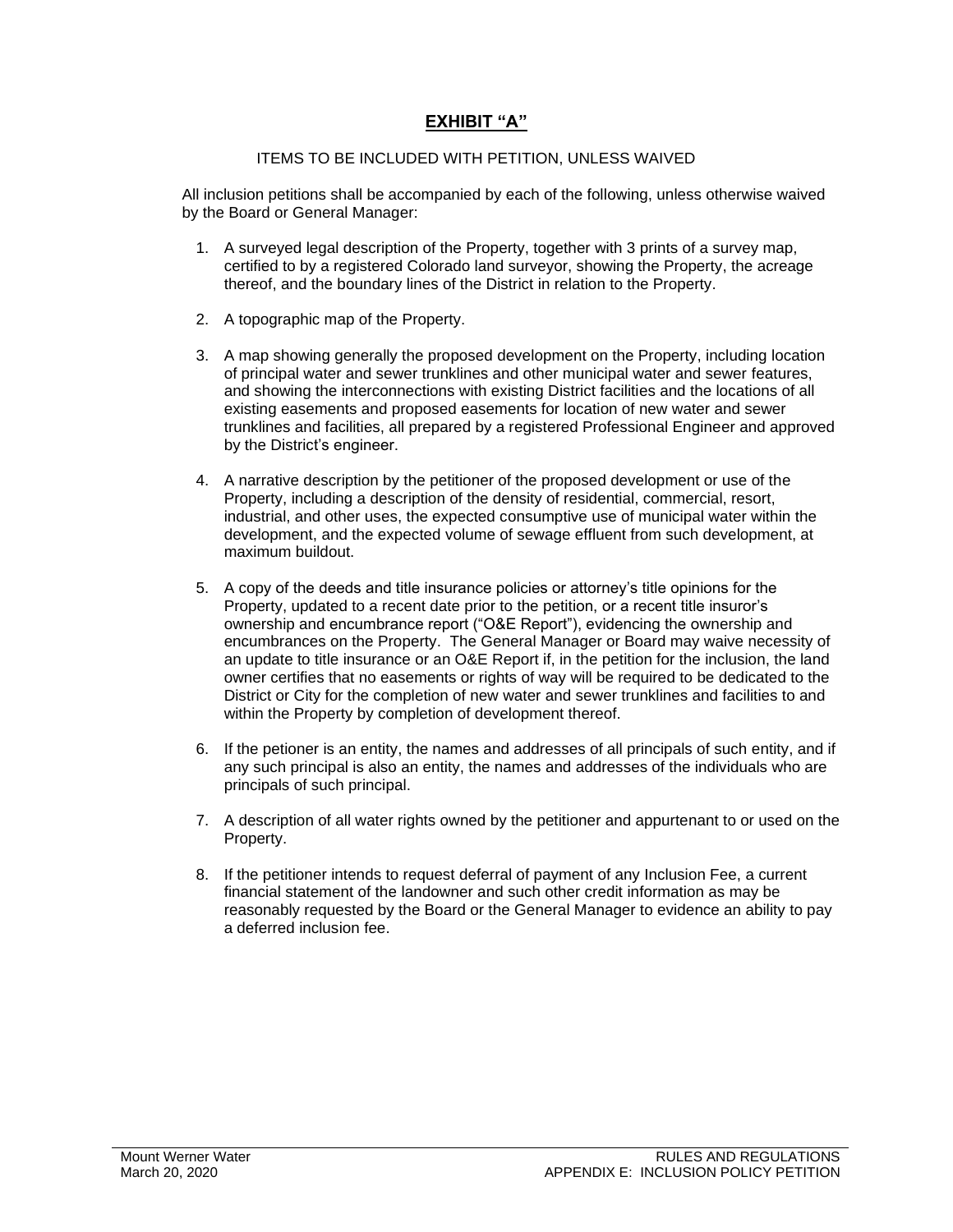# **EXHIBIT "A"**

ITEMS TO BE INCLUDED WITH PETITION, UNLESS WAIVED

All inclusion petitions shall be accompanied by each of the following, unless otherwise waived by the Board or General Manager:

1. A surveyed legal description of the Property, together with 3 prints of a survey map, certified to by a registered Colorado land surveyor, showing the Property, the acreage thereof, and the boundary lines of the District in relation to the Property.

2. A topographic map of the Property.

3. A map showing generally the proposed development on the Property, including location of principal water and sewer trunklines and other municipal water and sewer features, and showing the interconnections with existing District facilities and the locations of all existing easements and proposed easements for location of new water and sewer trunklines and facilities, all prepared by a registered Professional Engineer and approved by the District's engineer.

4. A narrative description by the petitioner of the proposed development or use of the Property, including a description of the density of residential, commercial, resort, industrial, and other uses, the expected consumptive use of municipal water within the development, and the expected volume of sewage effluent from such development, at maximum buildout.

5. A copy of the deeds and title insurance policies or attorney's title opinions for the Property, updated to a recent date prior to the petition, or a recent title insuror's ownership and encumbrance report ("O&E Report"), evidencing the ownership and encumbrances on the Property. The General Manager or Board may waive necessity of an update to title insurance or an O&E Report if, in the petition for the inclusion, the land owner certifies that no easements or rights of way will be required to be dedicated to the District or City for the completion of new water and sewer trunklines and facilities to and within the Property by completion of development thereof.

6. If the petioner is an entity, the names and addresses of all principals of such entity, and if any such principal is also an entity, the names and addresses of the individuals who are principals of such principal.

7. A description of all water rights owned by the petitioner and appurtenant to or used on the Property.

8. If the petitioner intends to request deferral of payment of any Inclusion Fee, a current financial statement of the landowner and such other credit information as may be reasonably requested by the Board or the General Manager to evidence an ability to pay a deferred inclusion fee.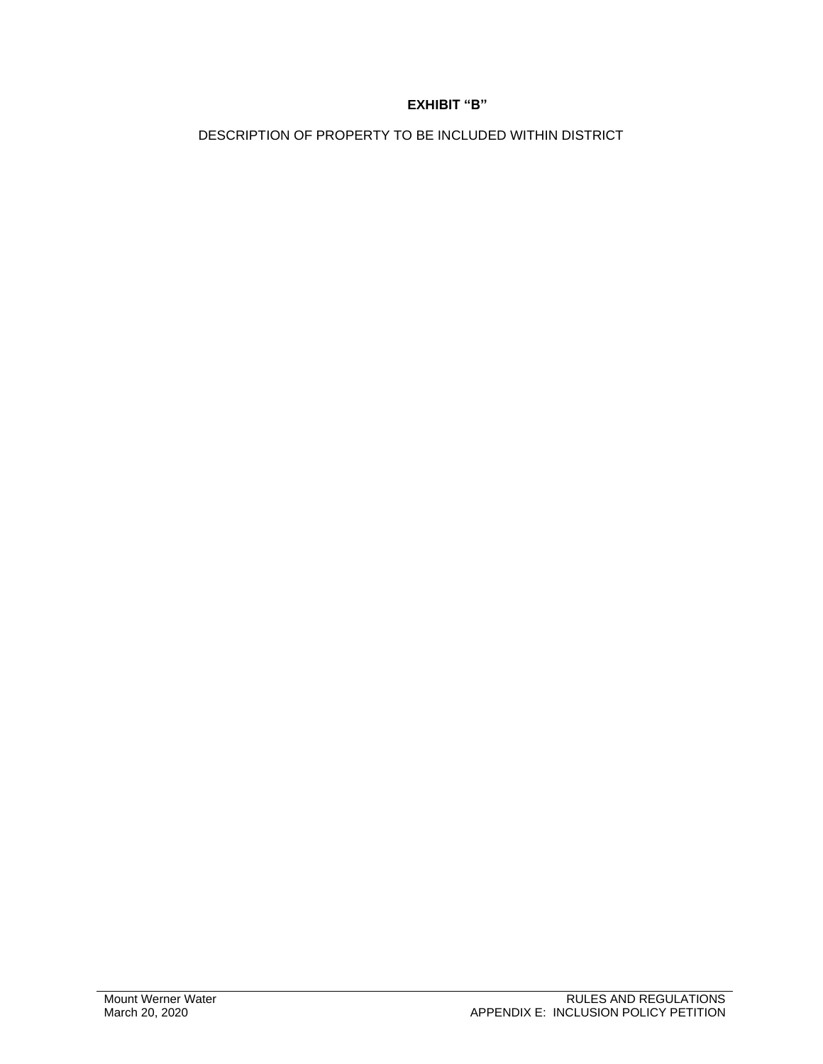**EXHIBIT "B"**

DESCRIPTION OF PROPERTY TO BE INCLUDED WITHIN DISTRICT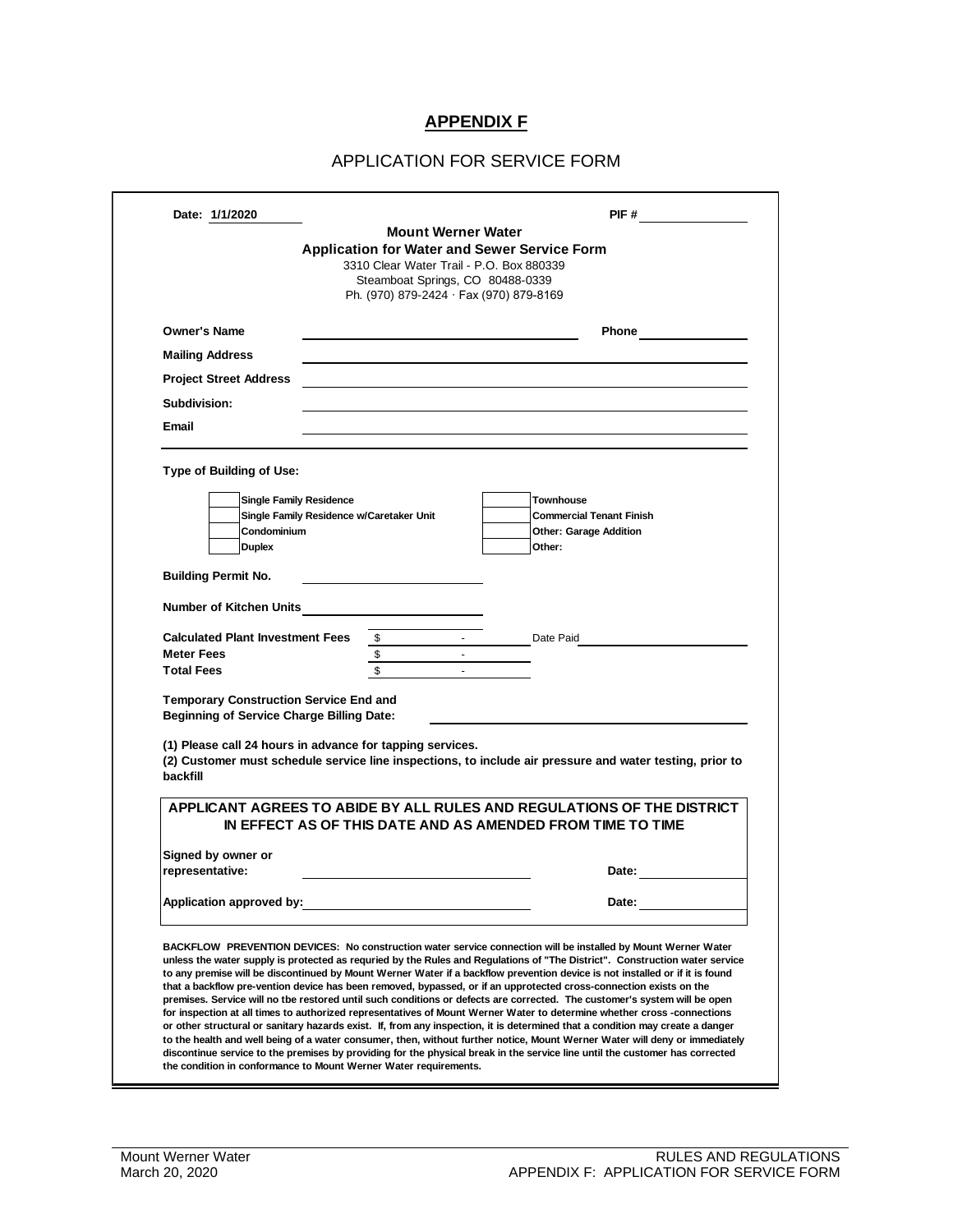# APPENDIX F

## APPLICATION FOR SERVICE FORM

**Date:** 1/1/2020 **PIF #** ____________

**Mount Werner Water**
**Application for Water and Sewer Service Form**
3310 Clear Water Trail - P.O. Box 880339
Steamboat Springs, CO 80488-0339
Ph. (970) 879-2424 · Fax (970) 879-8169

**Owner's Name** ______________________ **Phone** ____________

**Mailing Address** ______________________

**Project Street Address** ______________________

**Subdivision:** ______________________

**Email** ______________________

**Type of Building of Use:**

| | | | |
|---|---|---|---|
| ☐ | **Single Family Residence** | ☐ | **Townhouse** |
| ☐ | **Single Family Residence w/Caretaker Unit** | ☐ | **Commercial Tenant Finish** |
| ☐ | **Condominium** | ☐ | **Other: Garage Addition** |
| ☐ | **Duplex** | ☐ | **Other:** |

**Building Permit No.** ______________________

**Number of Kitchen Units** ______________________

| | | |
|---|---|---|
| **Calculated Plant Investment Fees** | $ - | Date Paid ____________ |
| **Meter Fees** | $ - | |
| **Total Fees** | $ - | |

**Temporary Construction Service End and Beginning of Service Charge Billing Date:** ______________________

**(1) Please call 24 hours in advance for tapping services.**
**(2) Customer must schedule service line inspections, to include air pressure and water testing, prior to backfill**

**APPLICANT AGREES TO ABIDE BY ALL RULES AND REGULATIONS OF THE DISTRICT IN EFFECT AS OF THIS DATE AND AS AMENDED FROM TIME TO TIME**

**Signed by owner or representative:** ______________________ **Date:** ____________

**Application approved by:** ______________________ **Date:** ____________

**BACKFLOW PREVENTION DEVICES: No construction water service connection will be installed by Mount Werner Water unless the water supply is protected as requried by the Rules and Regulations of "The District". Construction water service to any premise will be discontinued by Mount Werner Water if a backflow prevention device is not installed or if it is found that a backflow pre-vention device has been removed, bypassed, or if an upprotected cross-connection exists on the premises. Service will no tbe restored until such conditions or defects are corrected. The customer's system will be open for inspection at all times to authorized representatives of Mount Werner Water to determine whether cross -connections or other structural or sanitary hazards exist. If, from any inspection, it is determined that a condition may create a danger to the health and well being of a water consumer, then, without further notice, Mount Werner Water will deny or immediately discontinue service to the premises by providing for the physical break in the service line until the customer has corrected the condition in conformance to Mount Werner Water requirements.**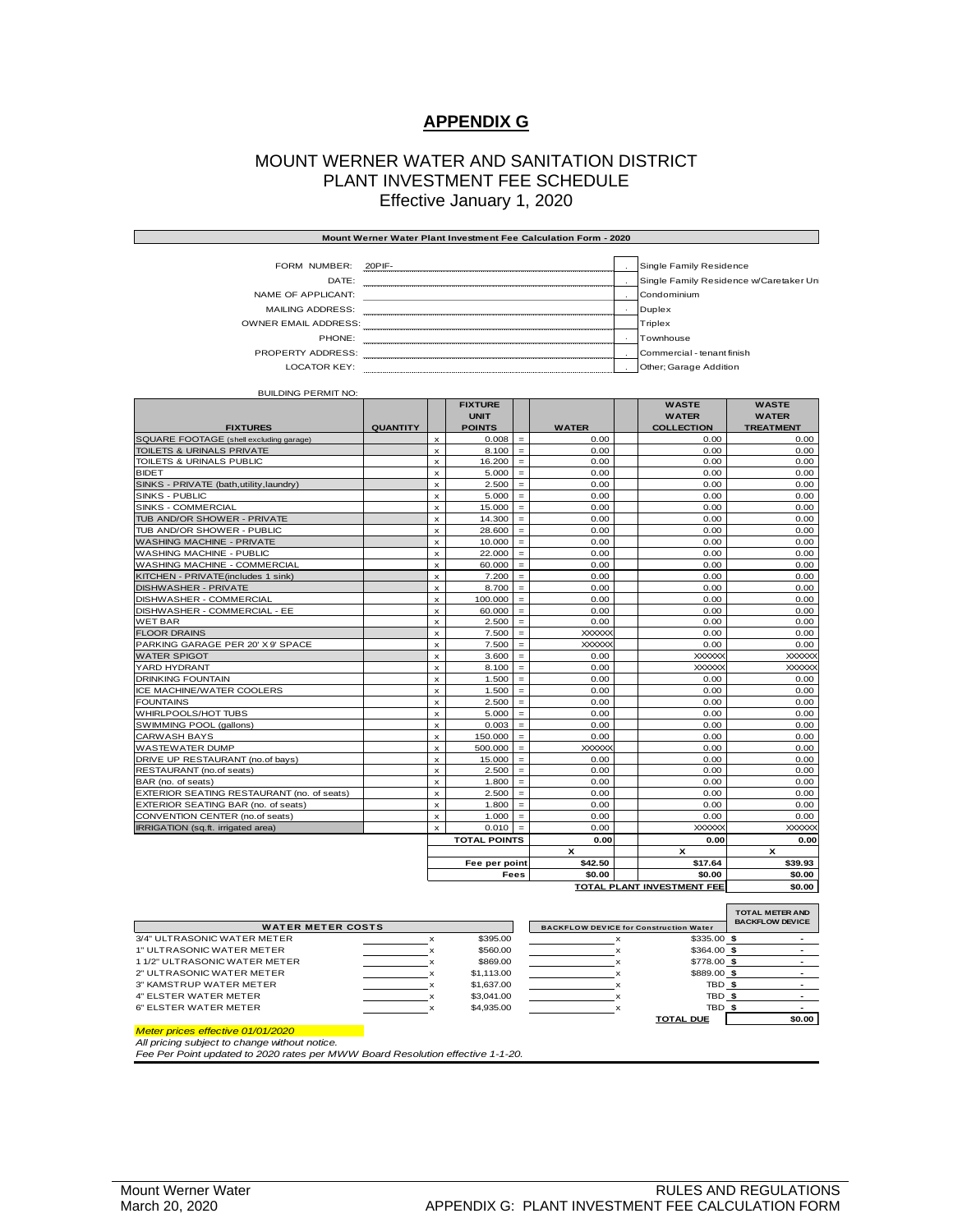# APPENDIX G

## MOUNT WERNER WATER AND SANITATION DISTRICT
## PLANT INVESTMENT FEE SCHEDULE
### Effective January 1, 2020

**Mount Werner Water Plant Investment Fee Calculation Form - 2020**

| | | | |
|---|---|---|---|
| FORM NUMBER: | 20PIF- | . | Single Family Residence |
| DATE: | | . | Single Family Residence w/Caretaker Un |
| NAME OF APPLICANT: | | . | Condominium |
| MAILING ADDRESS: | | . | Duplex |
| OWNER EMAIL ADDRESS: | | | Triplex |
| PHONE: | | . | Townhouse |
| PROPERTY ADDRESS: | | . | Commercial - tenant finish |
| LOCATOR KEY: | | . | Other; Garage Addition |

BUILDING PERMIT NO:

| FIXTURES | QUANTITY | | FIXTURE UNIT POINTS | | WATER | WASTE WATER COLLECTION | WASTE WATER TREATMENT |
|---|---|---|---|---|---|---|---|
| SQUARE FOOTAGE (shell excluding garage) | | x | 0.008 | = | 0.00 | 0.00 | 0.00 |
| TOILETS & URINALS PRIVATE | | x | 8.100 | = | 0.00 | 0.00 | 0.00 |
| TOILETS & URINALS PUBLIC | | x | 16.200 | = | 0.00 | 0.00 | 0.00 |
| BIDET | | x | 5.000 | = | 0.00 | 0.00 | 0.00 |
| SINKS - PRIVATE (bath,utility,laundry) | | x | 2.500 | = | 0.00 | 0.00 | 0.00 |
| SINKS - PUBLIC | | x | 5.000 | = | 0.00 | 0.00 | 0.00 |
| SINKS - COMMERCIAL | | x | 15.000 | = | 0.00 | 0.00 | 0.00 |
| TUB AND/OR SHOWER - PRIVATE | | x | 14.300 | = | 0.00 | 0.00 | 0.00 |
| TUB AND/OR SHOWER - PUBLIC | | x | 28.600 | = | 0.00 | 0.00 | 0.00 |
| WASHING MACHINE - PRIVATE | | x | 10.000 | = | 0.00 | 0.00 | 0.00 |
| WASHING MACHINE - PUBLIC | | x | 22.000 | = | 0.00 | 0.00 | 0.00 |
| WASHING MACHINE - COMMERCIAL | | x | 60.000 | = | 0.00 | 0.00 | 0.00 |
| KITCHEN - PRIVATE(includes 1 sink) | | x | 7.200 | = | 0.00 | 0.00 | 0.00 |
| DISHWASHER - PRIVATE | | x | 8.700 | = | 0.00 | 0.00 | 0.00 |
| DISHWASHER - COMMERCIAL | | x | 100.000 | = | 0.00 | 0.00 | 0.00 |
| DISHWASHER - COMMERCIAL - EE | | x | 60.000 | = | 0.00 | 0.00 | 0.00 |
| WET BAR | | x | 2.500 | = | 0.00 | 0.00 | 0.00 |
| FLOOR DRAINS | | x | 7.500 | = | XXXXXX | 0.00 | 0.00 |
| PARKING GARAGE PER 20' X 9' SPACE | | x | 7.500 | = | XXXXXX | 0.00 | 0.00 |
| WATER SPIGOT | | x | 3.600 | = | 0.00 | XXXXXX | XXXXXX |
| YARD HYDRANT | | x | 8.100 | = | 0.00 | XXXXXX | XXXXXX |
| DRINKING FOUNTAIN | | x | 1.500 | = | 0.00 | 0.00 | 0.00 |
| ICE MACHINE/WATER COOLERS | | x | 1.500 | = | 0.00 | 0.00 | 0.00 |
| FOUNTAINS | | x | 2.500 | = | 0.00 | 0.00 | 0.00 |
| WHIRLPOOLS/HOT TUBS | | x | 5.000 | = | 0.00 | 0.00 | 0.00 |
| SWIMMING POOL (gallons) | | x | 0.003 | = | 0.00 | 0.00 | 0.00 |
| CARWASH BAYS | | x | 150.000 | = | 0.00 | 0.00 | 0.00 |
| WASTEWATER DUMP | | x | 500.000 | = | XXXXXX | 0.00 | 0.00 |
| DRIVE UP RESTAURANT (no.of bays) | | x | 15.000 | = | 0.00 | 0.00 | 0.00 |
| RESTAURANT (no.of seats) | | x | 2.500 | = | 0.00 | 0.00 | 0.00 |
| BAR (no. of seats) | | x | 1.800 | = | 0.00 | 0.00 | 0.00 |
| EXTERIOR SEATING RESTAURANT (no. of seats) | | x | 2.500 | = | 0.00 | 0.00 | 0.00 |
| EXTERIOR SEATING BAR (no. of seats) | | x | 1.800 | = | 0.00 | 0.00 | 0.00 |
| CONVENTION CENTER (no.of seats) | | x | 1.000 | = | 0.00 | 0.00 | 0.00 |
| IRRIGATION (sq.ft. irrigated area) | | x | 0.010 | = | 0.00 | XXXXXX | XXXXXX |
| | | | **TOTAL POINTS** | | **0.00** | **0.00** | **0.00** |
| | | | | | **x** | **x** | **x** |
| | | | **Fee per point** | | **$42.50** | **$17.64** | **$39.93** |
| | | | **Fees** | | **$0.00** | **$0.00** | **$0.00** |
| | | | | | | **TOTAL PLANT INVESTMENT FEE** | **$0.00** |

| WATER METER COSTS | | | | BACKFLOW DEVICE for Construction Water | | | TOTAL METER AND BACKFLOW DEVICE |
|---|---|---|---|---|---|---|---|
| 3/4" ULTRASONIC WATER METER | | x | $395.00 | | x | $335.00 | $ - |
| 1" ULTRASONIC WATER METER | | x | $560.00 | | x | $364.00 | $ - |
| 1 1/2" ULTRASONIC WATER METER | | x | $869.00 | | x | $778.00 | $ - |
| 2" ULTRASONIC WATER METER | | x | $1,113.00 | | x | $889.00 | $ - |
| 3" KAMSTRUP WATER METER | | x | $1,637.00 | | x | TBD | $ - |
| 4" ELSTER WATER METER | | x | $3,041.00 | | x | TBD | $ - |
| 6" ELSTER WATER METER | | x | $4,935.00 | | x | TBD | $ - |
| | | | | | | **TOTAL DUE** | **$0.00** |

*Meter prices effective 01/01/2020*

*All pricing subject to change without notice.*

*Fee Per Point updated to 2020 rates per MWW Board Resolution effective 1-1-20.*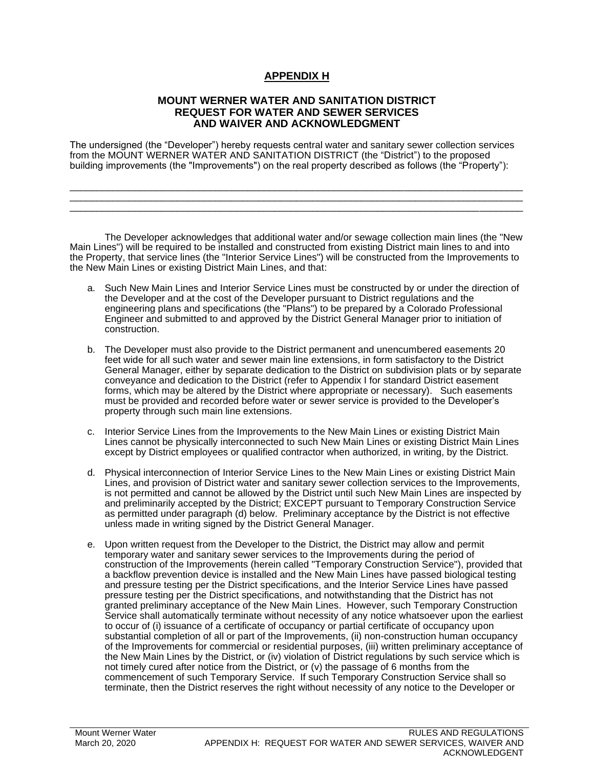# APPENDIX H

## MOUNT WERNER WATER AND SANITATION DISTRICT REQUEST FOR WATER AND SEWER SERVICES AND WAIVER AND ACKNOWLEDGMENT

The undersigned (the "Developer") hereby requests central water and sanitary sewer collection services from the MOUNT WERNER WATER AND SANITATION DISTRICT (the "District") to the proposed building improvements (the "Improvements") on the real property described as follows (the "Property"):

______________________________________________________________________________________
______________________________________________________________________________________
______________________________________________________________________________________

The Developer acknowledges that additional water and/or sewage collection main lines (the "New Main Lines") will be required to be installed and constructed from existing District main lines to and into the Property, that service lines (the "Interior Service Lines") will be constructed from the Improvements to the New Main Lines or existing District Main Lines, and that:

a. Such New Main Lines and Interior Service Lines must be constructed by or under the direction of the Developer and at the cost of the Developer pursuant to District regulations and the engineering plans and specifications (the "Plans") to be prepared by a Colorado Professional Engineer and submitted to and approved by the District General Manager prior to initiation of construction.

b. The Developer must also provide to the District permanent and unencumbered easements 20 feet wide for all such water and sewer main line extensions, in form satisfactory to the District General Manager, either by separate dedication to the District on subdivision plats or by separate conveyance and dedication to the District (refer to Appendix I for standard District easement forms, which may be altered by the District where appropriate or necessary). Such easements must be provided and recorded before water or sewer service is provided to the Developer's property through such main line extensions.

c. Interior Service Lines from the Improvements to the New Main Lines or existing District Main Lines cannot be physically interconnected to such New Main Lines or existing District Main Lines except by District employees or qualified contractor when authorized, in writing, by the District.

d. Physical interconnection of Interior Service Lines to the New Main Lines or existing District Main Lines, and provision of District water and sanitary sewer collection services to the Improvements, is not permitted and cannot be allowed by the District until such New Main Lines are inspected by and preliminarily accepted by the District; EXCEPT pursuant to Temporary Construction Service as permitted under paragraph (d) below. Preliminary acceptance by the District is not effective unless made in writing signed by the District General Manager.

e. Upon written request from the Developer to the District, the District may allow and permit temporary water and sanitary sewer services to the Improvements during the period of construction of the Improvements (herein called "Temporary Construction Service"), provided that a backflow prevention device is installed and the New Main Lines have passed biological testing and pressure testing per the District specifications, and the Interior Service Lines have passed pressure testing per the District specifications, and notwithstanding that the District has not granted preliminary acceptance of the New Main Lines. However, such Temporary Construction Service shall automatically terminate without necessity of any notice whatsoever upon the earliest to occur of (i) issuance of a certificate of occupancy or partial certificate of occupancy upon substantial completion of all or part of the Improvements, (ii) non-construction human occupancy of the Improvements for commercial or residential purposes, (iii) written preliminary acceptance of the New Main Lines by the District, or (iv) violation of District regulations by such service which is not timely cured after notice from the District, or (v) the passage of 6 months from the commencement of such Temporary Service. If such Temporary Construction Service shall so terminate, then the District reserves the right without necessity of any notice to the Developer or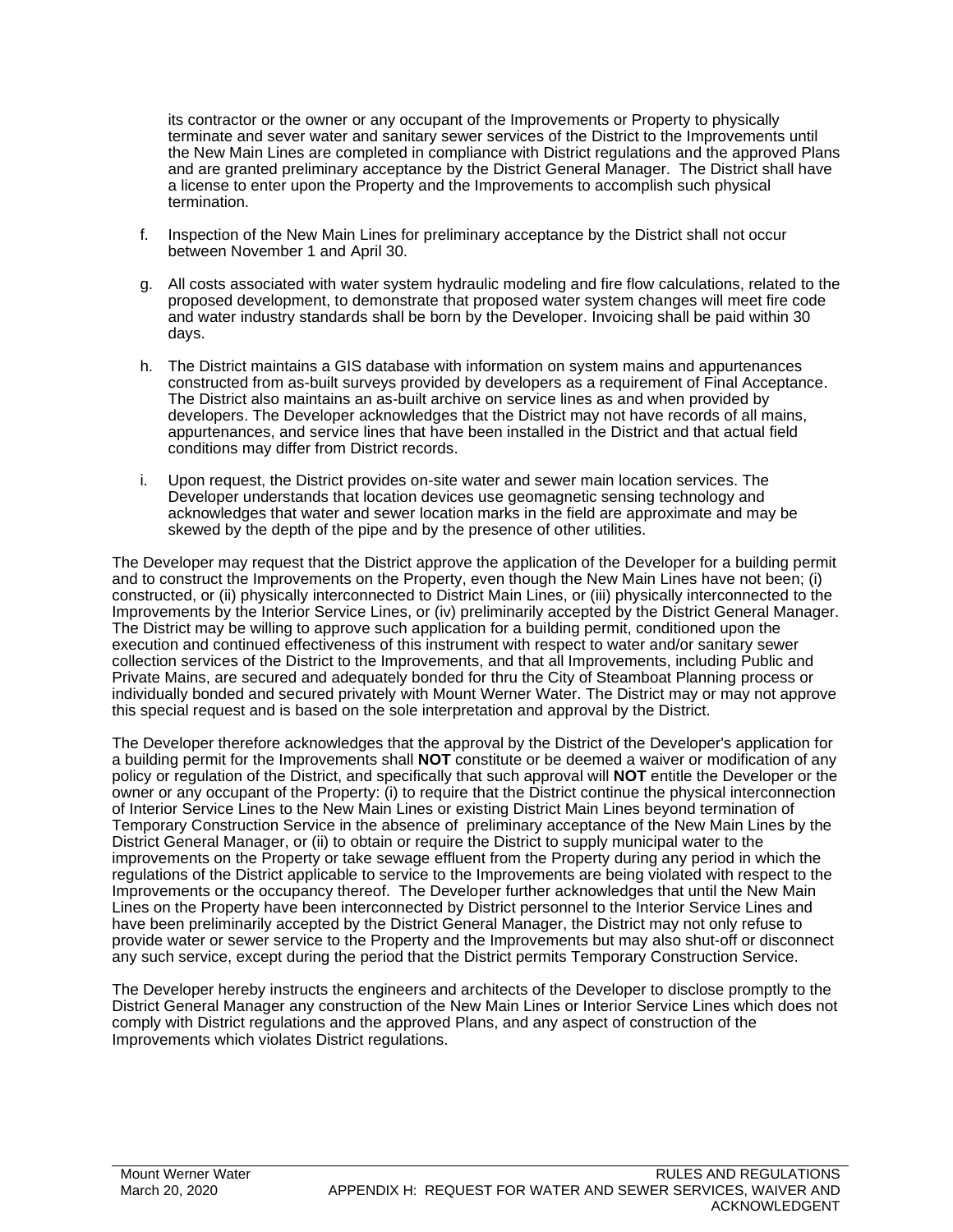its contractor or the owner or any occupant of the Improvements or Property to physically terminate and sever water and sanitary sewer services of the District to the Improvements until the New Main Lines are completed in compliance with District regulations and the approved Plans and are granted preliminary acceptance by the District General Manager. The District shall have a license to enter upon the Property and the Improvements to accomplish such physical termination.

f. Inspection of the New Main Lines for preliminary acceptance by the District shall not occur between November 1 and April 30.

g. All costs associated with water system hydraulic modeling and fire flow calculations, related to the proposed development, to demonstrate that proposed water system changes will meet fire code and water industry standards shall be born by the Developer. Invoicing shall be paid within 30 days.

h. The District maintains a GIS database with information on system mains and appurtenances constructed from as-built surveys provided by developers as a requirement of Final Acceptance. The District also maintains an as-built archive on service lines as and when provided by developers. The Developer acknowledges that the District may not have records of all mains, appurtenances, and service lines that have been installed in the District and that actual field conditions may differ from District records.

i. Upon request, the District provides on-site water and sewer main location services. The Developer understands that location devices use geomagnetic sensing technology and acknowledges that water and sewer location marks in the field are approximate and may be skewed by the depth of the pipe and by the presence of other utilities.

The Developer may request that the District approve the application of the Developer for a building permit and to construct the Improvements on the Property, even though the New Main Lines have not been; (i) constructed, or (ii) physically interconnected to District Main Lines, or (iii) physically interconnected to the Improvements by the Interior Service Lines, or (iv) preliminarily accepted by the District General Manager. The District may be willing to approve such application for a building permit, conditioned upon the execution and continued effectiveness of this instrument with respect to water and/or sanitary sewer collection services of the District to the Improvements, and that all Improvements, including Public and Private Mains, are secured and adequately bonded for thru the City of Steamboat Planning process or individually bonded and secured privately with Mount Werner Water. The District may or may not approve this special request and is based on the sole interpretation and approval by the District.

The Developer therefore acknowledges that the approval by the District of the Developer's application for a building permit for the Improvements shall **NOT** constitute or be deemed a waiver or modification of any policy or regulation of the District, and specifically that such approval will **NOT** entitle the Developer or the owner or any occupant of the Property: (i) to require that the District continue the physical interconnection of Interior Service Lines to the New Main Lines or existing District Main Lines beyond termination of Temporary Construction Service in the absence of preliminary acceptance of the New Main Lines by the District General Manager, or (ii) to obtain or require the District to supply municipal water to the improvements on the Property or take sewage effluent from the Property during any period in which the regulations of the District applicable to service to the Improvements are being violated with respect to the Improvements or the occupancy thereof. The Developer further acknowledges that until the New Main Lines on the Property have been interconnected by District personnel to the Interior Service Lines and have been preliminarily accepted by the District General Manager, the District may not only refuse to provide water or sewer service to the Property and the Improvements but may also shut-off or disconnect any such service, except during the period that the District permits Temporary Construction Service.

The Developer hereby instructs the engineers and architects of the Developer to disclose promptly to the District General Manager any construction of the New Main Lines or Interior Service Lines which does not comply with District regulations and the approved Plans, and any aspect of construction of the Improvements which violates District regulations.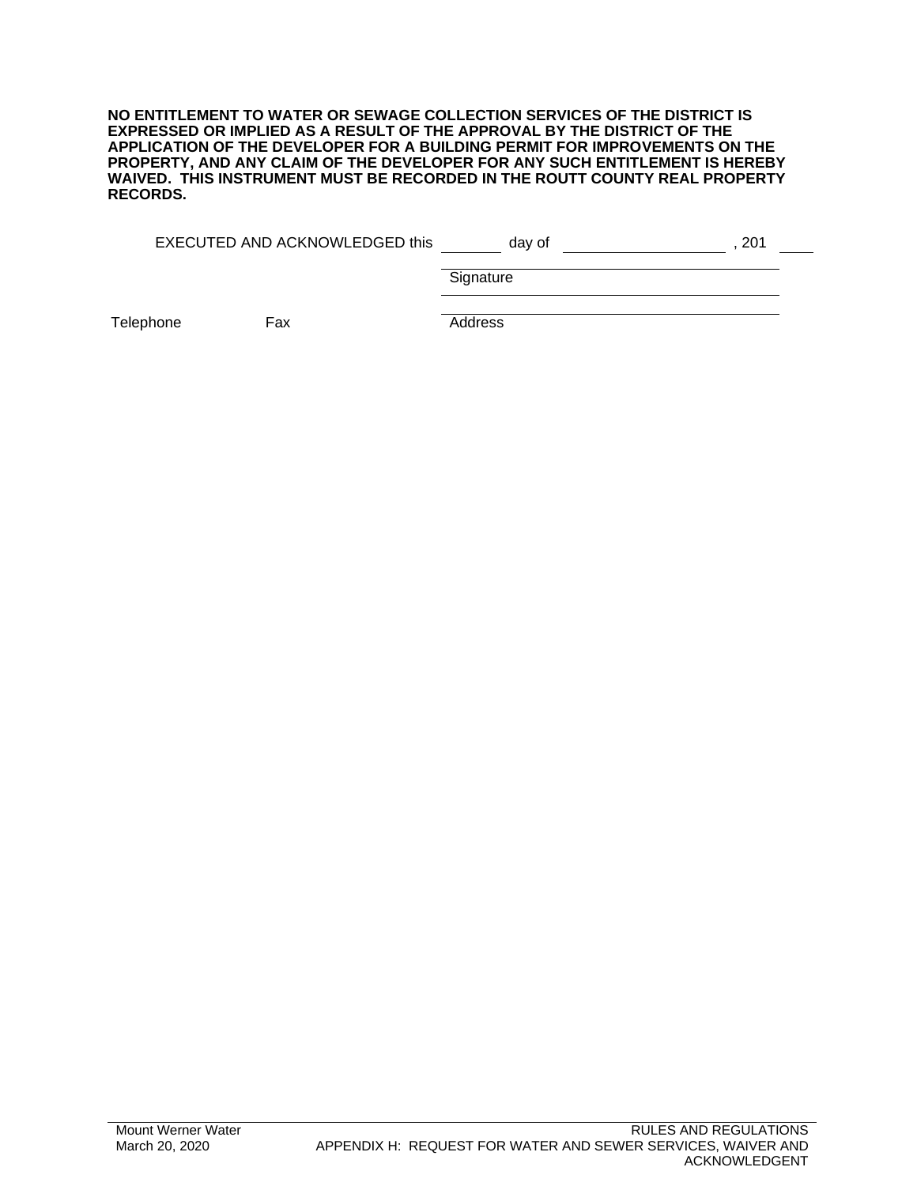**NO ENTITLEMENT TO WATER OR SEWAGE COLLECTION SERVICES OF THE DISTRICT IS EXPRESSED OR IMPLIED AS A RESULT OF THE APPROVAL BY THE DISTRICT OF THE APPLICATION OF THE DEVELOPER FOR A BUILDING PERMIT FOR IMPROVEMENTS ON THE PROPERTY, AND ANY CLAIM OF THE DEVELOPER FOR ANY SUCH ENTITLEMENT IS HEREBY WAIVED. THIS INSTRUMENT MUST BE RECORDED IN THE ROUTT COUNTY REAL PROPERTY RECORDS.**

EXECUTED AND ACKNOWLEDGED this ________ day of ____________________, 201____

_______________________________________
Signature

_______________________________________

Telephone Fax Address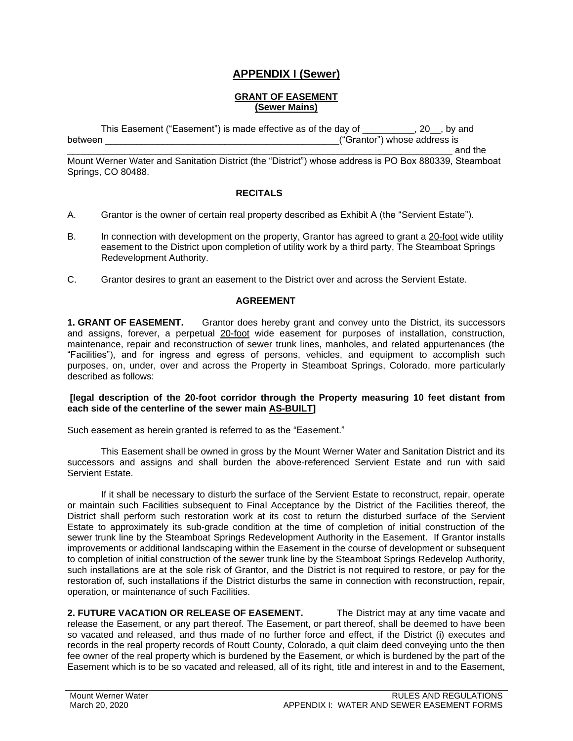# APPENDIX I (Sewer)

**GRANT OF EASEMENT**
**(Sewer Mains)**

This Easement ("Easement") is made effective as of the day of __________, 20__, by and between ______________________________________________("Grantor") whose address is ________________________________________________________________________ and the Mount Werner Water and Sanitation District (the "District") whose address is PO Box 880339, Steamboat Springs, CO 80488.

**RECITALS**

A. Grantor is the owner of certain real property described as Exhibit A (the "Servient Estate").

B. In connection with development on the property, Grantor has agreed to grant a 20-foot wide utility easement to the District upon completion of utility work by a third party, The Steamboat Springs Redevelopment Authority.

C. Grantor desires to grant an easement to the District over and across the Servient Estate.

**AGREEMENT**

**1. GRANT OF EASEMENT.** Grantor does hereby grant and convey unto the District, its successors and assigns, forever, a perpetual 20-foot wide easement for purposes of installation, construction, maintenance, repair and reconstruction of sewer trunk lines, manholes, and related appurtenances (the "Facilities"), and for ingress and egress of persons, vehicles, and equipment to accomplish such purposes, on, under, over and across the Property in Steamboat Springs, Colorado, more particularly described as follows:

**[legal description of the 20-foot corridor through the Property measuring 10 feet distant from each side of the centerline of the sewer main AS-BUILT]**

Such easement as herein granted is referred to as the "Easement."

This Easement shall be owned in gross by the Mount Werner Water and Sanitation District and its successors and assigns and shall burden the above-referenced Servient Estate and run with said Servient Estate.

If it shall be necessary to disturb the surface of the Servient Estate to reconstruct, repair, operate or maintain such Facilities subsequent to Final Acceptance by the District of the Facilities thereof, the District shall perform such restoration work at its cost to return the disturbed surface of the Servient Estate to approximately its sub-grade condition at the time of completion of initial construction of the sewer trunk line by the Steamboat Springs Redevelopment Authority in the Easement. If Grantor installs improvements or additional landscaping within the Easement in the course of development or subsequent to completion of initial construction of the sewer trunk line by the Steamboat Springs Redevelop Authority, such installations are at the sole risk of Grantor, and the District is not required to restore, or pay for the restoration of, such installations if the District disturbs the same in connection with reconstruction, repair, operation, or maintenance of such Facilities.

**2. FUTURE VACATION OR RELEASE OF EASEMENT.** The District may at any time vacate and release the Easement, or any part thereof. The Easement, or part thereof, shall be deemed to have been so vacated and released, and thus made of no further force and effect, if the District (i) executes and records in the real property records of Routt County, Colorado, a quit claim deed conveying unto the then fee owner of the real property which is burdened by the Easement, or which is burdened by the part of the Easement which is to be so vacated and released, all of its right, title and interest in and to the Easement,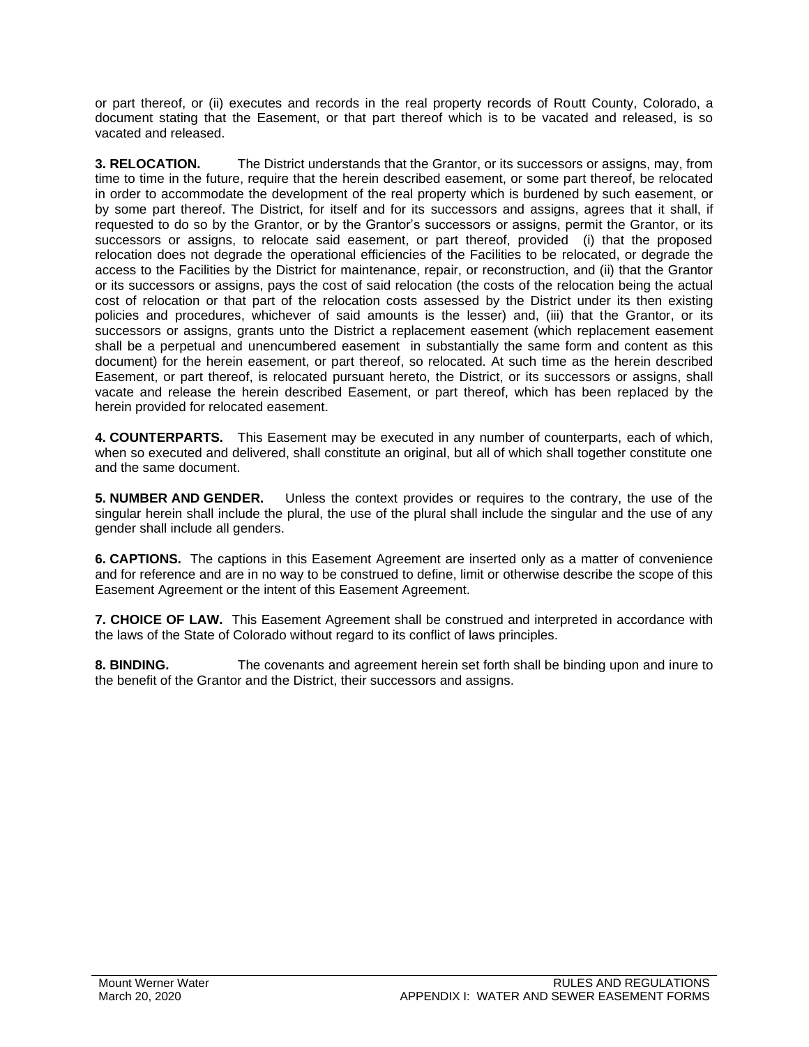or part thereof, or (ii) executes and records in the real property records of Routt County, Colorado, a document stating that the Easement, or that part thereof which is to be vacated and released, is so vacated and released.

**3. RELOCATION.** The District understands that the Grantor, or its successors or assigns, may, from time to time in the future, require that the herein described easement, or some part thereof, be relocated in order to accommodate the development of the real property which is burdened by such easement, or by some part thereof. The District, for itself and for its successors and assigns, agrees that it shall, if requested to do so by the Grantor, or by the Grantor's successors or assigns, permit the Grantor, or its successors or assigns, to relocate said easement, or part thereof, provided (i) that the proposed relocation does not degrade the operational efficiencies of the Facilities to be relocated, or degrade the access to the Facilities by the District for maintenance, repair, or reconstruction, and (ii) that the Grantor or its successors or assigns, pays the cost of said relocation (the costs of the relocation being the actual cost of relocation or that part of the relocation costs assessed by the District under its then existing policies and procedures, whichever of said amounts is the lesser) and, (iii) that the Grantor, or its successors or assigns, grants unto the District a replacement easement (which replacement easement shall be a perpetual and unencumbered easement in substantially the same form and content as this document) for the herein easement, or part thereof, so relocated. At such time as the herein described Easement, or part thereof, is relocated pursuant hereto, the District, or its successors or assigns, shall vacate and release the herein described Easement, or part thereof, which has been replaced by the herein provided for relocated easement.

**4. COUNTERPARTS.** This Easement may be executed in any number of counterparts, each of which, when so executed and delivered, shall constitute an original, but all of which shall together constitute one and the same document.

**5. NUMBER AND GENDER.** Unless the context provides or requires to the contrary, the use of the singular herein shall include the plural, the use of the plural shall include the singular and the use of any gender shall include all genders.

**6. CAPTIONS.** The captions in this Easement Agreement are inserted only as a matter of convenience and for reference and are in no way to be construed to define, limit or otherwise describe the scope of this Easement Agreement or the intent of this Easement Agreement.

**7. CHOICE OF LAW.** This Easement Agreement shall be construed and interpreted in accordance with the laws of the State of Colorado without regard to its conflict of laws principles.

**8. BINDING.** The covenants and agreement herein set forth shall be binding upon and inure to the benefit of the Grantor and the District, their successors and assigns.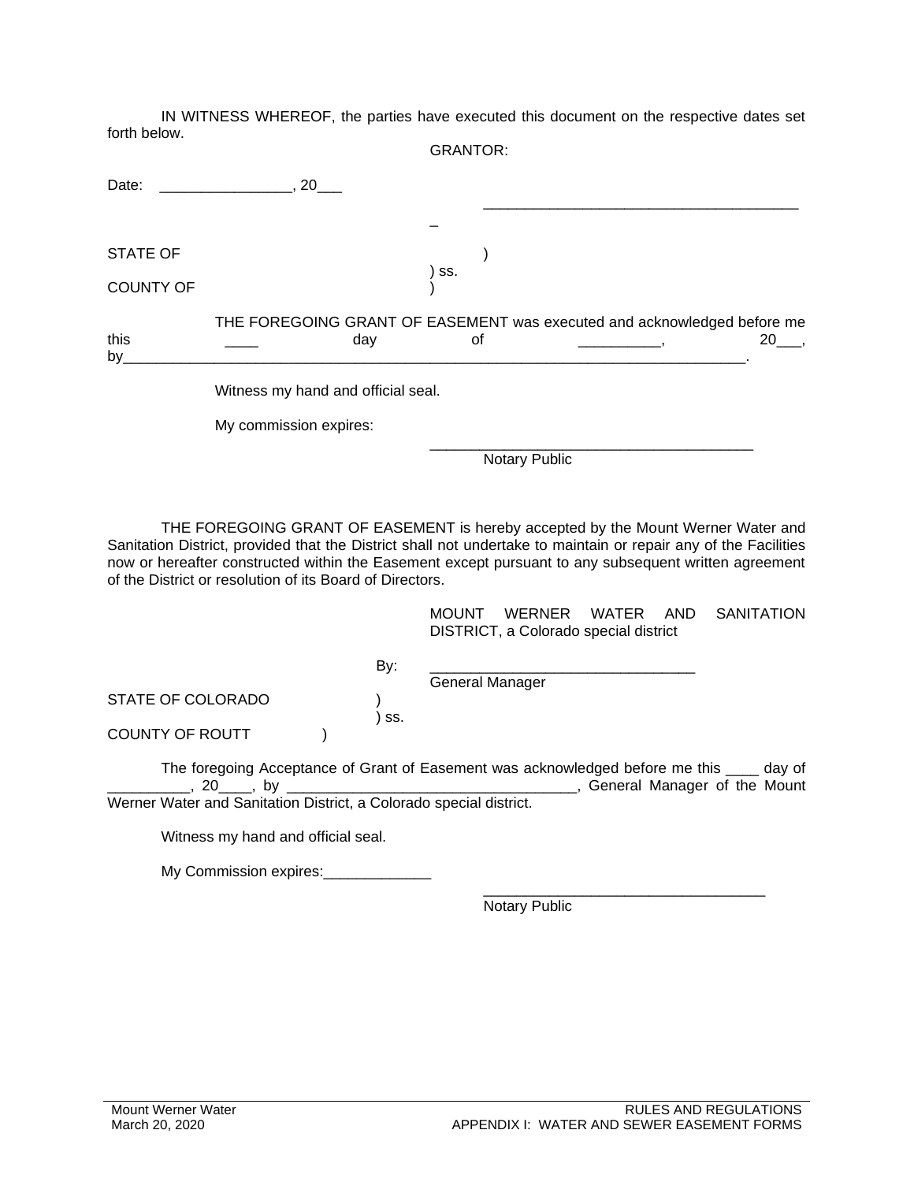IN WITNESS WHEREOF, the parties have executed this document on the respective dates set forth below.

GRANTOR:

Date: ________________, 20___

_______________________________________
_

STATE OF )
) ss.
COUNTY OF )

THE FOREGOING GRANT OF EASEMENT was executed and acknowledged before me this ____ day of _________, 20___, by_______________________________________________________________________________.

Witness my hand and official seal.

My commission expires:

________________________________________
Notary Public

THE FOREGOING GRANT OF EASEMENT is hereby accepted by the Mount Werner Water and Sanitation District, provided that the District shall not undertake to maintain or repair any of the Facilities now or hereafter constructed within the Easement except pursuant to any subsequent written agreement of the District or resolution of its Board of Directors.

MOUNT WERNER WATER AND SANITATION DISTRICT, a Colorado special district

By: _________________________________
General Manager

STATE OF COLORADO )
) ss.
COUNTY OF ROUTT )

The foregoing Acceptance of Grant of Easement was acknowledged before me this ____ day of _________, 20____, by __________________________________, General Manager of the Mount Werner Water and Sanitation District, a Colorado special district.

Witness my hand and official seal.

My Commission expires:_____________

__________________________________
Notary Public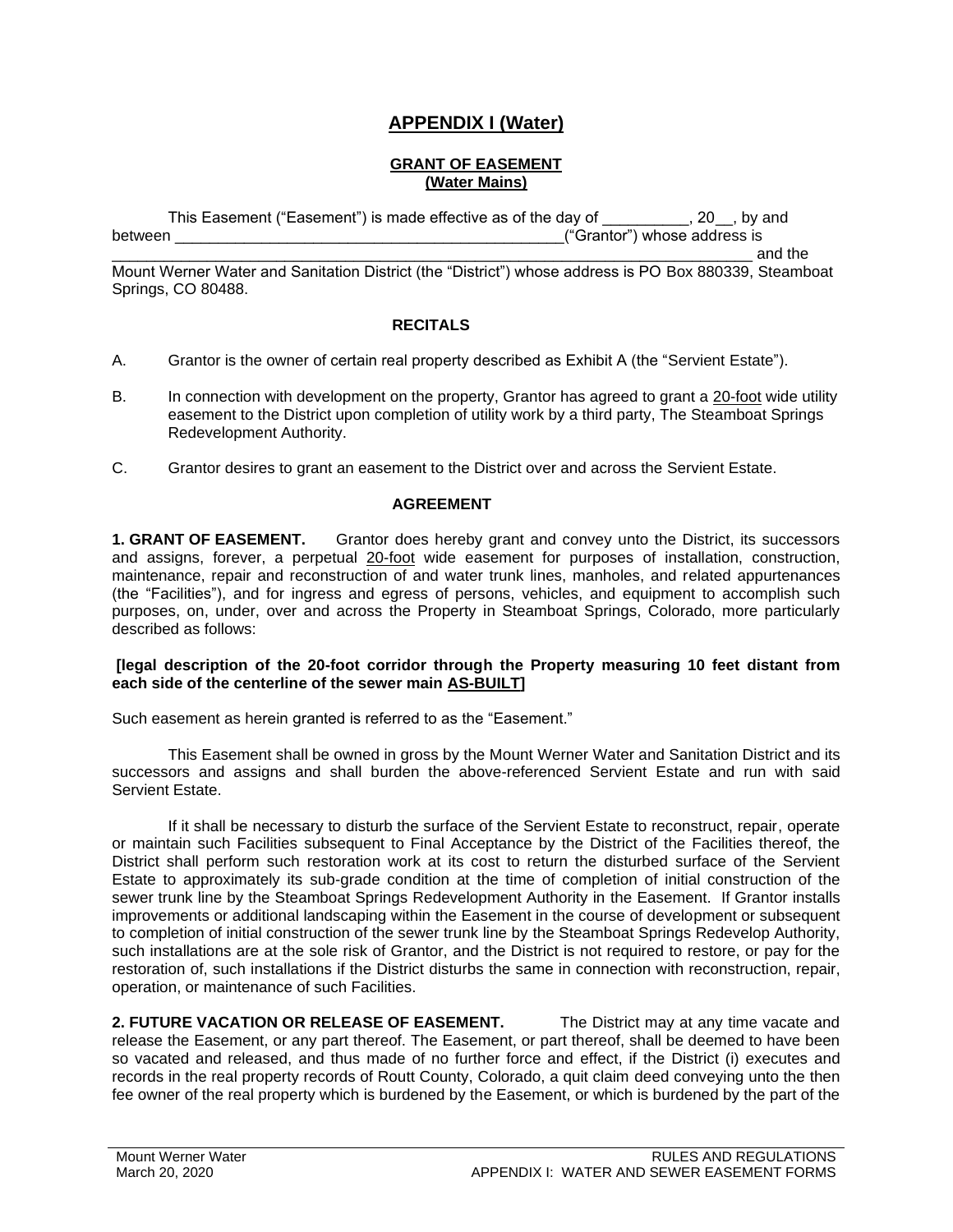# APPENDIX I (Water)

### GRANT OF EASEMENT
### (Water Mains)

This Easement ("Easement") is made effective as of the day of __________, 20__, by and between ______________________________________________("Grantor") whose address is ________________________________________________________________________________ and the Mount Werner Water and Sanitation District (the "District") whose address is PO Box 880339, Steamboat Springs, CO 80488.

### RECITALS

A. Grantor is the owner of certain real property described as Exhibit A (the "Servient Estate").

B. In connection with development on the property, Grantor has agreed to grant a 20-foot wide utility easement to the District upon completion of utility work by a third party, The Steamboat Springs Redevelopment Authority.

C. Grantor desires to grant an easement to the District over and across the Servient Estate.

### AGREEMENT

**1. GRANT OF EASEMENT.** Grantor does hereby grant and convey unto the District, its successors and assigns, forever, a perpetual 20-foot wide easement for purposes of installation, construction, maintenance, repair and reconstruction of and water trunk lines, manholes, and related appurtenances (the "Facilities"), and for ingress and egress of persons, vehicles, and equipment to accomplish such purposes, on, under, over and across the Property in Steamboat Springs, Colorado, more particularly described as follows:

**[legal description of the 20-foot corridor through the Property measuring 10 feet distant from each side of the centerline of the sewer main AS-BUILT]**

Such easement as herein granted is referred to as the "Easement."

This Easement shall be owned in gross by the Mount Werner Water and Sanitation District and its successors and assigns and shall burden the above-referenced Servient Estate and run with said Servient Estate.

If it shall be necessary to disturb the surface of the Servient Estate to reconstruct, repair, operate or maintain such Facilities subsequent to Final Acceptance by the District of the Facilities thereof, the District shall perform such restoration work at its cost to return the disturbed surface of the Servient Estate to approximately its sub-grade condition at the time of completion of initial construction of the sewer trunk line by the Steamboat Springs Redevelopment Authority in the Easement. If Grantor installs improvements or additional landscaping within the Easement in the course of development or subsequent to completion of initial construction of the sewer trunk line by the Steamboat Springs Redevelop Authority, such installations are at the sole risk of Grantor, and the District is not required to restore, or pay for the restoration of, such installations if the District disturbs the same in connection with reconstruction, repair, operation, or maintenance of such Facilities.

**2. FUTURE VACATION OR RELEASE OF EASEMENT.** The District may at any time vacate and release the Easement, or any part thereof. The Easement, or part thereof, shall be deemed to have been so vacated and released, and thus made of no further force and effect, if the District (i) executes and records in the real property records of Routt County, Colorado, a quit claim deed conveying unto the then fee owner of the real property which is burdened by the Easement, or which is burdened by the part of the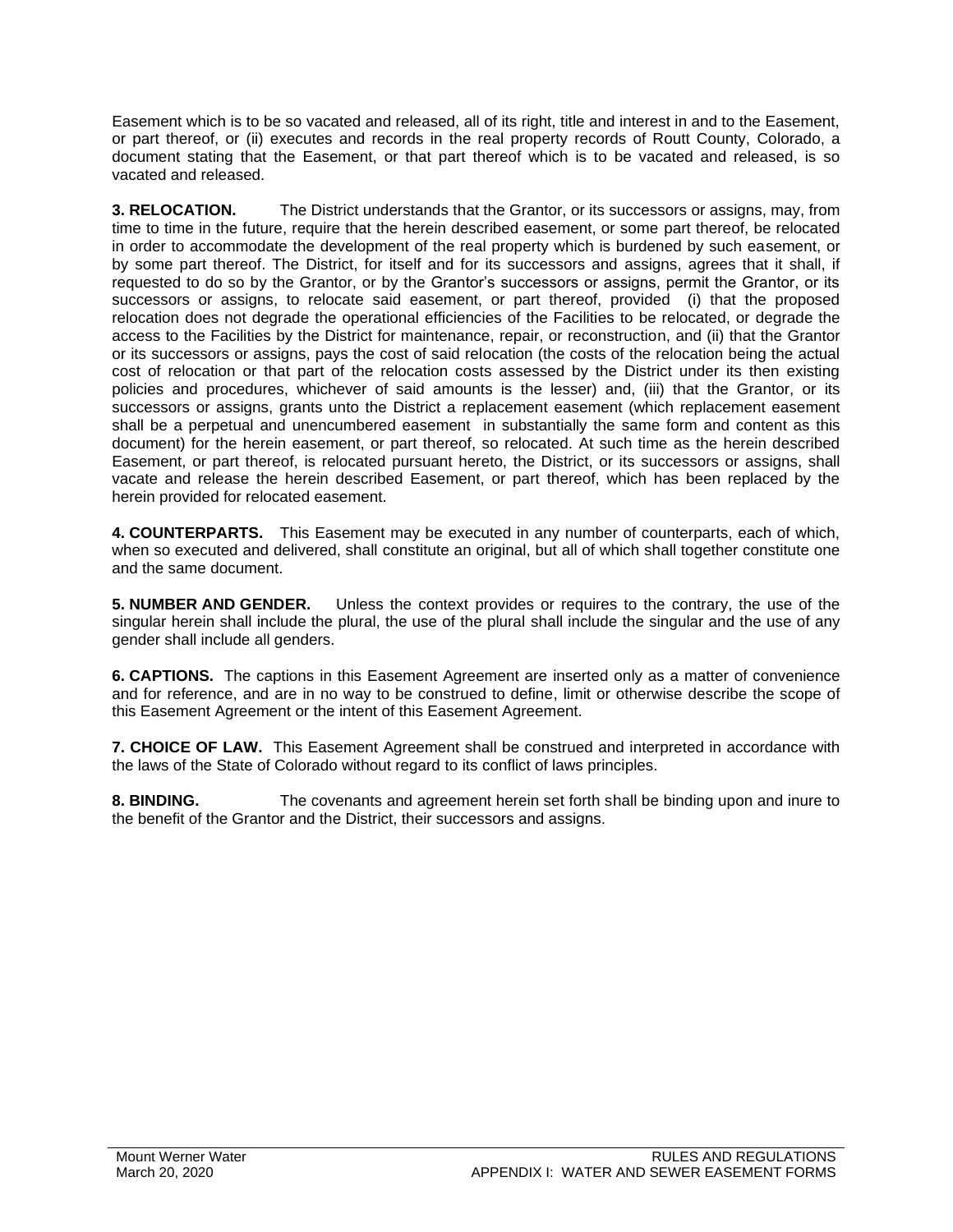Easement which is to be so vacated and released, all of its right, title and interest in and to the Easement, or part thereof, or (ii) executes and records in the real property records of Routt County, Colorado, a document stating that the Easement, or that part thereof which is to be vacated and released, is so vacated and released.

**3. RELOCATION.** The District understands that the Grantor, or its successors or assigns, may, from time to time in the future, require that the herein described easement, or some part thereof, be relocated in order to accommodate the development of the real property which is burdened by such easement, or by some part thereof. The District, for itself and for its successors and assigns, agrees that it shall, if requested to do so by the Grantor, or by the Grantor's successors or assigns, permit the Grantor, or its successors or assigns, to relocate said easement, or part thereof, provided (i) that the proposed relocation does not degrade the operational efficiencies of the Facilities to be relocated, or degrade the access to the Facilities by the District for maintenance, repair, or reconstruction, and (ii) that the Grantor or its successors or assigns, pays the cost of said relocation (the costs of the relocation being the actual cost of relocation or that part of the relocation costs assessed by the District under its then existing policies and procedures, whichever of said amounts is the lesser) and, (iii) that the Grantor, or its successors or assigns, grants unto the District a replacement easement (which replacement easement shall be a perpetual and unencumbered easement in substantially the same form and content as this document) for the herein easement, or part thereof, so relocated. At such time as the herein described Easement, or part thereof, is relocated pursuant hereto, the District, or its successors or assigns, shall vacate and release the herein described Easement, or part thereof, which has been replaced by the herein provided for relocated easement.

**4. COUNTERPARTS.** This Easement may be executed in any number of counterparts, each of which, when so executed and delivered, shall constitute an original, but all of which shall together constitute one and the same document.

**5. NUMBER AND GENDER.** Unless the context provides or requires to the contrary, the use of the singular herein shall include the plural, the use of the plural shall include the singular and the use of any gender shall include all genders.

**6. CAPTIONS.** The captions in this Easement Agreement are inserted only as a matter of convenience and for reference, and are in no way to be construed to define, limit or otherwise describe the scope of this Easement Agreement or the intent of this Easement Agreement.

**7. CHOICE OF LAW.** This Easement Agreement shall be construed and interpreted in accordance with the laws of the State of Colorado without regard to its conflict of laws principles.

**8. BINDING.** The covenants and agreement herein set forth shall be binding upon and inure to the benefit of the Grantor and the District, their successors and assigns.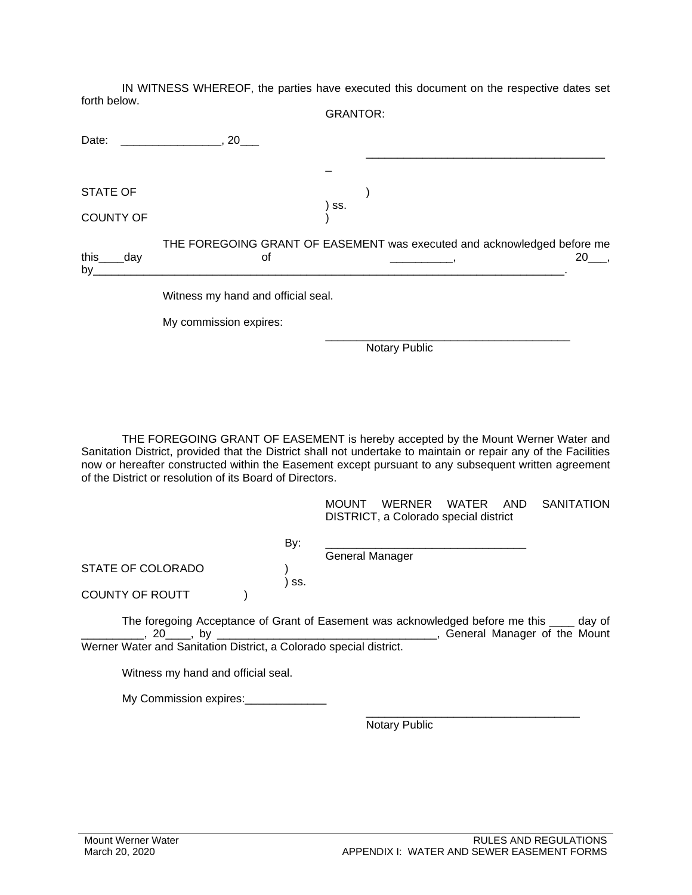IN WITNESS WHEREOF, the parties have executed this document on the respective dates set forth below.

GRANTOR:

Date: ________________, 20___

_________________________________________

STATE OF )
) ss.
COUNTY OF )

THE FOREGOING GRANT OF EASEMENT was executed and acknowledged before me this____day of __________, 20___, by_____________________________________________________________________________.

Witness my hand and official seal.

My commission expires:

_________________________________________
Notary Public

THE FOREGOING GRANT OF EASEMENT is hereby accepted by the Mount Werner Water and Sanitation District, provided that the District shall not undertake to maintain or repair any of the Facilities now or hereafter constructed within the Easement except pursuant to any subsequent written agreement of the District or resolution of its Board of Directors.

MOUNT WERNER WATER AND SANITATION DISTRICT, a Colorado special district

By: ________________________________
General Manager

STATE OF COLORADO )
) ss.
COUNTY OF ROUTT )

The foregoing Acceptance of Grant of Easement was acknowledged before me this ____ day of __________, 20____, by __________________________________, General Manager of the Mount Werner Water and Sanitation District, a Colorado special district.

Witness my hand and official seal.

My Commission expires:_____________

__________________________________
Notary Public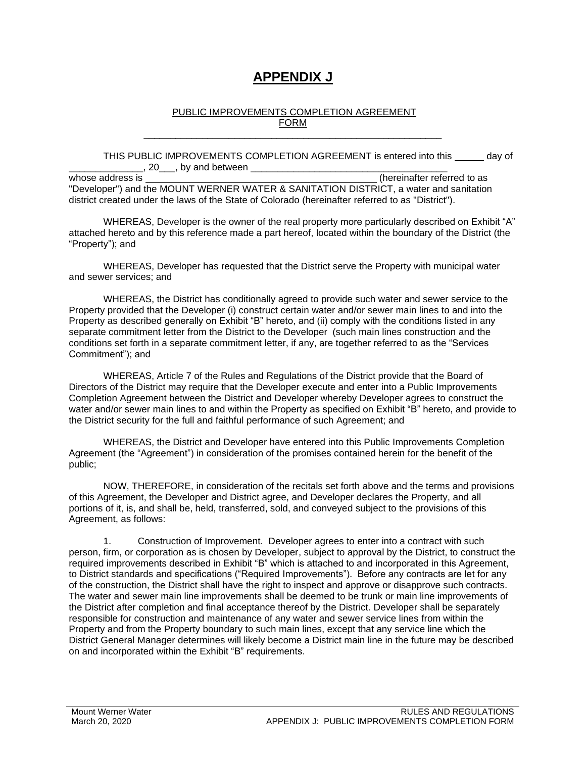# APPENDIX J

PUBLIC IMPROVEMENTS COMPLETION AGREEMENT
FORM

---

THIS PUBLIC IMPROVEMENTS COMPLETION AGREEMENT is entered into this _____ day of ______________, 20___, by and between ______________________________________ whose address is __________________________________________ (hereinafter referred to as "Developer") and the MOUNT WERNER WATER & SANITATION DISTRICT, a water and sanitation district created under the laws of the State of Colorado (hereinafter referred to as "District").

WHEREAS, Developer is the owner of the real property more particularly described on Exhibit "A" attached hereto and by this reference made a part hereof, located within the boundary of the District (the "Property"); and

WHEREAS, Developer has requested that the District serve the Property with municipal water and sewer services; and

WHEREAS, the District has conditionally agreed to provide such water and sewer service to the Property provided that the Developer (i) construct certain water and/or sewer main lines to and into the Property as described generally on Exhibit "B" hereto, and (ii) comply with the conditions listed in any separate commitment letter from the District to the Developer (such main lines construction and the conditions set forth in a separate commitment letter, if any, are together referred to as the "Services Commitment"); and

WHEREAS, Article 7 of the Rules and Regulations of the District provide that the Board of Directors of the District may require that the Developer execute and enter into a Public Improvements Completion Agreement between the District and Developer whereby Developer agrees to construct the water and/or sewer main lines to and within the Property as specified on Exhibit "B" hereto, and provide to the District security for the full and faithful performance of such Agreement; and

WHEREAS, the District and Developer have entered into this Public Improvements Completion Agreement (the "Agreement") in consideration of the promises contained herein for the benefit of the public;

NOW, THEREFORE, in consideration of the recitals set forth above and the terms and provisions of this Agreement, the Developer and District agree, and Developer declares the Property, and all portions of it, is, and shall be, held, transferred, sold, and conveyed subject to the provisions of this Agreement, as follows:

1. Construction of Improvement. Developer agrees to enter into a contract with such person, firm, or corporation as is chosen by Developer, subject to approval by the District, to construct the required improvements described in Exhibit "B" which is attached to and incorporated in this Agreement, to District standards and specifications ("Required Improvements"). Before any contracts are let for any of the construction, the District shall have the right to inspect and approve or disapprove such contracts. The water and sewer main line improvements shall be deemed to be trunk or main line improvements of the District after completion and final acceptance thereof by the District. Developer shall be separately responsible for construction and maintenance of any water and sewer service lines from within the Property and from the Property boundary to such main lines, except that any service line which the District General Manager determines will likely become a District main line in the future may be described on and incorporated within the Exhibit "B" requirements.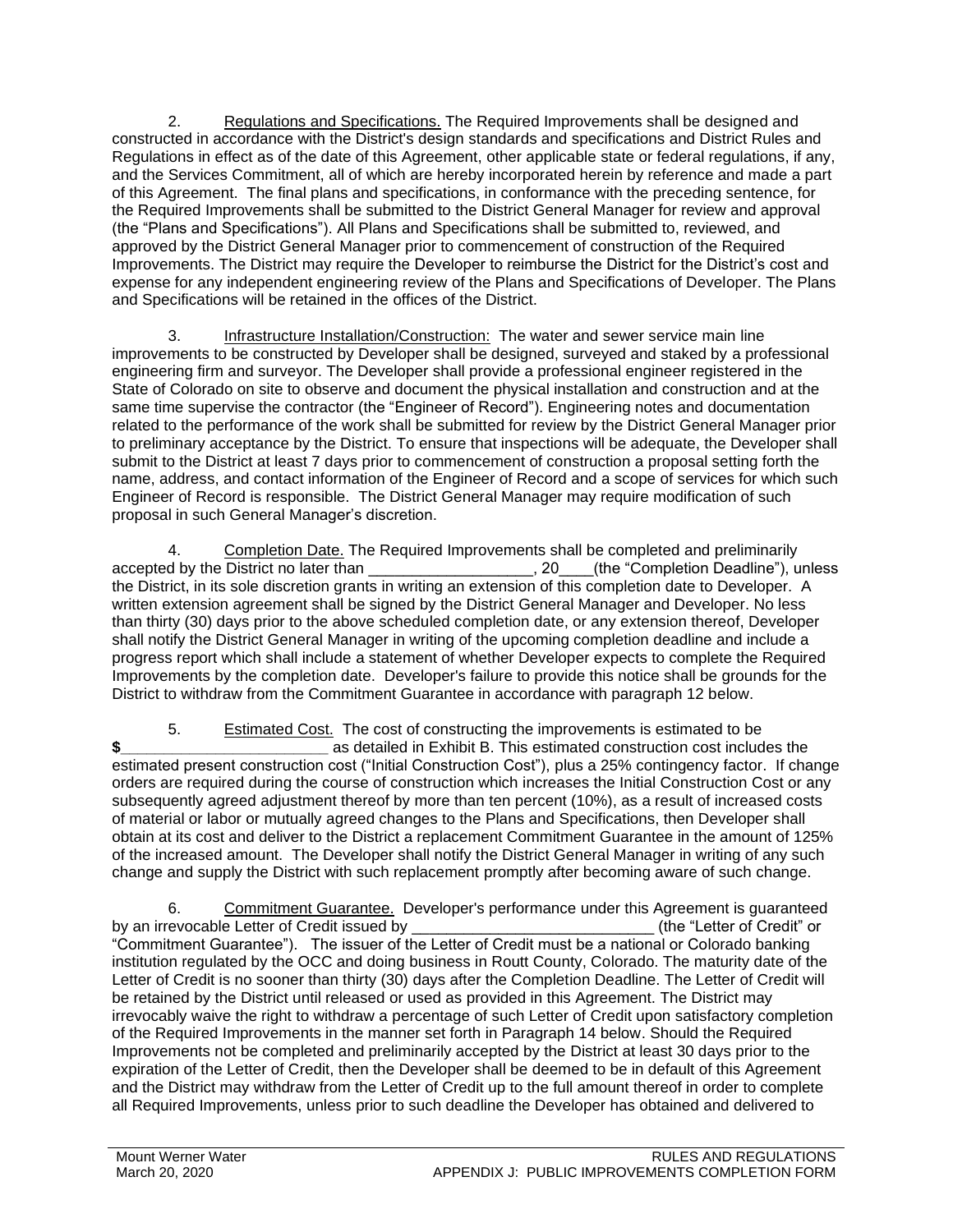2. Regulations and Specifications. The Required Improvements shall be designed and constructed in accordance with the District's design standards and specifications and District Rules and Regulations in effect as of the date of this Agreement, other applicable state or federal regulations, if any, and the Services Commitment, all of which are hereby incorporated herein by reference and made a part of this Agreement. The final plans and specifications, in conformance with the preceding sentence, for the Required Improvements shall be submitted to the District General Manager for review and approval (the "Plans and Specifications"). All Plans and Specifications shall be submitted to, reviewed, and approved by the District General Manager prior to commencement of construction of the Required Improvements. The District may require the Developer to reimburse the District for the District's cost and expense for any independent engineering review of the Plans and Specifications of Developer. The Plans and Specifications will be retained in the offices of the District.

3. Infrastructure Installation/Construction: The water and sewer service main line improvements to be constructed by Developer shall be designed, surveyed and staked by a professional engineering firm and surveyor. The Developer shall provide a professional engineer registered in the State of Colorado on site to observe and document the physical installation and construction and at the same time supervise the contractor (the "Engineer of Record"). Engineering notes and documentation related to the performance of the work shall be submitted for review by the District General Manager prior to preliminary acceptance by the District. To ensure that inspections will be adequate, the Developer shall submit to the District at least 7 days prior to commencement of construction a proposal setting forth the name, address, and contact information of the Engineer of Record and a scope of services for which such Engineer of Record is responsible. The District General Manager may require modification of such proposal in such General Manager's discretion.

4. Completion Date. The Required Improvements shall be completed and preliminarily accepted by the District no later than ___________________, 20____(the "Completion Deadline"), unless the District, in its sole discretion grants in writing an extension of this completion date to Developer. A written extension agreement shall be signed by the District General Manager and Developer. No less than thirty (30) days prior to the above scheduled completion date, or any extension thereof, Developer shall notify the District General Manager in writing of the upcoming completion deadline and include a progress report which shall include a statement of whether Developer expects to complete the Required Improvements by the completion date. Developer's failure to provide this notice shall be grounds for the District to withdraw from the Commitment Guarantee in accordance with paragraph 12 below.

5. Estimated Cost. The cost of constructing the improvements is estimated to be **$________________________** as detailed in Exhibit B. This estimated construction cost includes the estimated present construction cost ("Initial Construction Cost"), plus a 25% contingency factor. If change orders are required during the course of construction which increases the Initial Construction Cost or any subsequently agreed adjustment thereof by more than ten percent (10%), as a result of increased costs of material or labor or mutually agreed changes to the Plans and Specifications, then Developer shall obtain at its cost and deliver to the District a replacement Commitment Guarantee in the amount of 125% of the increased amount. The Developer shall notify the District General Manager in writing of any such change and supply the District with such replacement promptly after becoming aware of such change.

6. Commitment Guarantee. Developer's performance under this Agreement is guaranteed by an irrevocable Letter of Credit issued by ____________________________ (the "Letter of Credit" or "Commitment Guarantee"). The issuer of the Letter of Credit must be a national or Colorado banking institution regulated by the OCC and doing business in Routt County, Colorado. The maturity date of the Letter of Credit is no sooner than thirty (30) days after the Completion Deadline. The Letter of Credit will be retained by the District until released or used as provided in this Agreement. The District may irrevocably waive the right to withdraw a percentage of such Letter of Credit upon satisfactory completion of the Required Improvements in the manner set forth in Paragraph 14 below. Should the Required Improvements not be completed and preliminarily accepted by the District at least 30 days prior to the expiration of the Letter of Credit, then the Developer shall be deemed to be in default of this Agreement and the District may withdraw from the Letter of Credit up to the full amount thereof in order to complete all Required Improvements, unless prior to such deadline the Developer has obtained and delivered to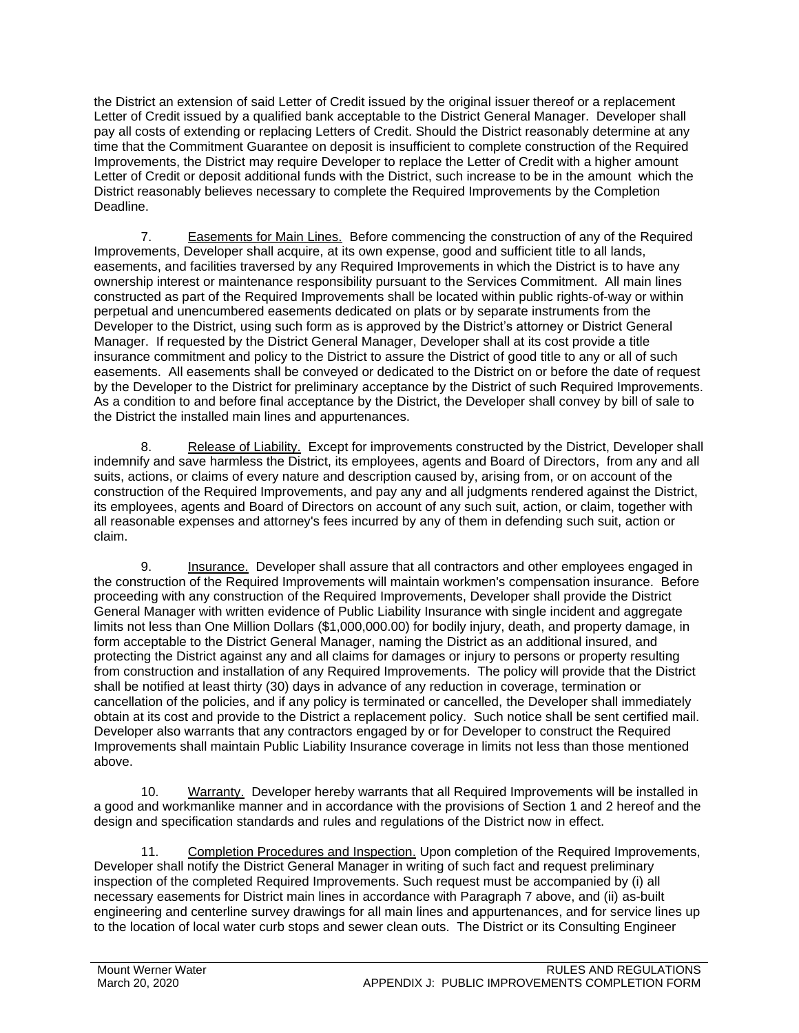the District an extension of said Letter of Credit issued by the original issuer thereof or a replacement Letter of Credit issued by a qualified bank acceptable to the District General Manager. Developer shall pay all costs of extending or replacing Letters of Credit. Should the District reasonably determine at any time that the Commitment Guarantee on deposit is insufficient to complete construction of the Required Improvements, the District may require Developer to replace the Letter of Credit with a higher amount Letter of Credit or deposit additional funds with the District, such increase to be in the amount which the District reasonably believes necessary to complete the Required Improvements by the Completion Deadline.

7. Easements for Main Lines. Before commencing the construction of any of the Required Improvements, Developer shall acquire, at its own expense, good and sufficient title to all lands, easements, and facilities traversed by any Required Improvements in which the District is to have any ownership interest or maintenance responsibility pursuant to the Services Commitment. All main lines constructed as part of the Required Improvements shall be located within public rights-of-way or within perpetual and unencumbered easements dedicated on plats or by separate instruments from the Developer to the District, using such form as is approved by the District's attorney or District General Manager. If requested by the District General Manager, Developer shall at its cost provide a title insurance commitment and policy to the District to assure the District of good title to any or all of such easements. All easements shall be conveyed or dedicated to the District on or before the date of request by the Developer to the District for preliminary acceptance by the District of such Required Improvements. As a condition to and before final acceptance by the District, the Developer shall convey by bill of sale to the District the installed main lines and appurtenances.

8. Release of Liability. Except for improvements constructed by the District, Developer shall indemnify and save harmless the District, its employees, agents and Board of Directors, from any and all suits, actions, or claims of every nature and description caused by, arising from, or on account of the construction of the Required Improvements, and pay any and all judgments rendered against the District, its employees, agents and Board of Directors on account of any such suit, action, or claim, together with all reasonable expenses and attorney's fees incurred by any of them in defending such suit, action or claim.

9. Insurance. Developer shall assure that all contractors and other employees engaged in the construction of the Required Improvements will maintain workmen's compensation insurance. Before proceeding with any construction of the Required Improvements, Developer shall provide the District General Manager with written evidence of Public Liability Insurance with single incident and aggregate limits not less than One Million Dollars ($1,000,000.00) for bodily injury, death, and property damage, in form acceptable to the District General Manager, naming the District as an additional insured, and protecting the District against any and all claims for damages or injury to persons or property resulting from construction and installation of any Required Improvements. The policy will provide that the District shall be notified at least thirty (30) days in advance of any reduction in coverage, termination or cancellation of the policies, and if any policy is terminated or cancelled, the Developer shall immediately obtain at its cost and provide to the District a replacement policy. Such notice shall be sent certified mail. Developer also warrants that any contractors engaged by or for Developer to construct the Required Improvements shall maintain Public Liability Insurance coverage in limits not less than those mentioned above.

10. Warranty. Developer hereby warrants that all Required Improvements will be installed in a good and workmanlike manner and in accordance with the provisions of Section 1 and 2 hereof and the design and specification standards and rules and regulations of the District now in effect.

11. Completion Procedures and Inspection. Upon completion of the Required Improvements, Developer shall notify the District General Manager in writing of such fact and request preliminary inspection of the completed Required Improvements. Such request must be accompanied by (i) all necessary easements for District main lines in accordance with Paragraph 7 above, and (ii) as-built engineering and centerline survey drawings for all main lines and appurtenances, and for service lines up to the location of local water curb stops and sewer clean outs. The District or its Consulting Engineer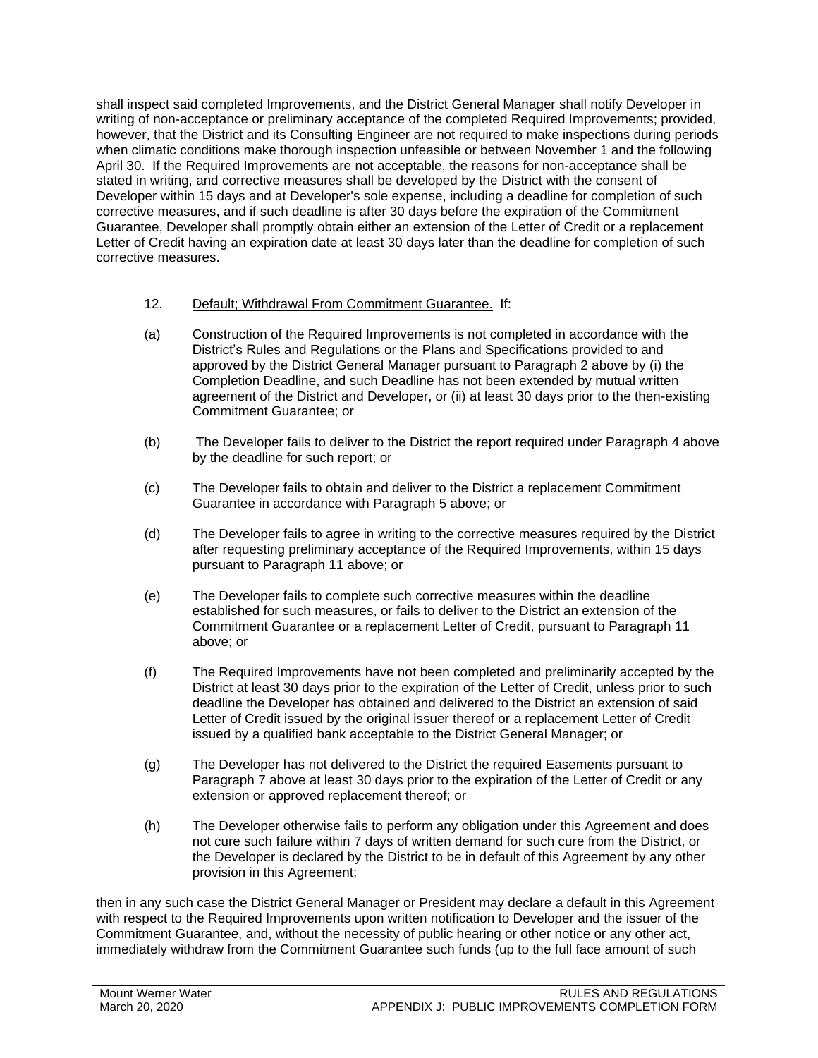shall inspect said completed Improvements, and the District General Manager shall notify Developer in writing of non-acceptance or preliminary acceptance of the completed Required Improvements; provided, however, that the District and its Consulting Engineer are not required to make inspections during periods when climatic conditions make thorough inspection unfeasible or between November 1 and the following April 30. If the Required Improvements are not acceptable, the reasons for non-acceptance shall be stated in writing, and corrective measures shall be developed by the District with the consent of Developer within 15 days and at Developer's sole expense, including a deadline for completion of such corrective measures, and if such deadline is after 30 days before the expiration of the Commitment Guarantee, Developer shall promptly obtain either an extension of the Letter of Credit or a replacement Letter of Credit having an expiration date at least 30 days later than the deadline for completion of such corrective measures.

12. Default; Withdrawal From Commitment Guarantee. If:

(a) Construction of the Required Improvements is not completed in accordance with the District's Rules and Regulations or the Plans and Specifications provided to and approved by the District General Manager pursuant to Paragraph 2 above by (i) the Completion Deadline, and such Deadline has not been extended by mutual written agreement of the District and Developer, or (ii) at least 30 days prior to the then-existing Commitment Guarantee; or

(b) The Developer fails to deliver to the District the report required under Paragraph 4 above by the deadline for such report; or

(c) The Developer fails to obtain and deliver to the District a replacement Commitment Guarantee in accordance with Paragraph 5 above; or

(d) The Developer fails to agree in writing to the corrective measures required by the District after requesting preliminary acceptance of the Required Improvements, within 15 days pursuant to Paragraph 11 above; or

(e) The Developer fails to complete such corrective measures within the deadline established for such measures, or fails to deliver to the District an extension of the Commitment Guarantee or a replacement Letter of Credit, pursuant to Paragraph 11 above; or

(f) The Required Improvements have not been completed and preliminarily accepted by the District at least 30 days prior to the expiration of the Letter of Credit, unless prior to such deadline the Developer has obtained and delivered to the District an extension of said Letter of Credit issued by the original issuer thereof or a replacement Letter of Credit issued by a qualified bank acceptable to the District General Manager; or

(g) The Developer has not delivered to the District the required Easements pursuant to Paragraph 7 above at least 30 days prior to the expiration of the Letter of Credit or any extension or approved replacement thereof; or

(h) The Developer otherwise fails to perform any obligation under this Agreement and does not cure such failure within 7 days of written demand for such cure from the District, or the Developer is declared by the District to be in default of this Agreement by any other provision in this Agreement;

then in any such case the District General Manager or President may declare a default in this Agreement with respect to the Required Improvements upon written notification to Developer and the issuer of the Commitment Guarantee, and, without the necessity of public hearing or other notice or any other act, immediately withdraw from the Commitment Guarantee such funds (up to the full face amount of such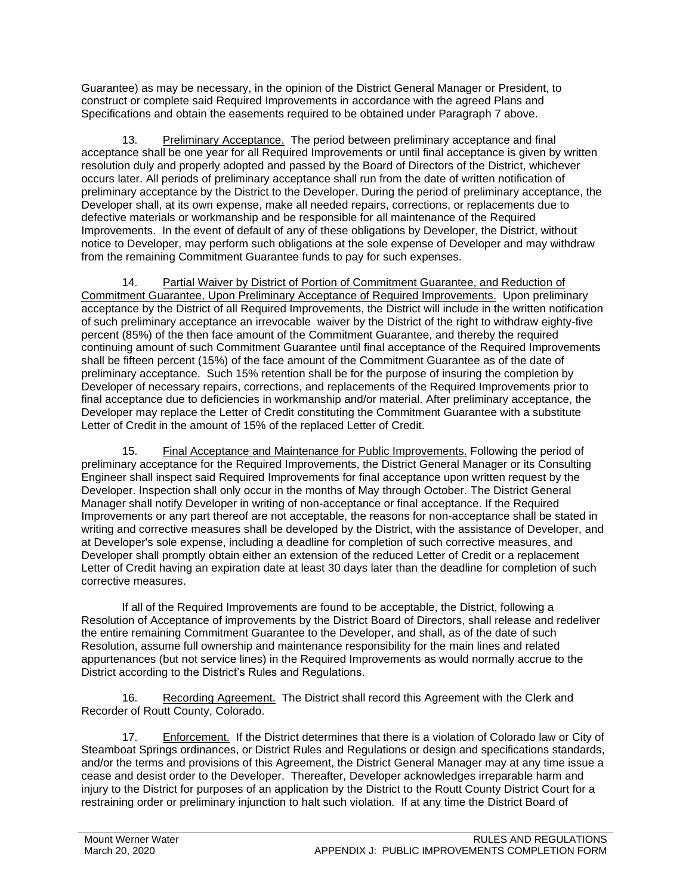Guarantee) as may be necessary, in the opinion of the District General Manager or President, to construct or complete said Required Improvements in accordance with the agreed Plans and Specifications and obtain the easements required to be obtained under Paragraph 7 above.

13. Preliminary Acceptance. The period between preliminary acceptance and final acceptance shall be one year for all Required Improvements or until final acceptance is given by written resolution duly and properly adopted and passed by the Board of Directors of the District, whichever occurs later. All periods of preliminary acceptance shall run from the date of written notification of preliminary acceptance by the District to the Developer. During the period of preliminary acceptance, the Developer shall, at its own expense, make all needed repairs, corrections, or replacements due to defective materials or workmanship and be responsible for all maintenance of the Required Improvements. In the event of default of any of these obligations by Developer, the District, without notice to Developer, may perform such obligations at the sole expense of Developer and may withdraw from the remaining Commitment Guarantee funds to pay for such expenses.

14. Partial Waiver by District of Portion of Commitment Guarantee, and Reduction of Commitment Guarantee, Upon Preliminary Acceptance of Required Improvements. Upon preliminary acceptance by the District of all Required Improvements, the District will include in the written notification of such preliminary acceptance an irrevocable waiver by the District of the right to withdraw eighty-five percent (85%) of the then face amount of the Commitment Guarantee, and thereby the required continuing amount of such Commitment Guarantee until final acceptance of the Required Improvements shall be fifteen percent (15%) of the face amount of the Commitment Guarantee as of the date of preliminary acceptance. Such 15% retention shall be for the purpose of insuring the completion by Developer of necessary repairs, corrections, and replacements of the Required Improvements prior to final acceptance due to deficiencies in workmanship and/or material. After preliminary acceptance, the Developer may replace the Letter of Credit constituting the Commitment Guarantee with a substitute Letter of Credit in the amount of 15% of the replaced Letter of Credit.

15. Final Acceptance and Maintenance for Public Improvements. Following the period of preliminary acceptance for the Required Improvements, the District General Manager or its Consulting Engineer shall inspect said Required Improvements for final acceptance upon written request by the Developer. Inspection shall only occur in the months of May through October. The District General Manager shall notify Developer in writing of non-acceptance or final acceptance. If the Required Improvements or any part thereof are not acceptable, the reasons for non-acceptance shall be stated in writing and corrective measures shall be developed by the District, with the assistance of Developer, and at Developer's sole expense, including a deadline for completion of such corrective measures, and Developer shall promptly obtain either an extension of the reduced Letter of Credit or a replacement Letter of Credit having an expiration date at least 30 days later than the deadline for completion of such corrective measures.

If all of the Required Improvements are found to be acceptable, the District, following a Resolution of Acceptance of improvements by the District Board of Directors, shall release and redeliver the entire remaining Commitment Guarantee to the Developer, and shall, as of the date of such Resolution, assume full ownership and maintenance responsibility for the main lines and related appurtenances (but not service lines) in the Required Improvements as would normally accrue to the District according to the District's Rules and Regulations.

16. Recording Agreement. The District shall record this Agreement with the Clerk and Recorder of Routt County, Colorado.

17. Enforcement. If the District determines that there is a violation of Colorado law or City of Steamboat Springs ordinances, or District Rules and Regulations or design and specifications standards, and/or the terms and provisions of this Agreement, the District General Manager may at any time issue a cease and desist order to the Developer. Thereafter, Developer acknowledges irreparable harm and injury to the District for purposes of an application by the District to the Routt County District Court for a restraining order or preliminary injunction to halt such violation. If at any time the District Board of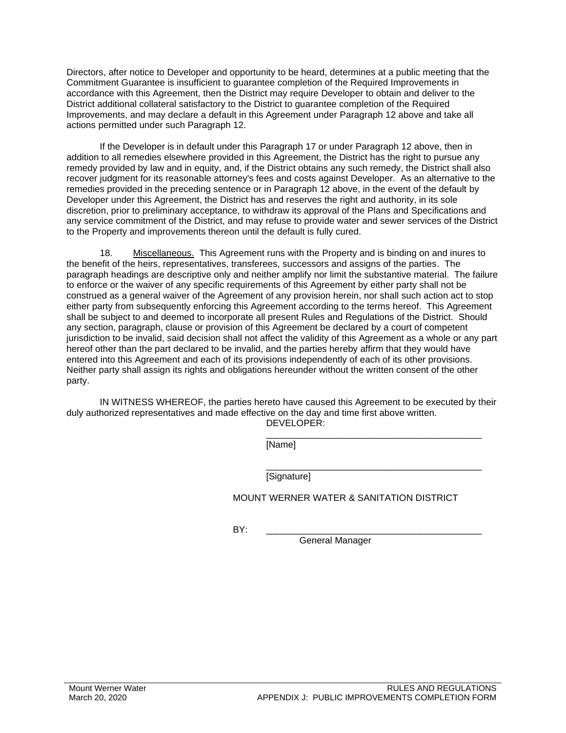Directors, after notice to Developer and opportunity to be heard, determines at a public meeting that the Commitment Guarantee is insufficient to guarantee completion of the Required Improvements in accordance with this Agreement, then the District may require Developer to obtain and deliver to the District additional collateral satisfactory to the District to guarantee completion of the Required Improvements, and may declare a default in this Agreement under Paragraph 12 above and take all actions permitted under such Paragraph 12.

If the Developer is in default under this Paragraph 17 or under Paragraph 12 above, then in addition to all remedies elsewhere provided in this Agreement, the District has the right to pursue any remedy provided by law and in equity, and, if the District obtains any such remedy, the District shall also recover judgment for its reasonable attorney's fees and costs against Developer. As an alternative to the remedies provided in the preceding sentence or in Paragraph 12 above, in the event of the default by Developer under this Agreement, the District has and reserves the right and authority, in its sole discretion, prior to preliminary acceptance, to withdraw its approval of the Plans and Specifications and any service commitment of the District, and may refuse to provide water and sewer services of the District to the Property and improvements thereon until the default is fully cured.

18. Miscellaneous. This Agreement runs with the Property and is binding on and inures to the benefit of the heirs, representatives, transferees, successors and assigns of the parties. The paragraph headings are descriptive only and neither amplify nor limit the substantive material. The failure to enforce or the waiver of any specific requirements of this Agreement by either party shall not be construed as a general waiver of the Agreement of any provision herein, nor shall such action act to stop either party from subsequently enforcing this Agreement according to the terms hereof. This Agreement shall be subject to and deemed to incorporate all present Rules and Regulations of the District. Should any section, paragraph, clause or provision of this Agreement be declared by a court of competent jurisdiction to be invalid, said decision shall not affect the validity of this Agreement as a whole or any part hereof other than the part declared to be invalid, and the parties hereby affirm that they would have entered into this Agreement and each of its provisions independently of each of its other provisions. Neither party shall assign its rights and obligations hereunder without the written consent of the other party.

IN WITNESS WHEREOF, the parties hereto have caused this Agreement to be executed by their duly authorized representatives and made effective on the day and time first above written.

DEVELOPER:

_____________________________________________
[Name]

_____________________________________________
[Signature]

MOUNT WERNER WATER & SANITATION DISTRICT

BY: _____________________________________________
General Manager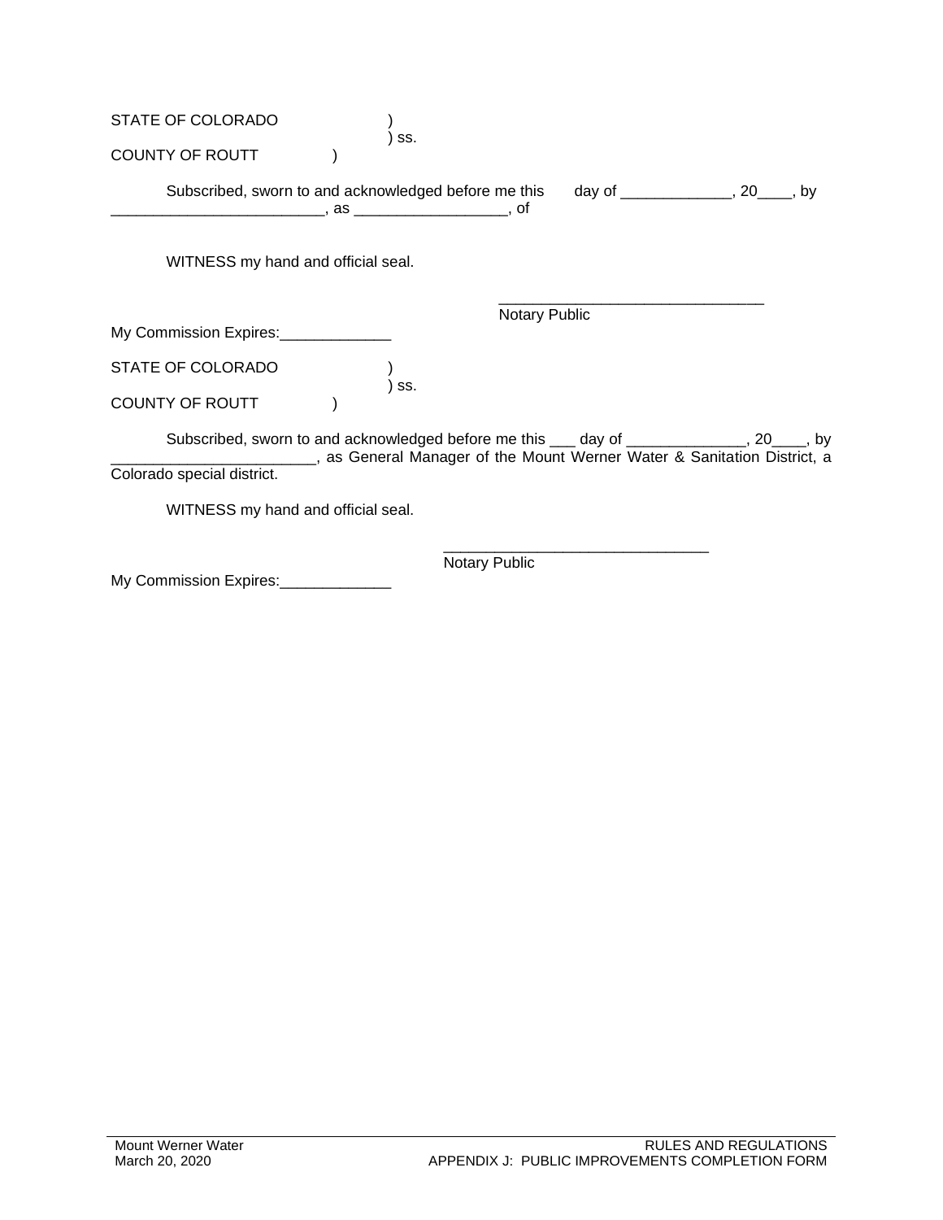STATE OF COLORADO )  
) ss.  
COUNTY OF ROUTT )

Subscribed, sworn to and acknowledged before me this day of _____________, 20____, by _________________________, as _________________, of

WITNESS my hand and official seal.

_______________________________  
Notary Public

My Commission Expires:_____________

STATE OF COLORADO )  
) ss.  
COUNTY OF ROUTT )

Subscribed, sworn to and acknowledged before me this ___ day of ______________, 20____, by ________________________, as General Manager of the Mount Werner Water & Sanitation District, a Colorado special district.

WITNESS my hand and official seal.

_______________________________  
Notary Public

My Commission Expires:_____________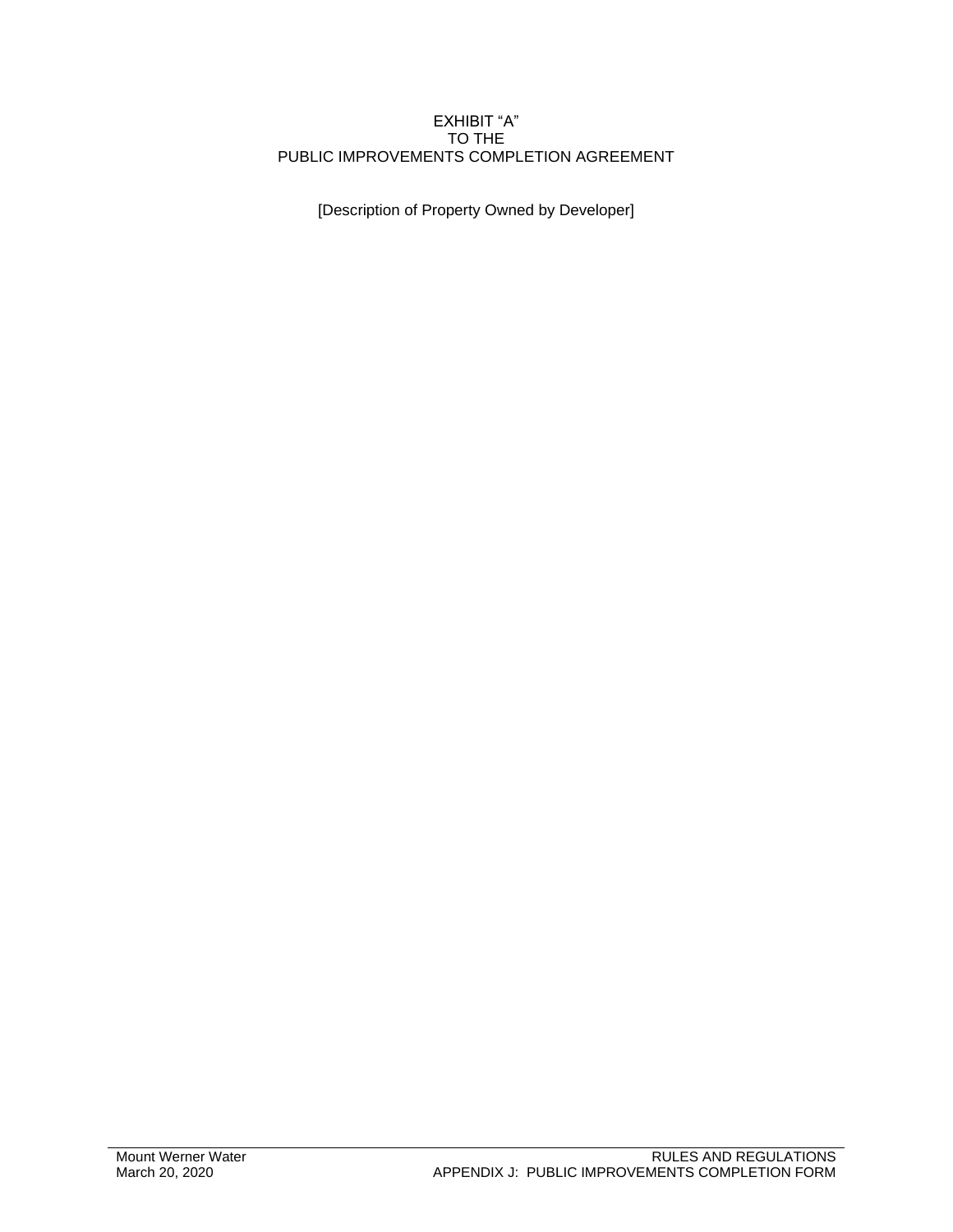# EXHIBIT "A"
# TO THE
# PUBLIC IMPROVEMENTS COMPLETION AGREEMENT

[Description of Property Owned by Developer]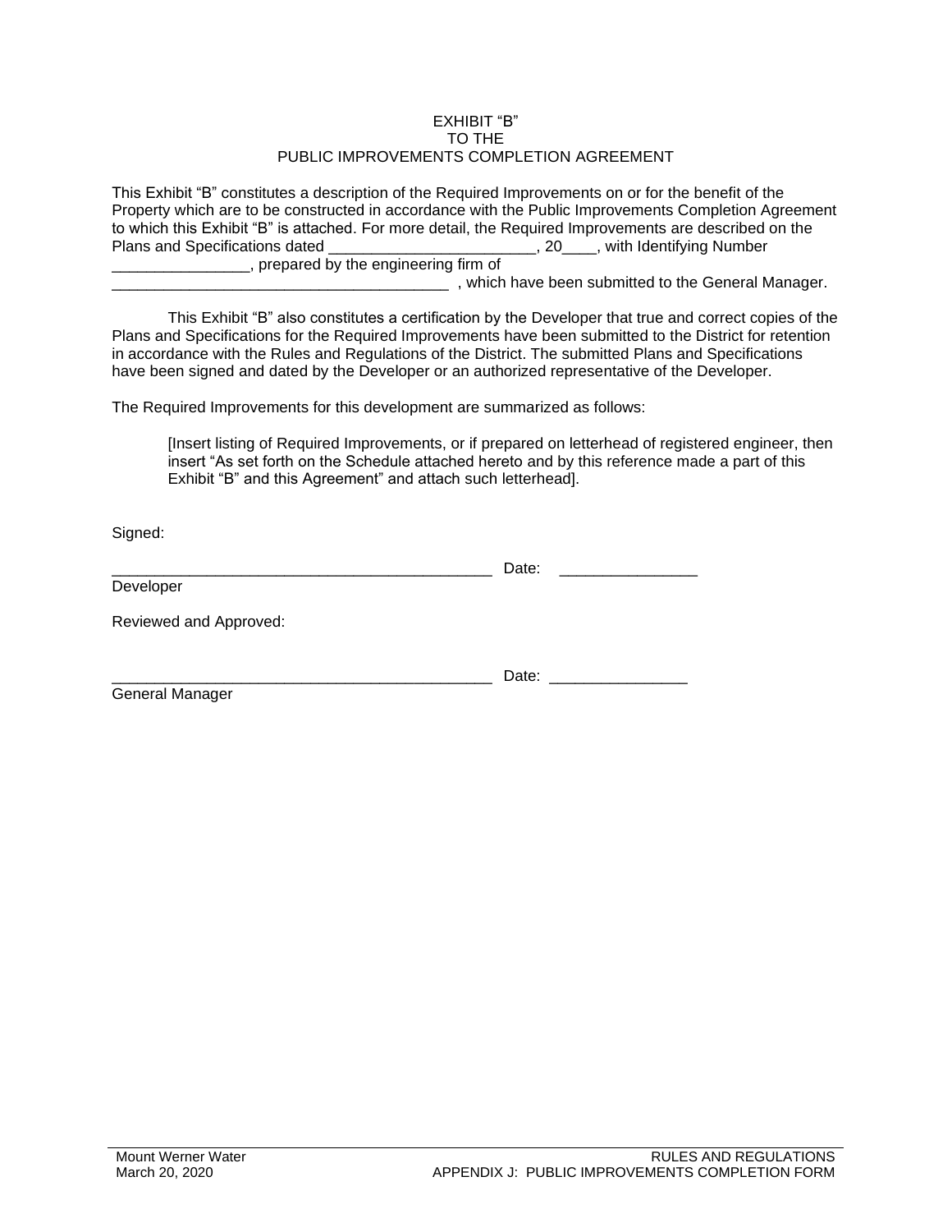EXHIBIT "B"
TO THE
PUBLIC IMPROVEMENTS COMPLETION AGREEMENT

This Exhibit "B" constitutes a description of the Required Improvements on or for the benefit of the Property which are to be constructed in accordance with the Public Improvements Completion Agreement to which this Exhibit "B" is attached. For more detail, the Required Improvements are described on the Plans and Specifications dated _______________________, 20____, with Identifying Number _______________, prepared by the engineering firm of _______________________________________ , which have been submitted to the General Manager.

This Exhibit "B" also constitutes a certification by the Developer that true and correct copies of the Plans and Specifications for the Required Improvements have been submitted to the District for retention in accordance with the Rules and Regulations of the District. The submitted Plans and Specifications have been signed and dated by the Developer or an authorized representative of the Developer.

The Required Improvements for this development are summarized as follows:

> [Insert listing of Required Improvements, or if prepared on letterhead of registered engineer, then insert "As set forth on the Schedule attached hereto and by this reference made a part of this Exhibit "B" and this Agreement" and attach such letterhead].

Signed:

_____________________________________________ Date: ________________
Developer

Reviewed and Approved:

_____________________________________________ Date: ________________
General Manager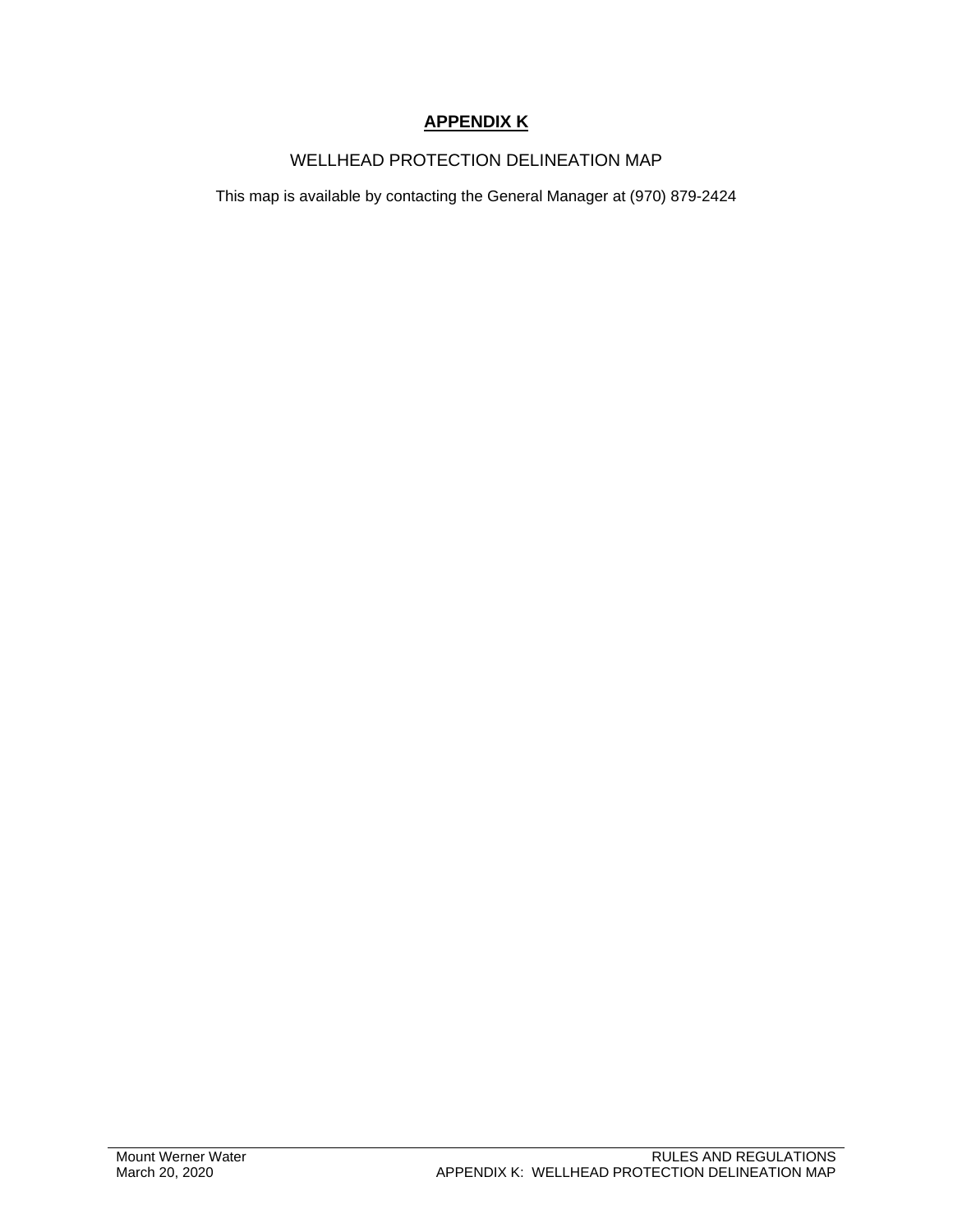# APPENDIX K

## WELLHEAD PROTECTION DELINEATION MAP

This map is available by contacting the General Manager at (970) 879-2424